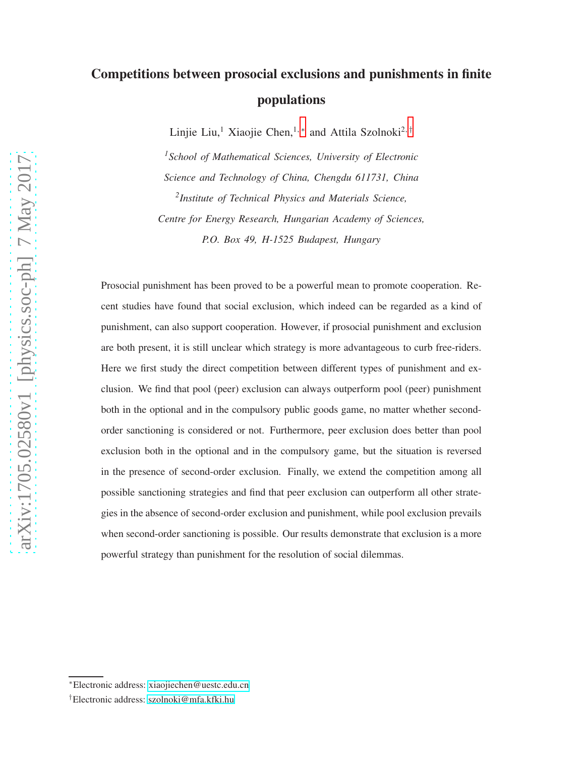# Competitions between prosocial exclusions and punishments in finite populations

Linjie Liu,[1] Xiaojie Chen,[1,*] and Attila Szolnoki[2,†]

[1] *School of Mathematical Sciences, University of Electronic Science and Technology of China, Chengdu 611731, China*

[2] *Institute of Technical Physics and Materials Science, Centre for Energy Research, Hungarian Academy of Sciences, P.O. Box 49, H-1525 Budapest, Hungary*

Prosocial punishment has been proved to be a powerful mean to promote cooperation. Recent studies have found that social exclusion, which indeed can be regarded as a kind of punishment, can also support cooperation. However, if prosocial punishment and exclusion are both present, it is still unclear which strategy is more advantageous to curb free-riders. Here we first study the direct competition between different types of punishment and exclusion. We find that pool (peer) exclusion can always outperform pool (peer) punishment both in the optional and in the compulsory public goods game, no matter whether second-order sanctioning is considered or not. Furthermore, peer exclusion does better than pool exclusion both in the optional and in the compulsory game, but the situation is reversed in the presence of second-order exclusion. Finally, we extend the competition among all possible sanctioning strategies and find that peer exclusion can outperform all other strategies in the absence of second-order exclusion and punishment, while pool exclusion prevails when second-order sanctioning is possible. Our results demonstrate that exclusion is a more powerful strategy than punishment for the resolution of social dilemmas.

---

*Electronic address: xiaojiechen@uestc.edu.cn

†Electronic address: szolnoki@mfa.kfki.hu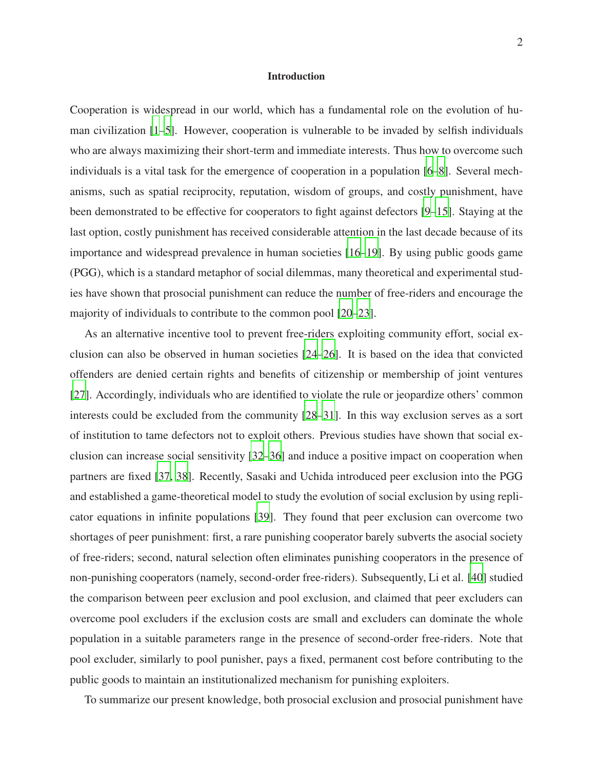## Introduction

Cooperation is widespread in our world, which has a fundamental role on the evolution of human civilization [1–5]. However, cooperation is vulnerable to be invaded by selfish individuals who are always maximizing their short-term and immediate interests. Thus how to overcome such individuals is a vital task for the emergence of cooperation in a population [6–8]. Several mechanisms, such as spatial reciprocity, reputation, wisdom of groups, and costly punishment, have been demonstrated to be effective for cooperators to fight against defectors [9–15]. Staying at the last option, costly punishment has received considerable attention in the last decade because of its importance and widespread prevalence in human societies [16–19]. By using public goods game (PGG), which is a standard metaphor of social dilemmas, many theoretical and experimental studies have shown that prosocial punishment can reduce the number of free-riders and encourage the majority of individuals to contribute to the common pool [20–23].

As an alternative incentive tool to prevent free-riders exploiting community effort, social exclusion can also be observed in human societies [24–26]. It is based on the idea that convicted offenders are denied certain rights and benefits of citizenship or membership of joint ventures [27]. Accordingly, individuals who are identified to violate the rule or jeopardize others' common interests could be excluded from the community [28–31]. In this way exclusion serves as a sort of institution to tame defectors not to exploit others. Previous studies have shown that social exclusion can increase social sensitivity [32–36] and induce a positive impact on cooperation when partners are fixed [37, 38]. Recently, Sasaki and Uchida introduced peer exclusion into the PGG and established a game-theoretical model to study the evolution of social exclusion by using replicator equations in infinite populations [39]. They found that peer exclusion can overcome two shortages of peer punishment: first, a rare punishing cooperator barely subverts the asocial society of free-riders; second, natural selection often eliminates punishing cooperators in the presence of non-punishing cooperators (namely, second-order free-riders). Subsequently, Li et al. [40] studied the comparison between peer exclusion and pool exclusion, and claimed that peer excluders can overcome pool excluders if the exclusion costs are small and excluders can dominate the whole population in a suitable parameters range in the presence of second-order free-riders. Note that pool excluder, similarly to pool punisher, pays a fixed, permanent cost before contributing to the public goods to maintain an institutionalized mechanism for punishing exploiters.

To summarize our present knowledge, both prosocial exclusion and prosocial punishment have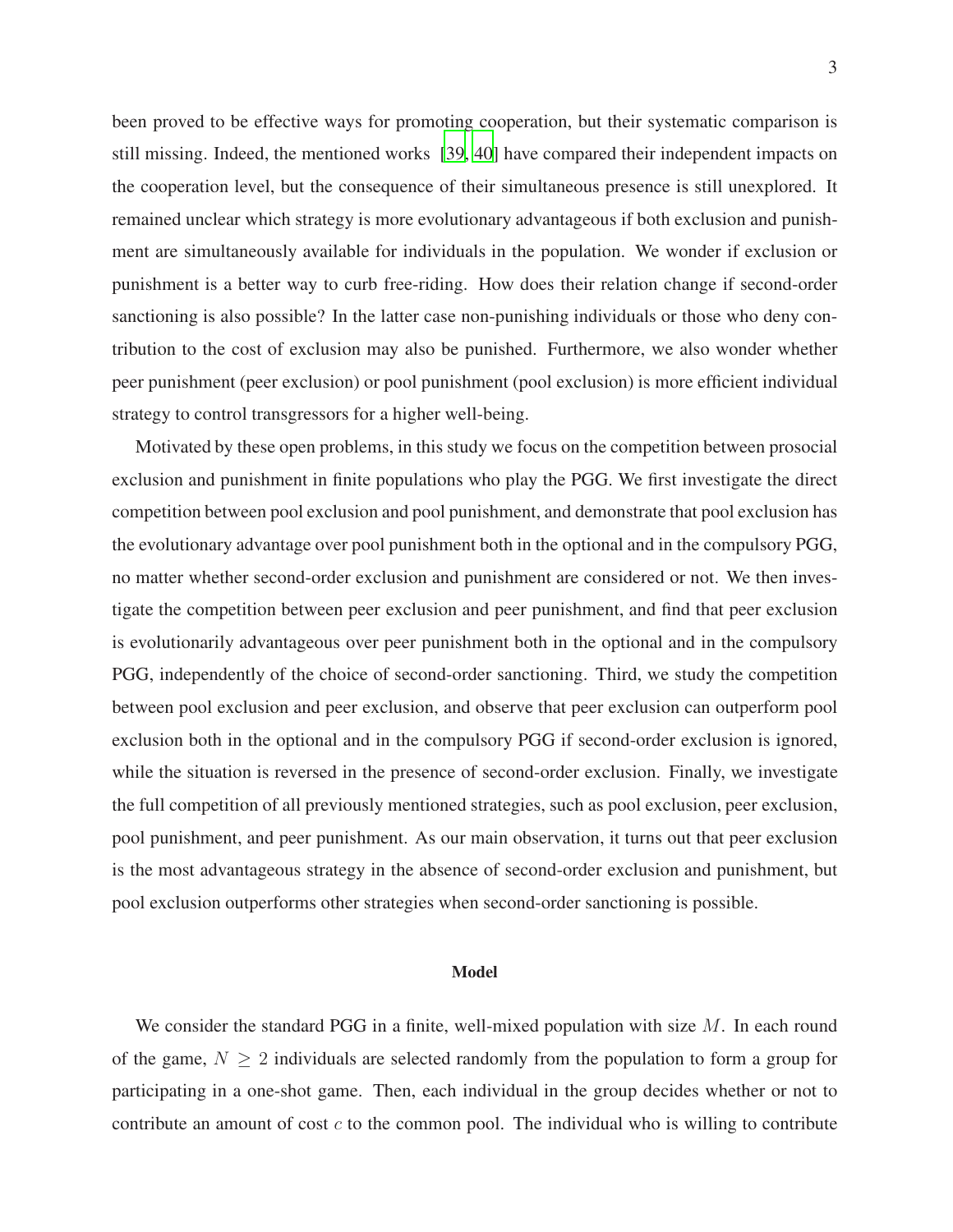been proved to be effective ways for promoting cooperation, but their systematic comparison is still missing. Indeed, the mentioned works [39, 40] have compared their independent impacts on the cooperation level, but the consequence of their simultaneous presence is still unexplored. It remained unclear which strategy is more evolutionary advantageous if both exclusion and punishment are simultaneously available for individuals in the population. We wonder if exclusion or punishment is a better way to curb free-riding. How does their relation change if second-order sanctioning is also possible? In the latter case non-punishing individuals or those who deny contribution to the cost of exclusion may also be punished. Furthermore, we also wonder whether peer punishment (peer exclusion) or pool punishment (pool exclusion) is more efficient individual strategy to control transgressors for a higher well-being.

Motivated by these open problems, in this study we focus on the competition between prosocial exclusion and punishment in finite populations who play the PGG. We first investigate the direct competition between pool exclusion and pool punishment, and demonstrate that pool exclusion has the evolutionary advantage over pool punishment both in the optional and in the compulsory PGG, no matter whether second-order exclusion and punishment are considered or not. We then investigate the competition between peer exclusion and peer punishment, and find that peer exclusion is evolutionarily advantageous over peer punishment both in the optional and in the compulsory PGG, independently of the choice of second-order sanctioning. Third, we study the competition between pool exclusion and peer exclusion, and observe that peer exclusion can outperform pool exclusion both in the optional and in the compulsory PGG if second-order exclusion is ignored, while the situation is reversed in the presence of second-order exclusion. Finally, we investigate the full competition of all previously mentioned strategies, such as pool exclusion, peer exclusion, pool punishment, and peer punishment. As our main observation, it turns out that peer exclusion is the most advantageous strategy in the absence of second-order exclusion and punishment, but pool exclusion outperforms other strategies when second-order sanctioning is possible.

## Model

We consider the standard PGG in a finite, well-mixed population with size $M$. In each round of the game, $N \geq 2$ individuals are selected randomly from the population to form a group for participating in a one-shot game. Then, each individual in the group decides whether or not to contribute an amount of cost $c$ to the common pool. The individual who is willing to contribute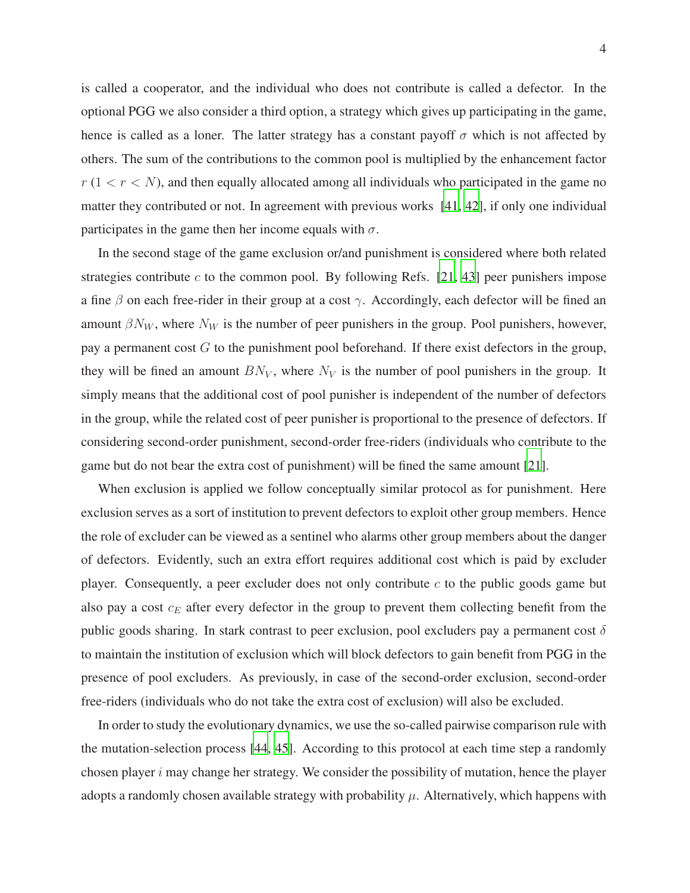is called a cooperator, and the individual who does not contribute is called a defector. In the optional PGG we also consider a third option, a strategy which gives up participating in the game, hence is called as a loner. The latter strategy has a constant payoff $\sigma$ which is not affected by others. The sum of the contributions to the common pool is multiplied by the enhancement factor $r$ $(1 < r < N)$, and then equally allocated among all individuals who participated in the game no matter they contributed or not. In agreement with previous works [41, 42], if only one individual participates in the game then her income equals with $\sigma$.

In the second stage of the game exclusion or/and punishment is considered where both related strategies contribute $c$ to the common pool. By following Refs. [21, 43] peer punishers impose a fine $\beta$ on each free-rider in their group at a cost $\gamma$. Accordingly, each defector will be fined an amount $\beta N_W$, where $N_W$ is the number of peer punishers in the group. Pool punishers, however, pay a permanent cost $G$ to the punishment pool beforehand. If there exist defectors in the group, they will be fined an amount $BN_V$, where $N_V$ is the number of pool punishers in the group. It simply means that the additional cost of pool punisher is independent of the number of defectors in the group, while the related cost of peer punisher is proportional to the presence of defectors. If considering second-order punishment, second-order free-riders (individuals who contribute to the game but do not bear the extra cost of punishment) will be fined the same amount [21].

When exclusion is applied we follow conceptually similar protocol as for punishment. Here exclusion serves as a sort of institution to prevent defectors to exploit other group members. Hence the role of excluder can be viewed as a sentinel who alarms other group members about the danger of defectors. Evidently, such an extra effort requires additional cost which is paid by excluder player. Consequently, a peer excluder does not only contribute $c$ to the public goods game but also pay a cost $c_E$ after every defector in the group to prevent them collecting benefit from the public goods sharing. In stark contrast to peer exclusion, pool excluders pay a permanent cost $\delta$ to maintain the institution of exclusion which will block defectors to gain benefit from PGG in the presence of pool excluders. As previously, in case of the second-order exclusion, second-order free-riders (individuals who do not take the extra cost of exclusion) will also be excluded.

In order to study the evolutionary dynamics, we use the so-called pairwise comparison rule with the mutation-selection process [44, 45]. According to this protocol at each time step a randomly chosen player $i$ may change her strategy. We consider the possibility of mutation, hence the player adopts a randomly chosen available strategy with probability $\mu$. Alternatively, which happens with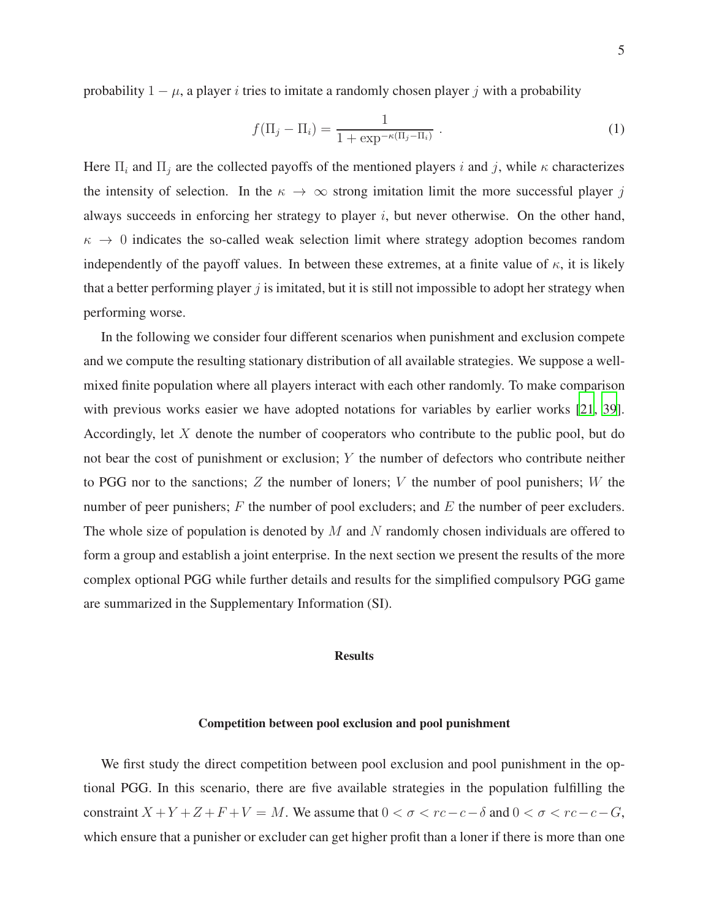probability $1 - \mu$, a player $i$ tries to imitate a randomly chosen player $j$ with a probability

$$f(\Pi_j - \Pi_i) = \frac{1}{1 + \exp^{-\kappa(\Pi_j - \Pi_i)}} \ . \tag{1}$$

Here $\Pi_i$ and $\Pi_j$ are the collected payoffs of the mentioned players $i$ and $j$, while $\kappa$ characterizes the intensity of selection. In the $\kappa \to \infty$ strong imitation limit the more successful player $j$ always succeeds in enforcing her strategy to player $i$, but never otherwise. On the other hand, $\kappa \to 0$ indicates the so-called weak selection limit where strategy adoption becomes random independently of the payoff values. In between these extremes, at a finite value of $\kappa$, it is likely that a better performing player $j$ is imitated, but it is still not impossible to adopt her strategy when performing worse.

In the following we consider four different scenarios when punishment and exclusion compete and we compute the resulting stationary distribution of all available strategies. We suppose a well-mixed finite population where all players interact with each other randomly. To make comparison with previous works easier we have adopted notations for variables by earlier works [21, 39]. Accordingly, let $X$ denote the number of cooperators who contribute to the public pool, but do not bear the cost of punishment or exclusion; $Y$ the number of defectors who contribute neither to PGG nor to the sanctions; $Z$ the number of loners; $V$ the number of pool punishers; $W$ the number of peer punishers; $F$ the number of pool excluders; and $E$ the number of peer excluders. The whole size of population is denoted by $M$ and $N$ randomly chosen individuals are offered to form a group and establish a joint enterprise. In the next section we present the results of the more complex optional PGG while further details and results for the simplified compulsory PGG game are summarized in the Supplementary Information (SI).

## Results

### Competition between pool exclusion and pool punishment

We first study the direct competition between pool exclusion and pool punishment in the optional PGG. In this scenario, there are five available strategies in the population fulfilling the constraint $X + Y + Z + F + V = M$. We assume that $0 < \sigma < rc - c - \delta$ and $0 < \sigma < rc - c - G$, which ensure that a punisher or excluder can get higher profit than a loner if there is more than one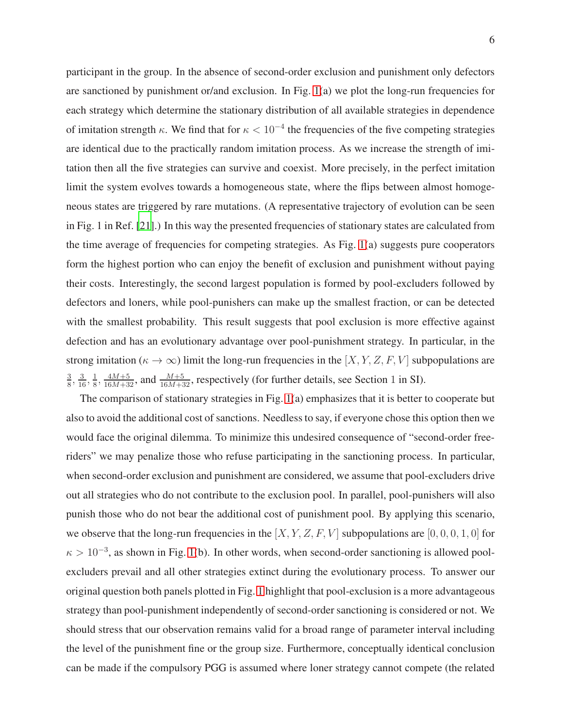participant in the group. In the absence of second-order exclusion and punishment only defectors are sanctioned by punishment or/and exclusion. In Fig. 1(a) we plot the long-run frequencies for each strategy which determine the stationary distribution of all available strategies in dependence of imitation strength $\kappa$. We find that for $\kappa < 10^{-4}$ the frequencies of the five competing strategies are identical due to the practically random imitation process. As we increase the strength of imitation then all the five strategies can survive and coexist. More precisely, in the perfect imitation limit the system evolves towards a homogeneous state, where the flips between almost homogeneous states are triggered by rare mutations. (A representative trajectory of evolution can be seen in Fig. 1 in Ref. [21].) In this way the presented frequencies of stationary states are calculated from the time average of frequencies for competing strategies. As Fig. 1(a) suggests pure cooperators form the highest portion who can enjoy the benefit of exclusion and punishment without paying their costs. Interestingly, the second largest population is formed by pool-excluders followed by defectors and loners, while pool-punishers can make up the smallest fraction, or can be detected with the smallest probability. This result suggests that pool exclusion is more effective against defection and has an evolutionary advantage over pool-punishment strategy. In particular, in the strong imitation ($\kappa \to \infty$) limit the long-run frequencies in the $[X, Y, Z, F, V]$ subpopulations are $\frac{3}{8}$, $\frac{3}{16}$, $\frac{1}{8}$, $\frac{4M+5}{16M+32}$, and $\frac{M+5}{16M+32}$, respectively (for further details, see Section 1 in SI).

The comparison of stationary strategies in Fig. 1(a) emphasizes that it is better to cooperate but also to avoid the additional cost of sanctions. Needless to say, if everyone chose this option then we would face the original dilemma. To minimize this undesired consequence of "second-order free-riders" we may penalize those who refuse participating in the sanctioning process. In particular, when second-order exclusion and punishment are considered, we assume that pool-excluders drive out all strategies who do not contribute to the exclusion pool. In parallel, pool-punishers will also punish those who do not bear the additional cost of punishment pool. By applying this scenario, we observe that the long-run frequencies in the $[X, Y, Z, F, V]$ subpopulations are $[0, 0, 0, 1, 0]$ for $\kappa > 10^{-3}$, as shown in Fig. 1(b). In other words, when second-order sanctioning is allowed pool-excluders prevail and all other strategies extinct during the evolutionary process. To answer our original question both panels plotted in Fig. 1 highlight that pool-exclusion is a more advantageous strategy than pool-punishment independently of second-order sanctioning is considered or not. We should stress that our observation remains valid for a broad range of parameter interval including the level of the punishment fine or the group size. Furthermore, conceptually identical conclusion can be made if the compulsory PGG is assumed where loner strategy cannot compete (the related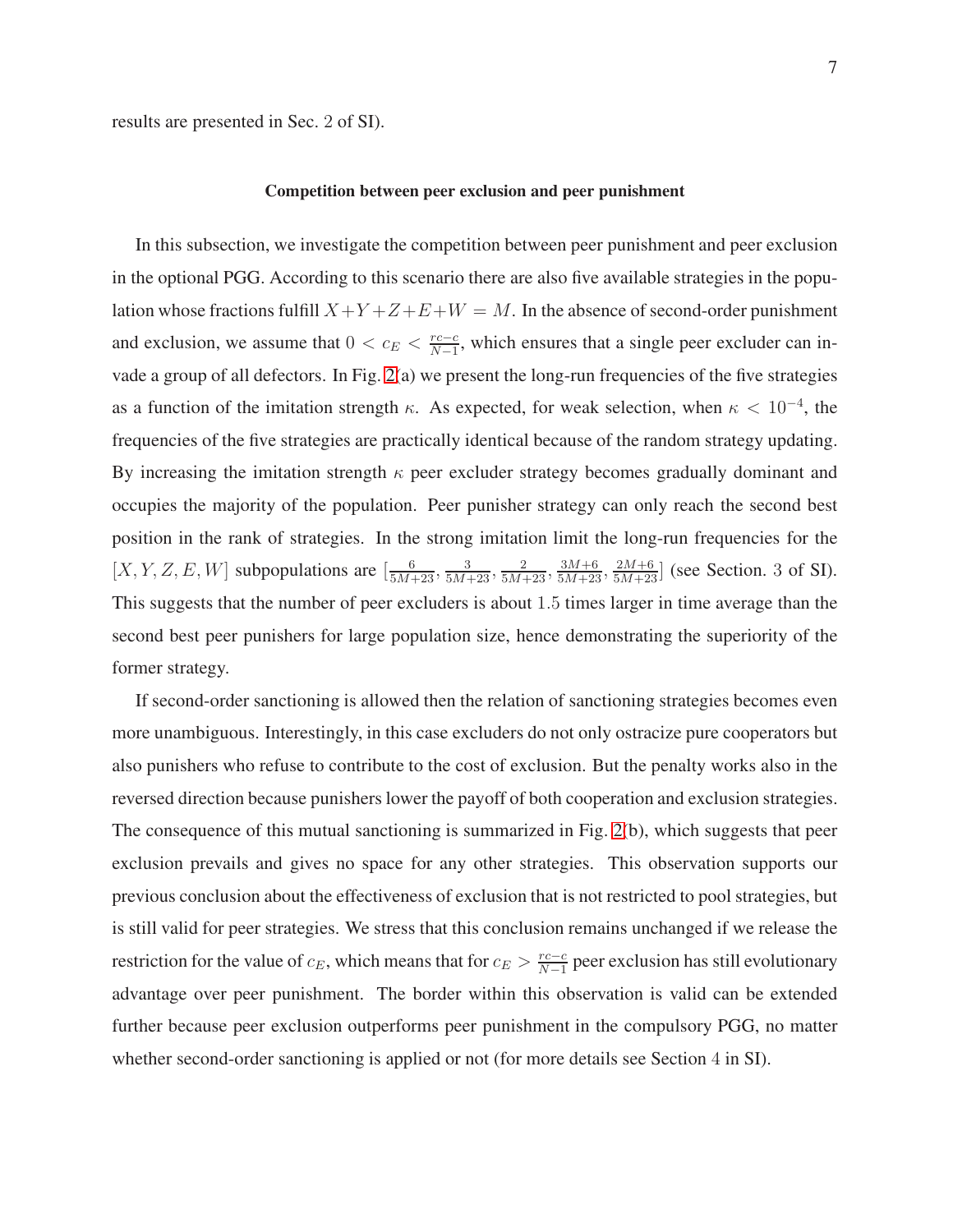results are presented in Sec. 2 of SI).

### Competition between peer exclusion and peer punishment

In this subsection, we investigate the competition between peer punishment and peer exclusion in the optional PGG. According to this scenario there are also five available strategies in the population whose fractions fulfill $X+Y+Z+E+W = M$. In the absence of second-order punishment and exclusion, we assume that $0 < c_E < \frac{rc-c}{N-1}$, which ensures that a single peer excluder can invade a group of all defectors. In Fig. 2(a) we present the long-run frequencies of the five strategies as a function of the imitation strength $\kappa$. As expected, for weak selection, when $\kappa < 10^{-4}$, the frequencies of the five strategies are practically identical because of the random strategy updating. By increasing the imitation strength $\kappa$ peer excluder strategy becomes gradually dominant and occupies the majority of the population. Peer punisher strategy can only reach the second best position in the rank of strategies. In the strong imitation limit the long-run frequencies for the $[X, Y, Z, E, W]$ subpopulations are $[\frac{6}{5M+23}, \frac{3}{5M+23}, \frac{2}{5M+23}, \frac{3M+6}{5M+23}, \frac{2M+6}{5M+23}]$ (see Section. 3 of SI). This suggests that the number of peer excluders is about 1.5 times larger in time average than the second best peer punishers for large population size, hence demonstrating the superiority of the former strategy.

If second-order sanctioning is allowed then the relation of sanctioning strategies becomes even more unambiguous. Interestingly, in this case excluders do not only ostracize pure cooperators but also punishers who refuse to contribute to the cost of exclusion. But the penalty works also in the reversed direction because punishers lower the payoff of both cooperation and exclusion strategies. The consequence of this mutual sanctioning is summarized in Fig. 2(b), which suggests that peer exclusion prevails and gives no space for any other strategies. This observation supports our previous conclusion about the effectiveness of exclusion that is not restricted to pool strategies, but is still valid for peer strategies. We stress that this conclusion remains unchanged if we release the restriction for the value of $c_E$, which means that for $c_E > \frac{rc-c}{N-1}$ peer exclusion has still evolutionary advantage over peer punishment. The border within this observation is valid can be extended further because peer exclusion outperforms peer punishment in the compulsory PGG, no matter whether second-order sanctioning is applied or not (for more details see Section 4 in SI).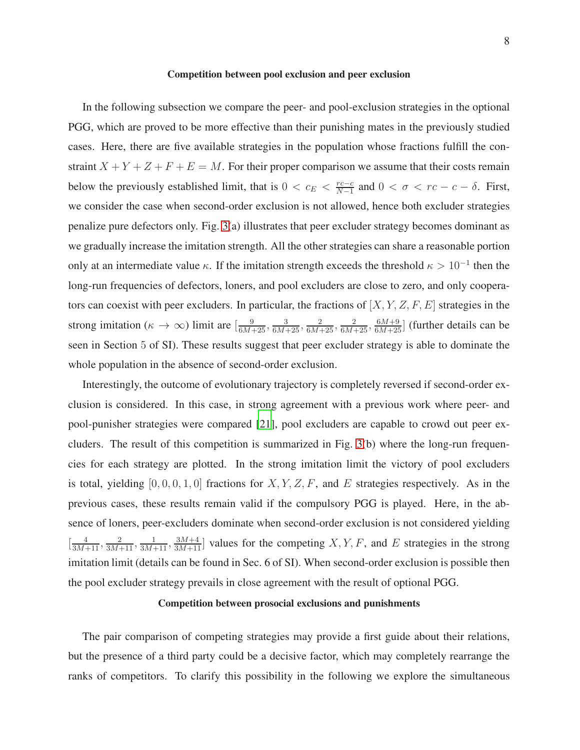### Competition between pool exclusion and peer exclusion

In the following subsection we compare the peer- and pool-exclusion strategies in the optional PGG, which are proved to be more effective than their punishing mates in the previously studied cases. Here, there are five available strategies in the population whose fractions fulfill the constraint $X + Y + Z + F + E = M$. For their proper comparison we assume that their costs remain below the previously established limit, that is $0 < c_E < \frac{rc-c}{N-1}$ and $0 < \sigma < rc - c - \delta$. First, we consider the case when second-order exclusion is not allowed, hence both excluder strategies penalize pure defectors only. Fig. 3(a) illustrates that peer excluder strategy becomes dominant as we gradually increase the imitation strength. All the other strategies can share a reasonable portion only at an intermediate value $\kappa$. If the imitation strength exceeds the threshold $\kappa > 10^{-1}$ then the long-run frequencies of defectors, loners, and pool excluders are close to zero, and only cooperators can coexist with peer excluders. In particular, the fractions of $[X, Y, Z, F, E]$ strategies in the strong imitation ($\kappa \to \infty$) limit are $[\frac{9}{6M+25}, \frac{3}{6M+25}, \frac{2}{6M+25}, \frac{2}{6M+25}, \frac{6M+9}{6M+25}]$ (further details can be seen in Section 5 of SI). These results suggest that peer excluder strategy is able to dominate the whole population in the absence of second-order exclusion.

Interestingly, the outcome of evolutionary trajectory is completely reversed if second-order exclusion is considered. In this case, in strong agreement with a previous work where peer- and pool-punisher strategies were compared [21], pool excluders are capable to crowd out peer excluders. The result of this competition is summarized in Fig. 3(b) where the long-run frequencies for each strategy are plotted. In the strong imitation limit the victory of pool excluders is total, yielding $[0, 0, 0, 1, 0]$ fractions for $X, Y, Z, F$, and $E$ strategies respectively. As in the previous cases, these results remain valid if the compulsory PGG is played. Here, in the absence of loners, peer-excluders dominate when second-order exclusion is not considered yielding $[\frac{4}{3M+11}, \frac{2}{3M+11}, \frac{1}{3M+11}, \frac{3M+4}{3M+11}]$ values for the competing $X, Y, F$, and $E$ strategies in the strong imitation limit (details can be found in Sec. 6 of SI). When second-order exclusion is possible then the pool excluder strategy prevails in close agreement with the result of optional PGG.

### Competition between prosocial exclusions and punishments

The pair comparison of competing strategies may provide a first guide about their relations, but the presence of a third party could be a decisive factor, which may completely rearrange the ranks of competitors. To clarify this possibility in the following we explore the simultaneous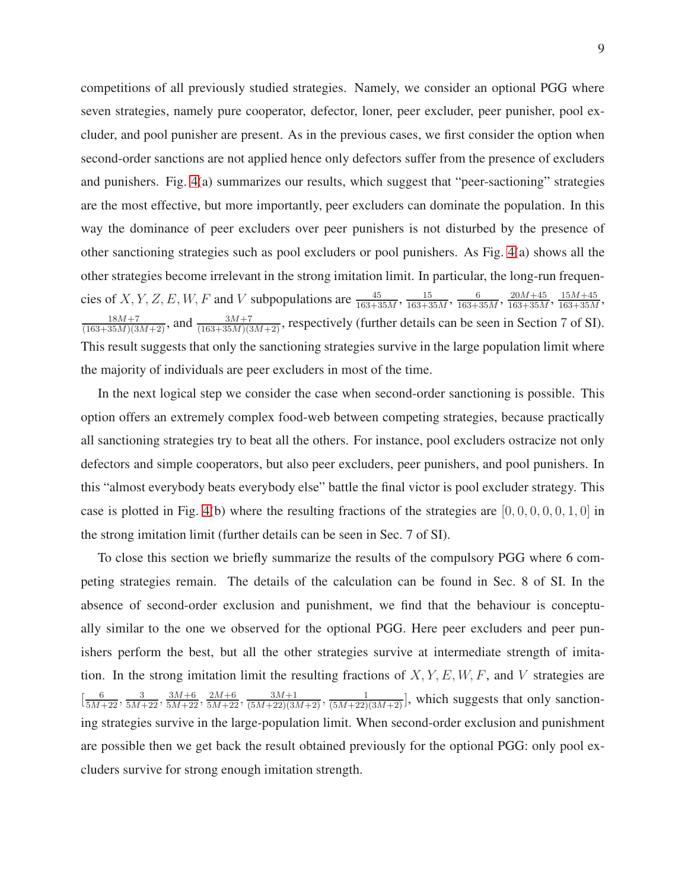competitions of all previously studied strategies. Namely, we consider an optional PGG where seven strategies, namely pure cooperator, defector, loner, peer excluder, peer punisher, pool excluder, and pool punisher are present. As in the previous cases, we first consider the option when second-order sanctions are not applied hence only defectors suffer from the presence of excluders and punishers. Fig. 4(a) summarizes our results, which suggest that "peer-sactioning" strategies are the most effective, but more importantly, peer excluders can dominate the population. In this way the dominance of peer excluders over peer punishers is not disturbed by the presence of other sanctioning strategies such as pool excluders or pool punishers. As Fig. 4(a) shows all the other strategies become irrelevant in the strong imitation limit. In particular, the long-run frequencies of $X, Y, Z, E, W, F$ and $V$ subpopulations are $\frac{45}{163+35M}$, $\frac{15}{163+35M}$, $\frac{6}{163+35M}$, $\frac{20M+45}{163+35M}$, $\frac{15M+45}{163+35M}$, $\frac{18M+7}{(163+35M)(3M+2)}$, and $\frac{3M+7}{(163+35M)(3M+2)}$, respectively (further details can be seen in Section 7 of SI). This result suggests that only the sanctioning strategies survive in the large population limit where the majority of individuals are peer excluders in most of the time.

In the next logical step we consider the case when second-order sanctioning is possible. This option offers an extremely complex food-web between competing strategies, because practically all sanctioning strategies try to beat all the others. For instance, pool excluders ostracize not only defectors and simple cooperators, but also peer excluders, peer punishers, and pool punishers. In this "almost everybody beats everybody else" battle the final victor is pool excluder strategy. This case is plotted in Fig. 4(b) where the resulting fractions of the strategies are $[0, 0, 0, 0, 0, 1, 0]$ in the strong imitation limit (further details can be seen in Sec. 7 of SI).

To close this section we briefly summarize the results of the compulsory PGG where 6 competing strategies remain. The details of the calculation can be found in Sec. 8 of SI. In the absence of second-order exclusion and punishment, we find that the behaviour is conceptually similar to the one we observed for the optional PGG. Here peer excluders and peer punishers perform the best, but all the other strategies survive at intermediate strength of imitation. In the strong imitation limit the resulting fractions of $X, Y, E, W, F$, and $V$ strategies are $[\frac{6}{5M+22}, \frac{3}{5M+22}, \frac{3M+6}{5M+22}, \frac{2M+6}{5M+22}, \frac{3M+1}{(5M+22)(3M+2)}, \frac{1}{(5M+22)(3M+2)}]$, which suggests that only sanctioning strategies survive in the large-population limit. When second-order exclusion and punishment are possible then we get back the result obtained previously for the optional PGG: only pool excluders survive for strong enough imitation strength.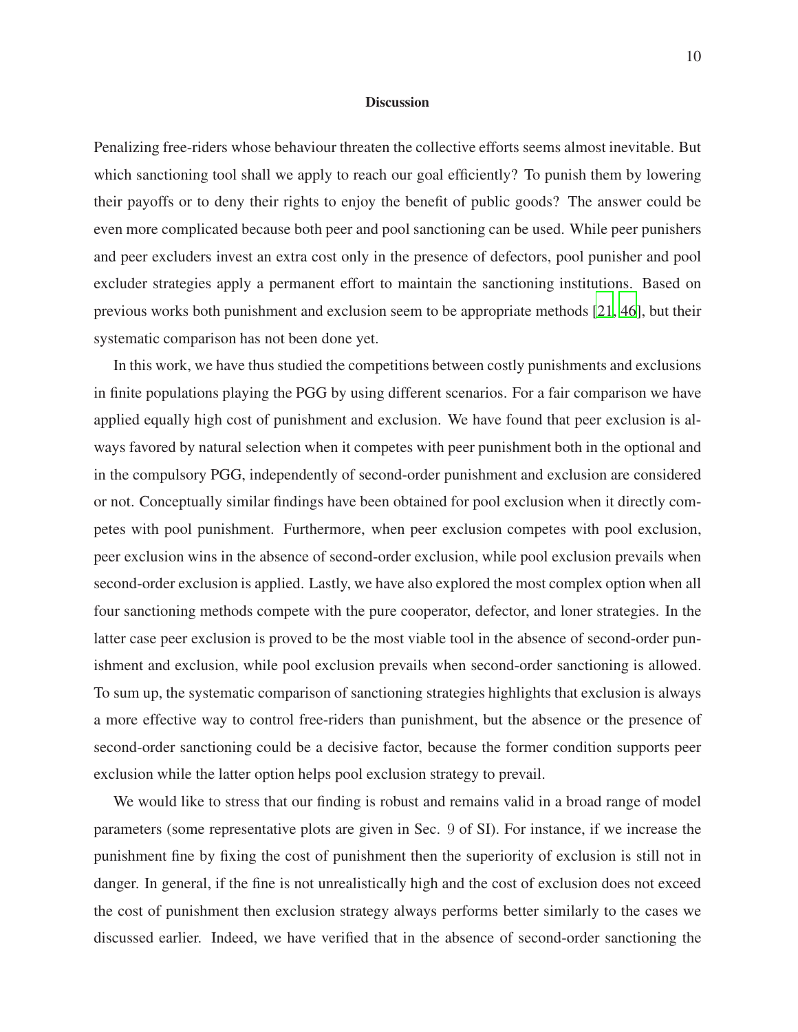## Discussion

Penalizing free-riders whose behaviour threaten the collective efforts seems almost inevitable. But which sanctioning tool shall we apply to reach our goal efficiently? To punish them by lowering their payoffs or to deny their rights to enjoy the benefit of public goods? The answer could be even more complicated because both peer and pool sanctioning can be used. While peer punishers and peer excluders invest an extra cost only in the presence of defectors, pool punisher and pool excluder strategies apply a permanent effort to maintain the sanctioning institutions. Based on previous works both punishment and exclusion seem to be appropriate methods [21, 46], but their systematic comparison has not been done yet.

In this work, we have thus studied the competitions between costly punishments and exclusions in finite populations playing the PGG by using different scenarios. For a fair comparison we have applied equally high cost of punishment and exclusion. We have found that peer exclusion is always favored by natural selection when it competes with peer punishment both in the optional and in the compulsory PGG, independently of second-order punishment and exclusion are considered or not. Conceptually similar findings have been obtained for pool exclusion when it directly competes with pool punishment. Furthermore, when peer exclusion competes with pool exclusion, peer exclusion wins in the absence of second-order exclusion, while pool exclusion prevails when second-order exclusion is applied. Lastly, we have also explored the most complex option when all four sanctioning methods compete with the pure cooperator, defector, and loner strategies. In the latter case peer exclusion is proved to be the most viable tool in the absence of second-order punishment and exclusion, while pool exclusion prevails when second-order sanctioning is allowed. To sum up, the systematic comparison of sanctioning strategies highlights that exclusion is always a more effective way to control free-riders than punishment, but the absence or the presence of second-order sanctioning could be a decisive factor, because the former condition supports peer exclusion while the latter option helps pool exclusion strategy to prevail.

We would like to stress that our finding is robust and remains valid in a broad range of model parameters (some representative plots are given in Sec. 9 of SI). For instance, if we increase the punishment fine by fixing the cost of punishment then the superiority of exclusion is still not in danger. In general, if the fine is not unrealistically high and the cost of exclusion does not exceed the cost of punishment then exclusion strategy always performs better similarly to the cases we discussed earlier. Indeed, we have verified that in the absence of second-order sanctioning the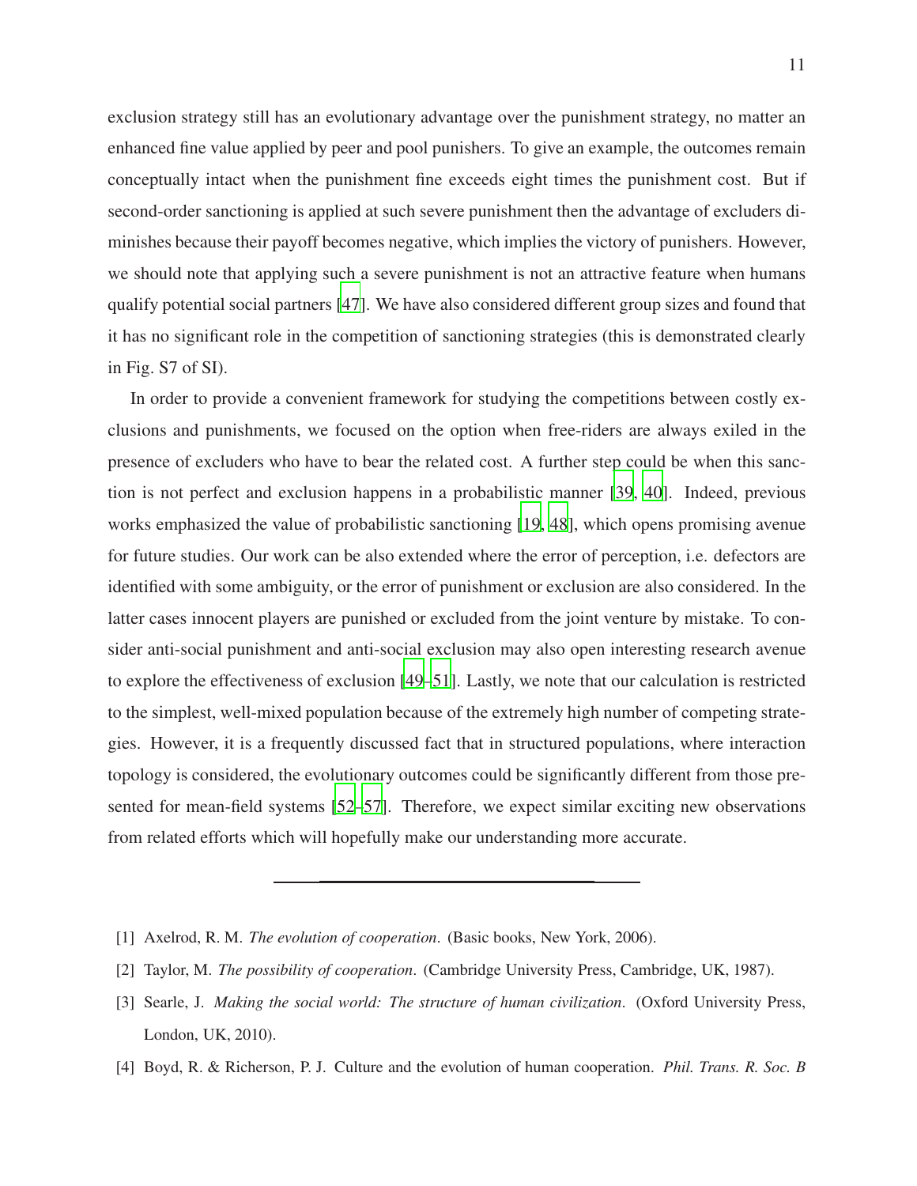exclusion strategy still has an evolutionary advantage over the punishment strategy, no matter an enhanced fine value applied by peer and pool punishers. To give an example, the outcomes remain conceptually intact when the punishment fine exceeds eight times the punishment cost. But if second-order sanctioning is applied at such severe punishment then the advantage of excluders diminishes because their payoff becomes negative, which implies the victory of punishers. However, we should note that applying such a severe punishment is not an attractive feature when humans qualify potential social partners [47]. We have also considered different group sizes and found that it has no significant role in the competition of sanctioning strategies (this is demonstrated clearly in Fig. S7 of SI).

In order to provide a convenient framework for studying the competitions between costly exclusions and punishments, we focused on the option when free-riders are always exiled in the presence of excluders who have to bear the related cost. A further step could be when this sanction is not perfect and exclusion happens in a probabilistic manner [39, 40]. Indeed, previous works emphasized the value of probabilistic sanctioning [19, 48], which opens promising avenue for future studies. Our work can be also extended where the error of perception, i.e. defectors are identified with some ambiguity, or the error of punishment or exclusion are also considered. In the latter cases innocent players are punished or excluded from the joint venture by mistake. To consider anti-social punishment and anti-social exclusion may also open interesting research avenue to explore the effectiveness of exclusion [49–51]. Lastly, we note that our calculation is restricted to the simplest, well-mixed population because of the extremely high number of competing strategies. However, it is a frequently discussed fact that in structured populations, where interaction topology is considered, the evolutionary outcomes could be significantly different from those presented for mean-field systems [52–57]. Therefore, we expect similar exciting new observations from related efforts which will hopefully make our understanding more accurate.

---

[1] Axelrod, R. M. *The evolution of cooperation*. (Basic books, New York, 2006).

[2] Taylor, M. *The possibility of cooperation*. (Cambridge University Press, Cambridge, UK, 1987).

[3] Searle, J. *Making the social world: The structure of human civilization*. (Oxford University Press, London, UK, 2010).

[4] Boyd, R. & Richerson, P. J. Culture and the evolution of human cooperation. *Phil. Trans. R. Soc. B*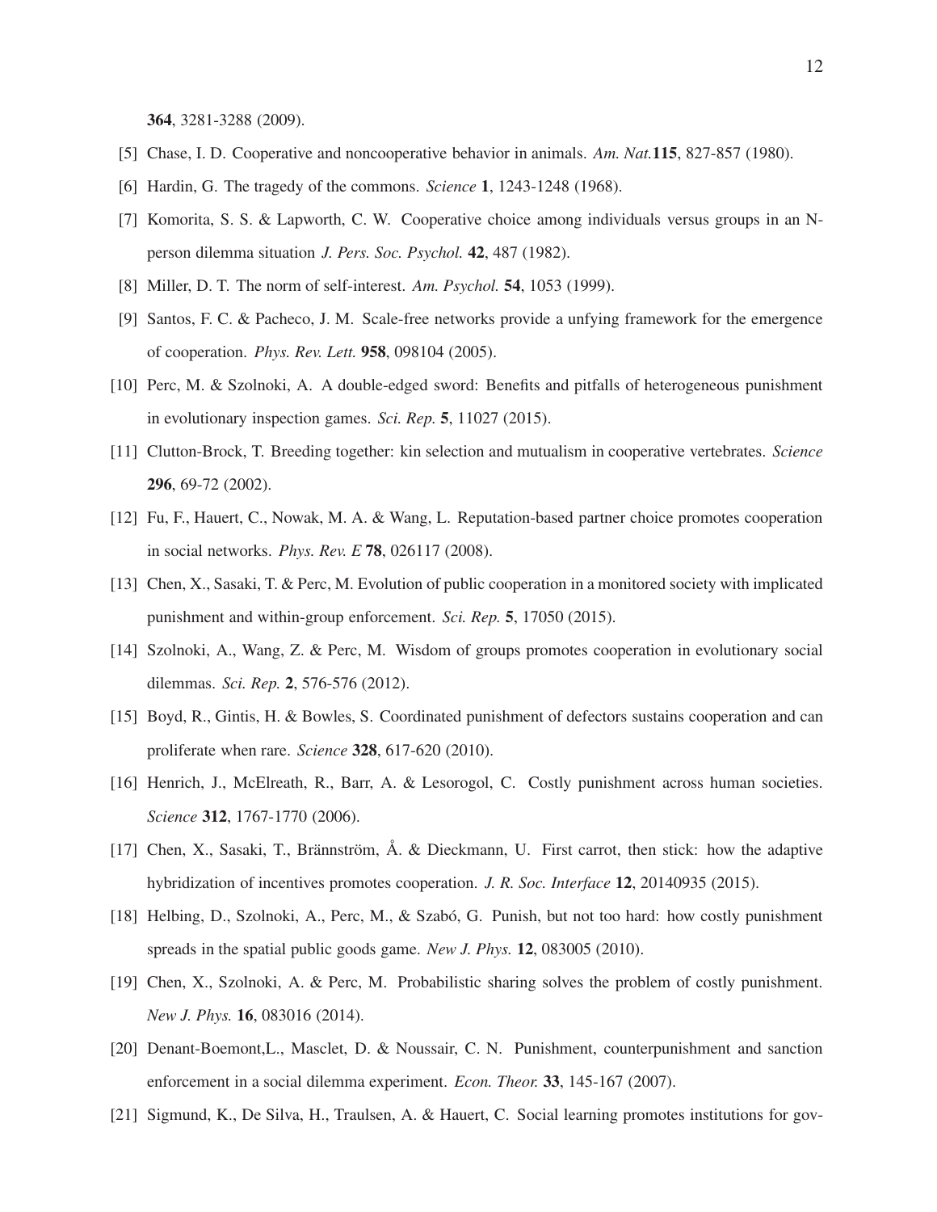**364**, 3281-3288 (2009).

[5] Chase, I. D. Cooperative and noncooperative behavior in animals. *Am. Nat.***115**, 827-857 (1980).

[6] Hardin, G. The tragedy of the commons. *Science* **1**, 1243-1248 (1968).

[7] Komorita, S. S. & Lapworth, C. W. Cooperative choice among individuals versus groups in an N-person dilemma situation *J. Pers. Soc. Psychol.* **42**, 487 (1982).

[8] Miller, D. T. The norm of self-interest. *Am. Psychol.* **54**, 1053 (1999).

[9] Santos, F. C. & Pacheco, J. M. Scale-free networks provide a unfying framework for the emergence of cooperation. *Phys. Rev. Lett.* **958**, 098104 (2005).

[10] Perc, M. & Szolnoki, A. A double-edged sword: Benefits and pitfalls of heterogeneous punishment in evolutionary inspection games. *Sci. Rep.* **5**, 11027 (2015).

[11] Clutton-Brock, T. Breeding together: kin selection and mutualism in cooperative vertebrates. *Science* **296**, 69-72 (2002).

[12] Fu, F., Hauert, C., Nowak, M. A. & Wang, L. Reputation-based partner choice promotes cooperation in social networks. *Phys. Rev. E* **78**, 026117 (2008).

[13] Chen, X., Sasaki, T. & Perc, M. Evolution of public cooperation in a monitored society with implicated punishment and within-group enforcement. *Sci. Rep.* **5**, 17050 (2015).

[14] Szolnoki, A., Wang, Z. & Perc, M. Wisdom of groups promotes cooperation in evolutionary social dilemmas. *Sci. Rep.* **2**, 576-576 (2012).

[15] Boyd, R., Gintis, H. & Bowles, S. Coordinated punishment of defectors sustains cooperation and can proliferate when rare. *Science* **328**, 617-620 (2010).

[16] Henrich, J., McElreath, R., Barr, A. & Lesorogol, C. Costly punishment across human societies. *Science* **312**, 1767-1770 (2006).

[17] Chen, X., Sasaki, T., Brännström, Å. & Dieckmann, U. First carrot, then stick: how the adaptive hybridization of incentives promotes cooperation. *J. R. Soc. Interface* **12**, 20140935 (2015).

[18] Helbing, D., Szolnoki, A., Perc, M., & Szabó, G. Punish, but not too hard: how costly punishment spreads in the spatial public goods game. *New J. Phys.* **12**, 083005 (2010).

[19] Chen, X., Szolnoki, A. & Perc, M. Probabilistic sharing solves the problem of costly punishment. *New J. Phys.* **16**, 083016 (2014).

[20] Denant-Boemont,L., Masclet, D. & Noussair, C. N. Punishment, counterpunishment and sanction enforcement in a social dilemma experiment. *Econ. Theor.* **33**, 145-167 (2007).

[21] Sigmund, K., De Silva, H., Traulsen, A. & Hauert, C. Social learning promotes institutions for gov-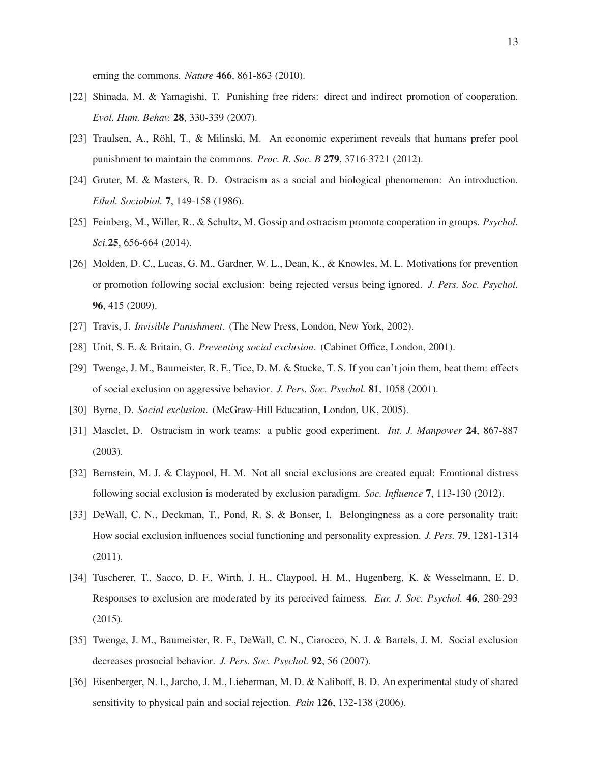erning the commons. *Nature* **466**, 861-863 (2010).

[22] Shinada, M. & Yamagishi, T. Punishing free riders: direct and indirect promotion of cooperation. *Evol. Hum. Behav.* **28**, 330-339 (2007).

[23] Traulsen, A., Röhl, T., & Milinski, M. An economic experiment reveals that humans prefer pool punishment to maintain the commons. *Proc. R. Soc. B* **279**, 3716-3721 (2012).

[24] Gruter, M. & Masters, R. D. Ostracism as a social and biological phenomenon: An introduction. *Ethol. Sociobiol.* **7**, 149-158 (1986).

[25] Feinberg, M., Willer, R., & Schultz, M. Gossip and ostracism promote cooperation in groups. *Psychol. Sci.***25**, 656-664 (2014).

[26] Molden, D. C., Lucas, G. M., Gardner, W. L., Dean, K., & Knowles, M. L. Motivations for prevention or promotion following social exclusion: being rejected versus being ignored. *J. Pers. Soc. Psychol.* **96**, 415 (2009).

[27] Travis, J. *Invisible Punishment*. (The New Press, London, New York, 2002).

[28] Unit, S. E. & Britain, G. *Preventing social exclusion*. (Cabinet Office, London, 2001).

[29] Twenge, J. M., Baumeister, R. F., Tice, D. M. & Stucke, T. S. If you can't join them, beat them: effects of social exclusion on aggressive behavior. *J. Pers. Soc. Psychol.* **81**, 1058 (2001).

[30] Byrne, D. *Social exclusion*. (McGraw-Hill Education, London, UK, 2005).

[31] Masclet, D. Ostracism in work teams: a public good experiment. *Int. J. Manpower* **24**, 867-887 (2003).

[32] Bernstein, M. J. & Claypool, H. M. Not all social exclusions are created equal: Emotional distress following social exclusion is moderated by exclusion paradigm. *Soc. Influence* **7**, 113-130 (2012).

[33] DeWall, C. N., Deckman, T., Pond, R. S. & Bonser, I. Belongingness as a core personality trait: How social exclusion influences social functioning and personality expression. *J. Pers.* **79**, 1281-1314 (2011).

[34] Tuscherer, T., Sacco, D. F., Wirth, J. H., Claypool, H. M., Hugenberg, K. & Wesselmann, E. D. Responses to exclusion are moderated by its perceived fairness. *Eur. J. Soc. Psychol.* **46**, 280-293 (2015).

[35] Twenge, J. M., Baumeister, R. F., DeWall, C. N., Ciarocco, N. J. & Bartels, J. M. Social exclusion decreases prosocial behavior. *J. Pers. Soc. Psychol.* **92**, 56 (2007).

[36] Eisenberger, N. I., Jarcho, J. M., Lieberman, M. D. & Naliboff, B. D. An experimental study of shared sensitivity to physical pain and social rejection. *Pain* **126**, 132-138 (2006).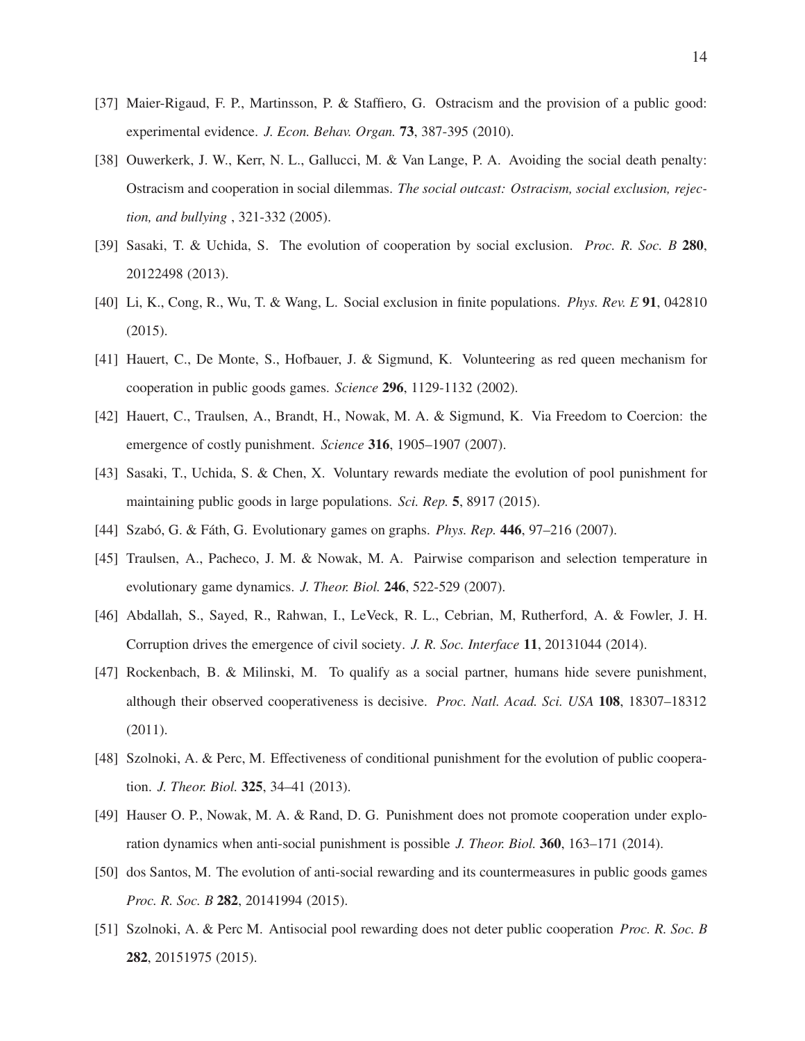[37] Maier-Rigaud, F. P., Martinsson, P. & Staffiero, G. Ostracism and the provision of a public good: experimental evidence. *J. Econ. Behav. Organ.* **73**, 387-395 (2010).

[38] Ouwerkerk, J. W., Kerr, N. L., Gallucci, M. & Van Lange, P. A. Avoiding the social death penalty: Ostracism and cooperation in social dilemmas. *The social outcast: Ostracism, social exclusion, rejection, and bullying* , 321-332 (2005).

[39] Sasaki, T. & Uchida, S. The evolution of cooperation by social exclusion. *Proc. R. Soc. B* **280**, 20122498 (2013).

[40] Li, K., Cong, R., Wu, T. & Wang, L. Social exclusion in finite populations. *Phys. Rev. E* **91**, 042810 (2015).

[41] Hauert, C., De Monte, S., Hofbauer, J. & Sigmund, K. Volunteering as red queen mechanism for cooperation in public goods games. *Science* **296**, 1129-1132 (2002).

[42] Hauert, C., Traulsen, A., Brandt, H., Nowak, M. A. & Sigmund, K. Via Freedom to Coercion: the emergence of costly punishment. *Science* **316**, 1905–1907 (2007).

[43] Sasaki, T., Uchida, S. & Chen, X. Voluntary rewards mediate the evolution of pool punishment for maintaining public goods in large populations. *Sci. Rep.* **5**, 8917 (2015).

[44] Szabó, G. & Fáth, G. Evolutionary games on graphs. *Phys. Rep.* **446**, 97–216 (2007).

[45] Traulsen, A., Pacheco, J. M. & Nowak, M. A. Pairwise comparison and selection temperature in evolutionary game dynamics. *J. Theor. Biol.* **246**, 522-529 (2007).

[46] Abdallah, S., Sayed, R., Rahwan, I., LeVeck, R. L., Cebrian, M, Rutherford, A. & Fowler, J. H. Corruption drives the emergence of civil society. *J. R. Soc. Interface* **11**, 20131044 (2014).

[47] Rockenbach, B. & Milinski, M. To qualify as a social partner, humans hide severe punishment, although their observed cooperativeness is decisive. *Proc. Natl. Acad. Sci. USA* **108**, 18307–18312 (2011).

[48] Szolnoki, A. & Perc, M. Effectiveness of conditional punishment for the evolution of public cooperation. *J. Theor. Biol.* **325**, 34–41 (2013).

[49] Hauser O. P., Nowak, M. A. & Rand, D. G. Punishment does not promote cooperation under exploration dynamics when anti-social punishment is possible *J. Theor. Biol.* **360**, 163–171 (2014).

[50] dos Santos, M. The evolution of anti-social rewarding and its countermeasures in public goods games *Proc. R. Soc. B* **282**, 20141994 (2015).

[51] Szolnoki, A. & Perc M. Antisocial pool rewarding does not deter public cooperation *Proc. R. Soc. B* **282**, 20151975 (2015).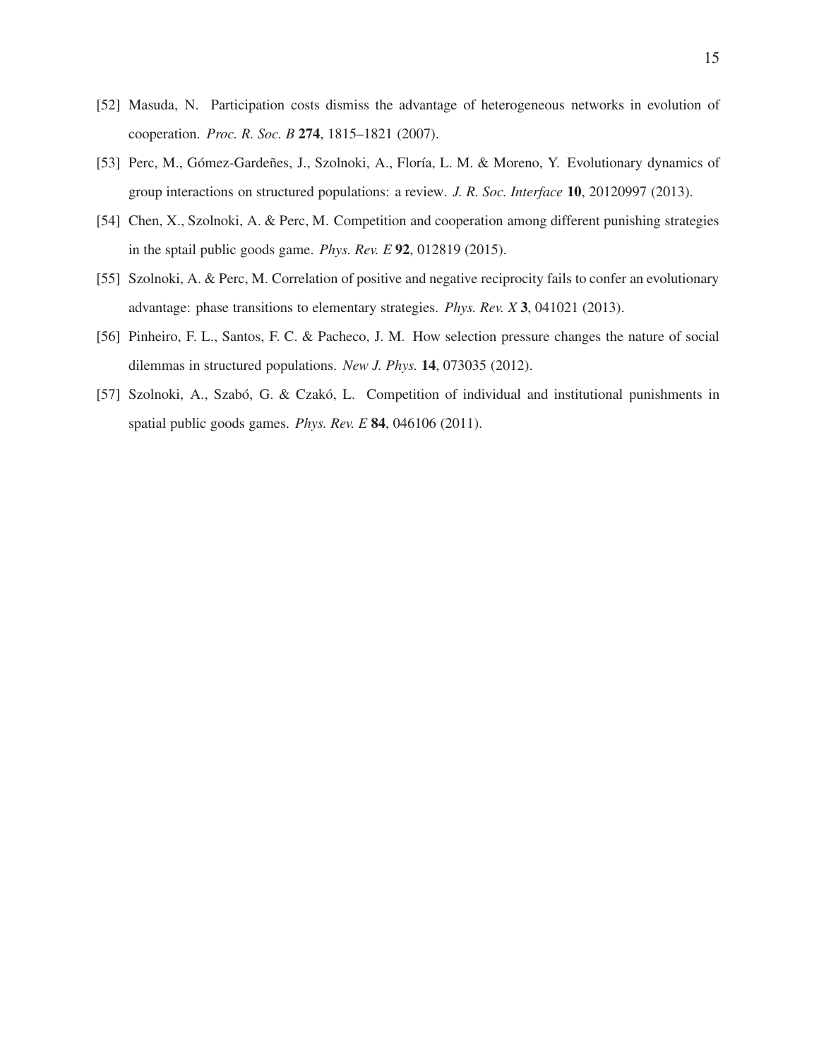[52] Masuda, N. Participation costs dismiss the advantage of heterogeneous networks in evolution of cooperation. *Proc. R. Soc. B* **274**, 1815–1821 (2007).

[53] Perc, M., Gómez-Gardeñes, J., Szolnoki, A., Floría, L. M. & Moreno, Y. Evolutionary dynamics of group interactions on structured populations: a review. *J. R. Soc. Interface* **10**, 20120997 (2013).

[54] Chen, X., Szolnoki, A. & Perc, M. Competition and cooperation among different punishing strategies in the sptail public goods game. *Phys. Rev. E* **92**, 012819 (2015).

[55] Szolnoki, A. & Perc, M. Correlation of positive and negative reciprocity fails to confer an evolutionary advantage: phase transitions to elementary strategies. *Phys. Rev. X* **3**, 041021 (2013).

[56] Pinheiro, F. L., Santos, F. C. & Pacheco, J. M. How selection pressure changes the nature of social dilemmas in structured populations. *New J. Phys.* **14**, 073035 (2012).

[57] Szolnoki, A., Szabó, G. & Czakó, L. Competition of individual and institutional punishments in spatial public goods games. *Phys. Rev. E* **84**, 046106 (2011).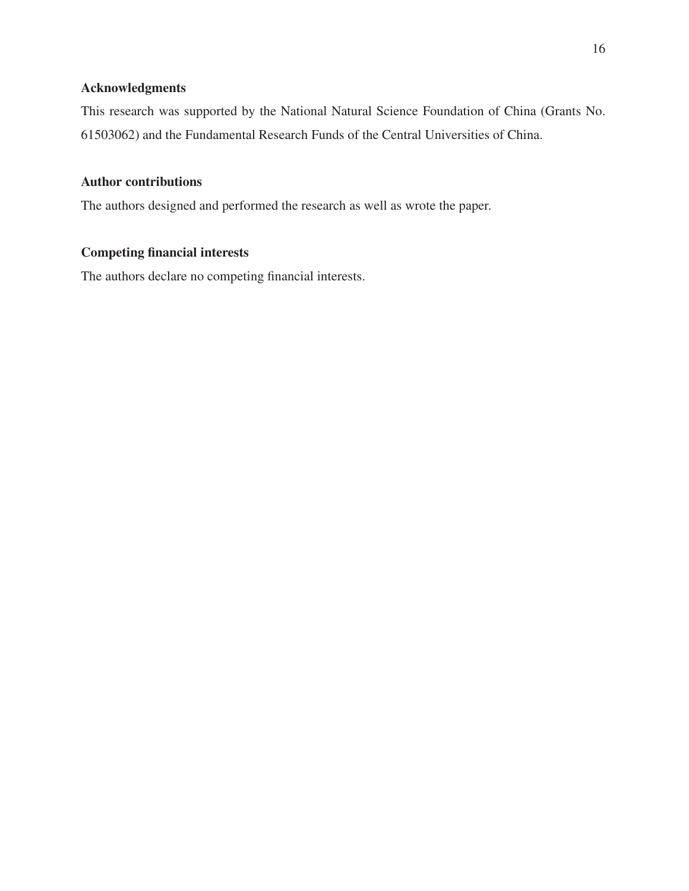## Acknowledgments

This research was supported by the National Natural Science Foundation of China (Grants No. 61503062) and the Fundamental Research Funds of the Central Universities of China.

## Author contributions

The authors designed and performed the research as well as wrote the paper.

## Competing financial interests

The authors declare no competing financial interests.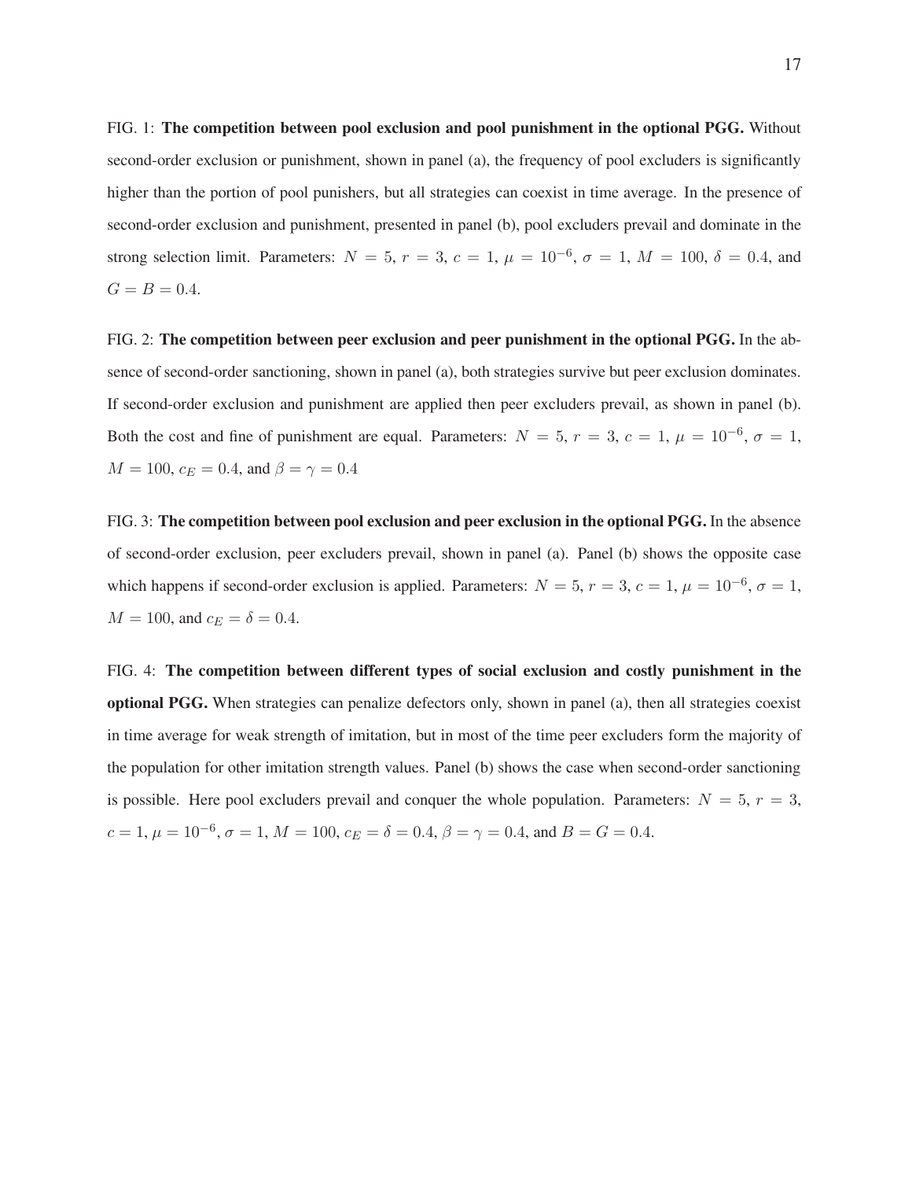FIG. 1: **The competition between pool exclusion and pool punishment in the optional PGG.** Without second-order exclusion or punishment, shown in panel (a), the frequency of pool excluders is significantly higher than the portion of pool punishers, but all strategies can coexist in time average. In the presence of second-order exclusion and punishment, presented in panel (b), pool excluders prevail and dominate in the strong selection limit. Parameters: $N = 5$, $r = 3$, $c = 1$, $\mu = 10^{-6}$, $\sigma = 1$, $M = 100$, $\delta = 0.4$, and $G = B = 0.4$.

FIG. 2: **The competition between peer exclusion and peer punishment in the optional PGG.** In the absence of second-order sanctioning, shown in panel (a), both strategies survive but peer exclusion dominates. If second-order exclusion and punishment are applied then peer excluders prevail, as shown in panel (b). Both the cost and fine of punishment are equal. Parameters: $N = 5$, $r = 3$, $c = 1$, $\mu = 10^{-6}$, $\sigma = 1$, $M = 100$, $c_E = 0.4$, and $\beta = \gamma = 0.4$

FIG. 3: **The competition between pool exclusion and peer exclusion in the optional PGG.** In the absence of second-order exclusion, peer excluders prevail, shown in panel (a). Panel (b) shows the opposite case which happens if second-order exclusion is applied. Parameters: $N = 5$, $r = 3$, $c = 1$, $\mu = 10^{-6}$, $\sigma = 1$, $M = 100$, and $c_E = \delta = 0.4$.

FIG. 4: **The competition between different types of social exclusion and costly punishment in the optional PGG.** When strategies can penalize defectors only, shown in panel (a), then all strategies coexist in time average for weak strength of imitation, but in most of the time peer excluders form the majority of the population for other imitation strength values. Panel (b) shows the case when second-order sanctioning is possible. Here pool excluders prevail and conquer the whole population. Parameters: $N = 5$, $r = 3$, $c = 1$, $\mu = 10^{-6}$, $\sigma = 1$, $M = 100$, $c_E = \delta = 0.4$, $\beta = \gamma = 0.4$, and $B = G = 0.4$.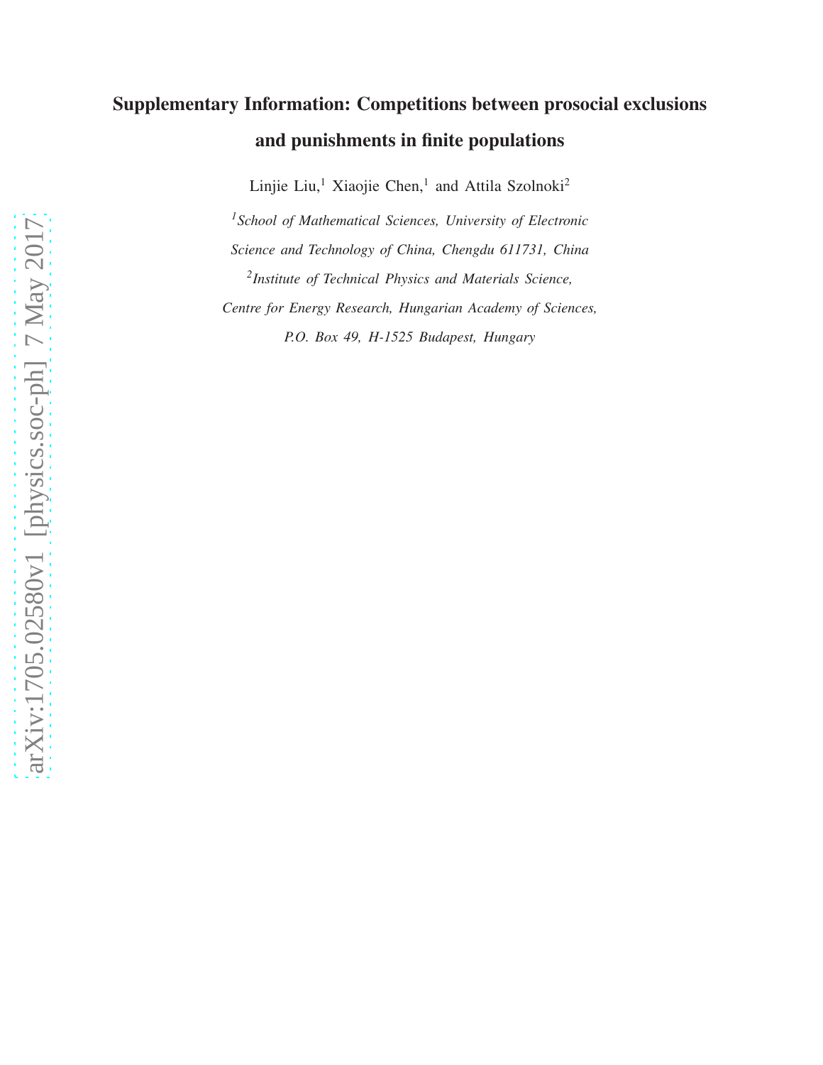# Supplementary Information: Competitions between prosocial exclusions and punishments in finite populations

Linjie Liu,[1] Xiaojie Chen,[1] and Attila Szolnoki[2]

[1]*School of Mathematical Sciences, University of Electronic Science and Technology of China, Chengdu 611731, China*

[2]*Institute of Technical Physics and Materials Science, Centre for Energy Research, Hungarian Academy of Sciences, P.O. Box 49, H-1525 Budapest, Hungary*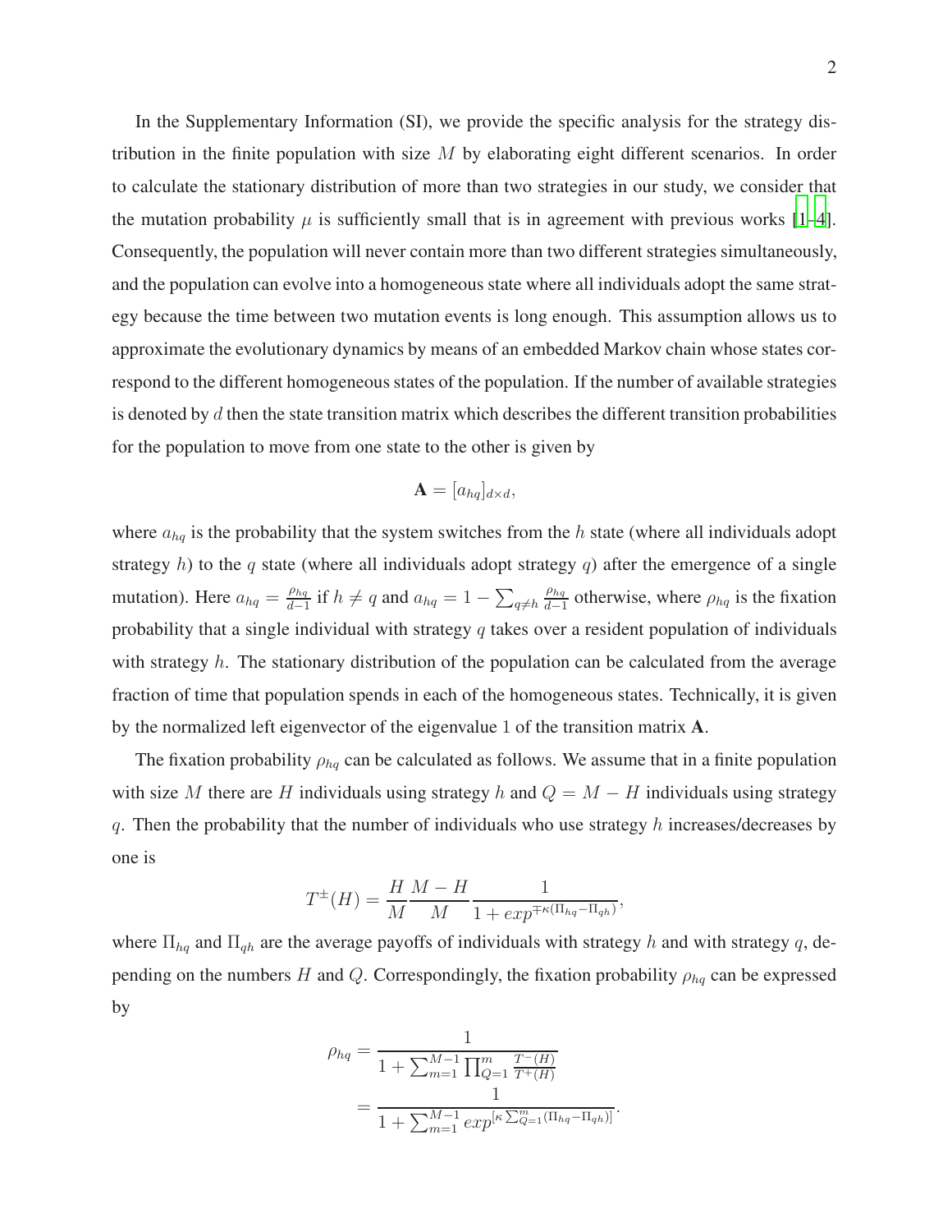In the Supplementary Information (SI), we provide the specific analysis for the strategy distribution in the finite population with size $M$ by elaborating eight different scenarios. In order to calculate the stationary distribution of more than two strategies in our study, we consider that the mutation probability $\mu$ is sufficiently small that is in agreement with previous works [1–4]. Consequently, the population will never contain more than two different strategies simultaneously, and the population can evolve into a homogeneous state where all individuals adopt the same strategy because the time between two mutation events is long enough. This assumption allows us to approximate the evolutionary dynamics by means of an embedded Markov chain whose states correspond to the different homogeneous states of the population. If the number of available strategies is denoted by $d$ then the state transition matrix which describes the different transition probabilities for the population to move from one state to the other is given by

$$\mathbf{A} = [a_{hq}]_{d\times d},$$

where $a_{hq}$ is the probability that the system switches from the $h$ state (where all individuals adopt strategy $h$) to the $q$ state (where all individuals adopt strategy $q$) after the emergence of a single mutation). Here $a_{hq} = \frac{\rho_{hq}}{d-1}$ if $h \neq q$ and $a_{hq} = 1 - \sum_{q\neq h} \frac{\rho_{hq}}{d-1}$ otherwise, where $\rho_{hq}$ is the fixation probability that a single individual with strategy $q$ takes over a resident population of individuals with strategy $h$. The stationary distribution of the population can be calculated from the average fraction of time that population spends in each of the homogeneous states. Technically, it is given by the normalized left eigenvector of the eigenvalue 1 of the transition matrix $\mathbf{A}$.

The fixation probability $\rho_{hq}$ can be calculated as follows. We assume that in a finite population with size $M$ there are $H$ individuals using strategy $h$ and $Q = M - H$ individuals using strategy $q$. Then the probability that the number of individuals who use strategy $h$ increases/decreases by one is

$$T^{\pm}(H) = \frac{H}{M}\frac{M-H}{M}\frac{1}{1 + exp^{\mp\kappa(\Pi_{hq}-\Pi_{qh})}},$$

where $\Pi_{hq}$ and $\Pi_{qh}$ are the average payoffs of individuals with strategy $h$ and with strategy $q$, depending on the numbers $H$ and $Q$. Correspondingly, the fixation probability $\rho_{hq}$ can be expressed by

$$\begin{aligned}
\rho_{hq} &= \frac{1}{1 + \sum_{m=1}^{M-1}\prod_{Q=1}^{m}\frac{T^{-}(H)}{T^{+}(H)}} \\
&= \frac{1}{1 + \sum_{m=1}^{M-1} exp^{[\kappa\sum_{Q=1}^{m}(\Pi_{hq}-\Pi_{qh})]}}.
\end{aligned}$$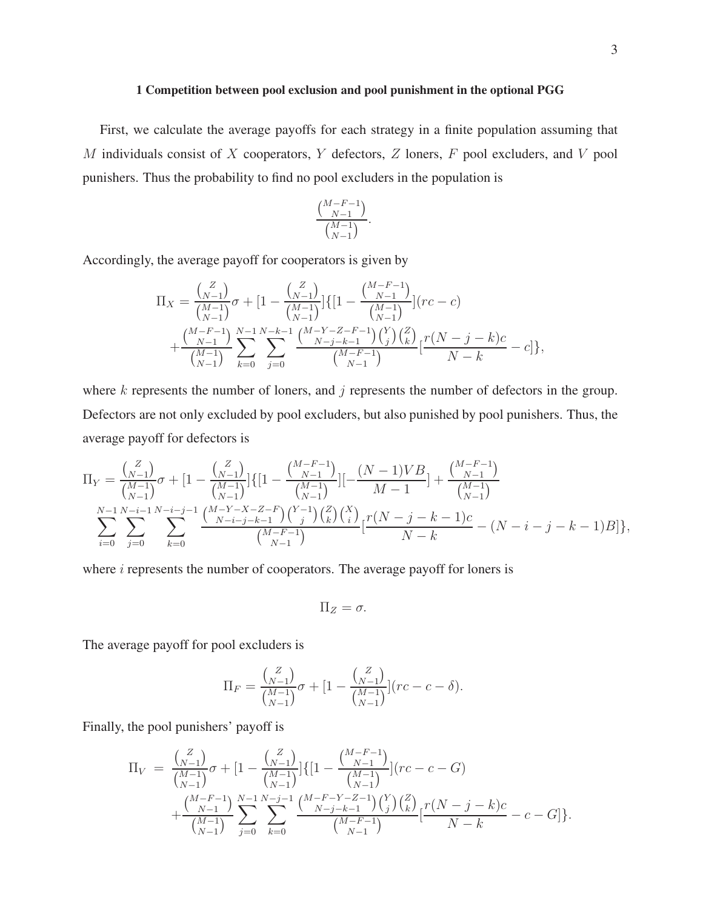### 1 Competition between pool exclusion and pool punishment in the optional PGG

First, we calculate the average payoffs for each strategy in a finite population assuming that $M$ individuals consist of $X$ cooperators, $Y$ defectors, $Z$ loners, $F$ pool excluders, and $V$ pool punishers. Thus the probability to find no pool excluders in the population is

$$\frac{\binom{M-F-1}{N-1}}{\binom{M-1}{N-1}}.$$

Accordingly, the average payoff for cooperators is given by

$$\Pi_X = \frac{\binom{Z}{N-1}}{\binom{M-1}{N-1}}\sigma + [1 - \frac{\binom{Z}{N-1}}{\binom{M-1}{N-1}}]\{[1 - \frac{\binom{M-F-1}{N-1}}{\binom{M-1}{N-1}}](rc - c) + \frac{\binom{M-F-1}{N-1}}{\binom{M-1}{N-1}} \sum_{k=0}^{N-1} \sum_{j=0}^{N-k-1} \frac{\binom{M-Y-Z-F-1}{N-j-k-1}\binom{Y}{j}\binom{Z}{k}}{\binom{M-F-1}{N-1}} [\frac{r(N-j-k)c}{N-k} - c]\},$$

where $k$ represents the number of loners, and $j$ represents the number of defectors in the group. Defectors are not only excluded by pool excluders, but also punished by pool punishers. Thus, the average payoff for defectors is

$$\Pi_Y = \frac{\binom{Z}{N-1}}{\binom{M-1}{N-1}}\sigma + [1 - \frac{\binom{Z}{N-1}}{\binom{M-1}{N-1}}]\{[1 - \frac{\binom{M-F-1}{N-1}}{\binom{M-1}{N-1}}][-\frac{(N-1)VB}{M-1}] + \frac{\binom{M-F-1}{N-1}}{\binom{M-1}{N-1}} \sum_{i=0}^{N-1} \sum_{j=0}^{N-i-1} \sum_{k=0}^{N-i-j-1} \frac{\binom{M-Y-X-Z-F}{N-i-j-k-1}\binom{Y-1}{j}\binom{Z}{k}\binom{X}{i}}{\binom{M-F-1}{N-1}} [\frac{r(N-j-k-1)c}{N-k} - (N-i-j-k-1)B]\},$$

where $i$ represents the number of cooperators. The average payoff for loners is

$$\Pi_Z = \sigma.$$

The average payoff for pool excluders is

$$\Pi_F = \frac{\binom{Z}{N-1}}{\binom{M-1}{N-1}}\sigma + [1 - \frac{\binom{Z}{N-1}}{\binom{M-1}{N-1}}](rc - c - \delta).$$

Finally, the pool punishers' payoff is

$$\Pi_V = \frac{\binom{Z}{N-1}}{\binom{M-1}{N-1}}\sigma + [1 - \frac{\binom{Z}{N-1}}{\binom{M-1}{N-1}}]\{[1 - \frac{\binom{M-F-1}{N-1}}{\binom{M-1}{N-1}}](rc - c - G) + \frac{\binom{M-F-1}{N-1}}{\binom{M-1}{N-1}} \sum_{j=0}^{N-1} \sum_{k=0}^{N-j-1} \frac{\binom{M-F-Y-Z-1}{N-j-k-1}\binom{Y}{j}\binom{Z}{k}}{\binom{M-F-1}{N-1}} [\frac{r(N-j-k)c}{N-k} - c - G]\}.$$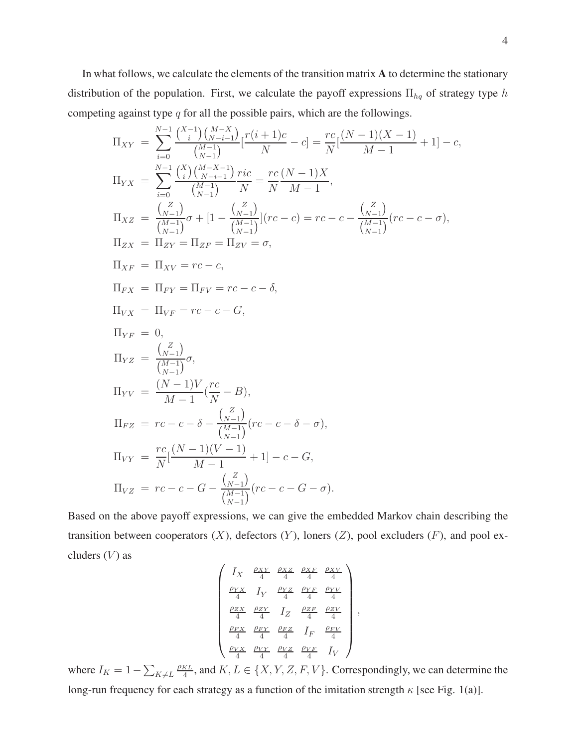In what follows, we calculate the elements of the transition matrix $\mathbf{A}$ to determine the stationary distribution of the population. First, we calculate the payoff expressions $\Pi_{hq}$ of strategy type $h$ competing against type $q$ for all the possible pairs, which are the followings.

$$
\begin{aligned}
\Pi_{XY} &= \sum_{i=0}^{N-1} \frac{\binom{X-1}{i}\binom{M-X}{N-i-1}}{\binom{M-1}{N-1}}[\frac{r(i+1)c}{N} - c] = \frac{rc}{N}[\frac{(N-1)(X-1)}{M-1} + 1] - c, \\
\Pi_{YX} &= \sum_{i=0}^{N-1} \frac{\binom{X}{i}\binom{M-X-1}{N-i-1}}{\binom{M-1}{N-1}} \frac{ric}{N} = \frac{rc}{N}\frac{(N-1)X}{M-1}, \\
\Pi_{XZ} &= \frac{\binom{Z}{N-1}}{\binom{M-1}{N-1}}\sigma + [1 - \frac{\binom{Z}{N-1}}{\binom{M-1}{N-1}}](rc - c) = rc - c - \frac{\binom{Z}{N-1}}{\binom{M-1}{N-1}}(rc - c - \sigma), \\
\Pi_{ZX} &= \Pi_{ZY} = \Pi_{ZF} = \Pi_{ZV} = \sigma, \\
\Pi_{XF} &= \Pi_{XV} = rc - c, \\
\Pi_{FX} &= \Pi_{FY} = \Pi_{FV} = rc - c - \delta, \\
\Pi_{VX} &= \Pi_{VF} = rc - c - G, \\
\Pi_{YF} &= 0, \\
\Pi_{YZ} &= \frac{\binom{Z}{N-1}}{\binom{M-1}{N-1}}\sigma, \\
\Pi_{YV} &= \frac{(N-1)V}{M-1}(\frac{rc}{N} - B), \\
\Pi_{FZ} &= rc - c - \delta - \frac{\binom{Z}{N-1}}{\binom{M-1}{N-1}}(rc - c - \delta - \sigma), \\
\Pi_{VY} &= \frac{rc}{N}[\frac{(N-1)(V-1)}{M-1} + 1] - c - G, \\
\Pi_{VZ} &= rc - c - G - \frac{\binom{Z}{N-1}}{\binom{M-1}{N-1}}(rc - c - G - \sigma).
\end{aligned}
$$

Based on the above payoff expressions, we can give the embedded Markov chain describing the transition between cooperators ($X$), defectors ($Y$), loners ($Z$), pool excluders ($F$), and pool excluders ($V$) as

$$
\begin{pmatrix}
I_X & \frac{\rho_{XY}}{4} & \frac{\rho_{XZ}}{4} & \frac{\rho_{XF}}{4} & \frac{\rho_{XV}}{4} \\
\frac{\rho_{YX}}{4} & I_Y & \frac{\rho_{YZ}}{4} & \frac{\rho_{YF}}{4} & \frac{\rho_{YV}}{4} \\
\frac{\rho_{ZX}}{4} & \frac{\rho_{ZY}}{4} & I_Z & \frac{\rho_{ZF}}{4} & \frac{\rho_{ZV}}{4} \\
\frac{\rho_{FX}}{4} & \frac{\rho_{FY}}{4} & \frac{\rho_{FZ}}{4} & I_F & \frac{\rho_{FV}}{4} \\
\frac{\rho_{VX}}{4} & \frac{\rho_{VY}}{4} & \frac{\rho_{VZ}}{4} & \frac{\rho_{VF}}{4} & I_V
\end{pmatrix},
$$

where $I_K = 1 - \sum_{K \neq L} \frac{\rho_{KL}}{4}$, and $K, L \in \{X, Y, Z, F, V\}$. Correspondingly, we can determine the long-run frequency for each strategy as a function of the imitation strength $\kappa$ [see Fig. 1(a)].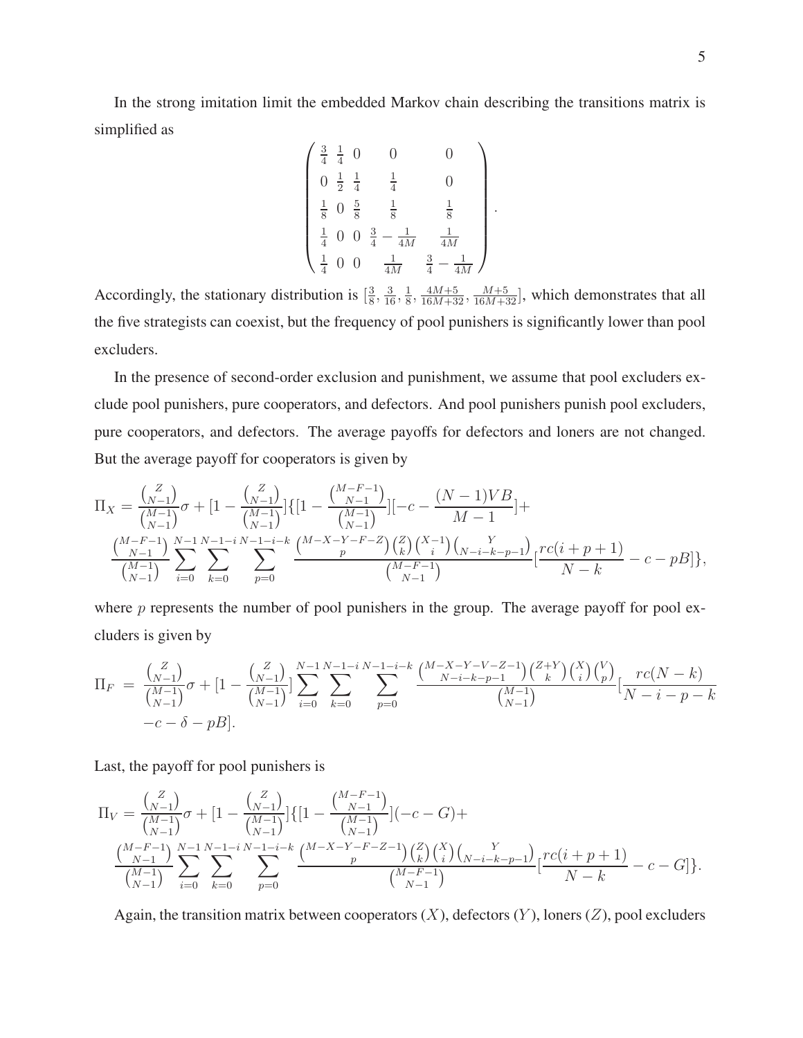In the strong imitation limit the embedded Markov chain describing the transitions matrix is simplified as

$$\begin{pmatrix} \frac{3}{4} & \frac{1}{4} & 0 & 0 & 0 \\ 0 & \frac{1}{2} & \frac{1}{4} & \frac{1}{4} & 0 \\ \frac{1}{8} & 0 & \frac{5}{8} & \frac{1}{8} & \frac{1}{8} \\ \frac{1}{4} & 0 & 0 & \frac{3}{4}-\frac{1}{4M} & \frac{1}{4M} \\ \frac{1}{4} & 0 & 0 & \frac{1}{4M} & \frac{3}{4}-\frac{1}{4M} \end{pmatrix}.$$

Accordingly, the stationary distribution is $[\frac{3}{8}, \frac{3}{16}, \frac{1}{8}, \frac{4M+5}{16M+32}, \frac{M+5}{16M+32}]$, which demonstrates that all the five strategists can coexist, but the frequency of pool punishers is significantly lower than pool excluders.

In the presence of second-order exclusion and punishment, we assume that pool excluders exclude pool punishers, pure cooperators, and defectors. And pool punishers punish pool excluders, pure cooperators, and defectors. The average payoffs for defectors and loners are not changed. But the average payoff for cooperators is given by

$$\begin{aligned}\Pi_X = \frac{\binom{Z}{N-1}}{\binom{M-1}{N-1}}\sigma + [1-\frac{\binom{Z}{N-1}}{\binom{M-1}{N-1}}]\{[1-\frac{\binom{M-F-1}{N-1}}{\binom{M-1}{N-1}}][-c-\frac{(N-1)VB}{M-1}]+ \\ \frac{\binom{M-F-1}{N-1}}{\binom{M-1}{N-1}}\sum_{i=0}^{N-1}\sum_{k=0}^{N-1-i}\sum_{p=0}^{N-1-i-k}\frac{\binom{M-X-Y-F-Z}{p}\binom{Z}{k}\binom{X-1}{i}\binom{Y}{N-i-k-p-1}}{\binom{M-F-1}{N-1}}[\frac{rc(i+p+1)}{N-k}-c-pB]\},\end{aligned}$$

where $p$ represents the number of pool punishers in the group. The average payoff for pool excluders is given by

$$\begin{aligned}\Pi_F = \frac{\binom{Z}{N-1}}{\binom{M-1}{N-1}}\sigma + [1-\frac{\binom{Z}{N-1}}{\binom{M-1}{N-1}}]\sum_{i=0}^{N-1}\sum_{k=0}^{N-1-i}\sum_{p=0}^{N-1-i-k}\frac{\binom{M-X-Y-V-Z-1}{N-i-k-p-1}\binom{Z+Y}{k}\binom{X}{i}\binom{V}{p}}{\binom{M-1}{N-1}}[\frac{rc(N-k)}{N-i-p-k} \\ -c-\delta-pB].\end{aligned}$$

Last, the payoff for pool punishers is

$$\begin{aligned}\Pi_V = \frac{\binom{Z}{N-1}}{\binom{M-1}{N-1}}\sigma + [1-\frac{\binom{Z}{N-1}}{\binom{M-1}{N-1}}]\{[1-\frac{\binom{M-F-1}{N-1}}{\binom{M-1}{N-1}}](-c-G)+ \\ \frac{\binom{M-F-1}{N-1}}{\binom{M-1}{N-1}}\sum_{i=0}^{N-1}\sum_{k=0}^{N-1-i}\sum_{p=0}^{N-1-i-k}\frac{\binom{M-X-Y-F-Z-1}{p}\binom{Z}{k}\binom{X}{i}\binom{Y}{N-i-k-p-1}}{\binom{M-F-1}{N-1}}[\frac{rc(i+p+1)}{N-k}-c-G]\}.\end{aligned}$$

Again, the transition matrix between cooperators ($X$), defectors ($Y$), loners ($Z$), pool excluders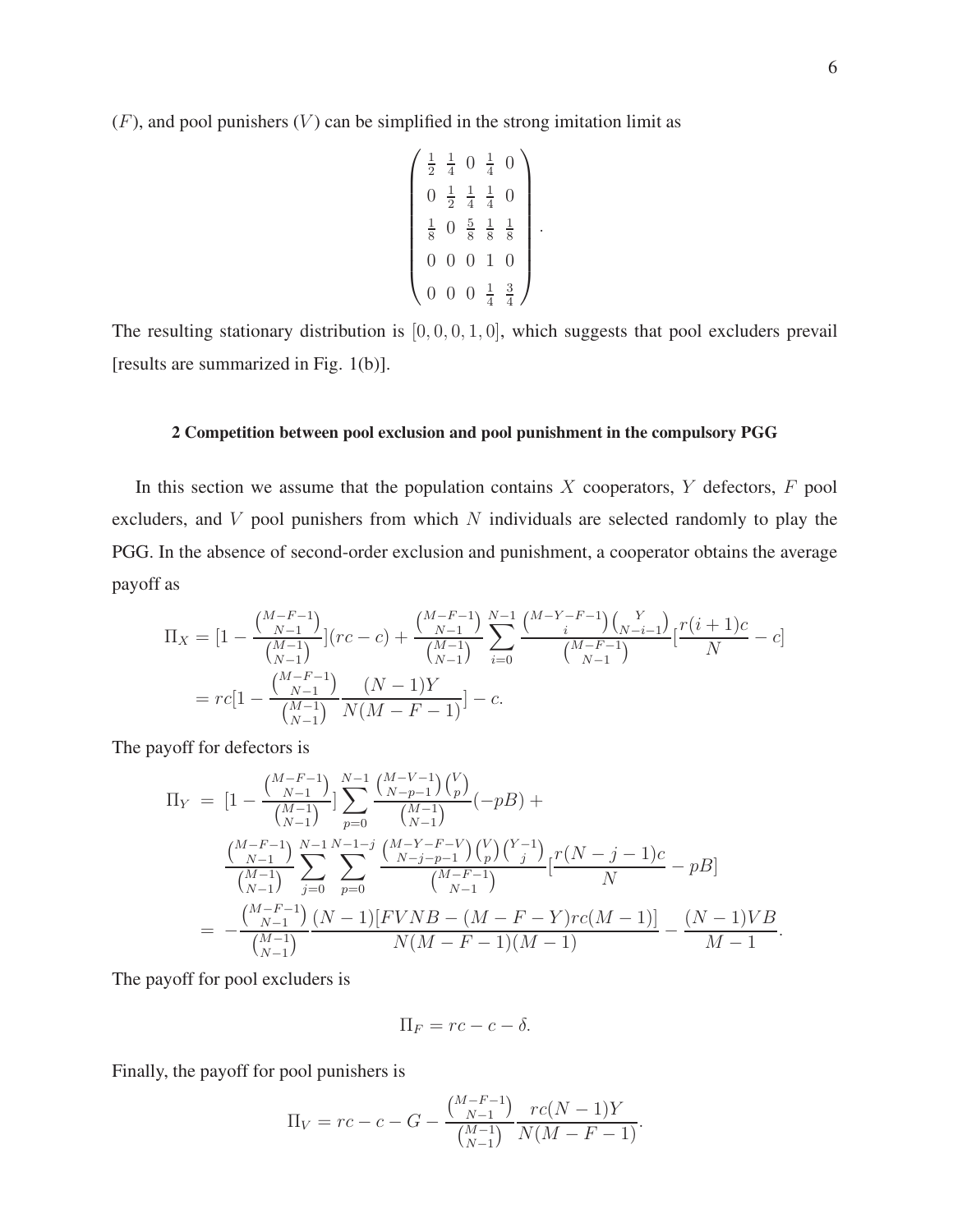($F$), and pool punishers ($V$) can be simplified in the strong imitation limit as

$$\begin{pmatrix} \frac{1}{2} & \frac{1}{4} & 0 & \frac{1}{4} & 0 \\ 0 & \frac{1}{2} & \frac{1}{4} & \frac{1}{4} & 0 \\ \frac{1}{8} & 0 & \frac{5}{8} & \frac{1}{8} & \frac{1}{8} \\ 0 & 0 & 0 & 1 & 0 \\ 0 & 0 & 0 & \frac{1}{4} & \frac{3}{4} \end{pmatrix}.$$

The resulting stationary distribution is $[0, 0, 0, 1, 0]$, which suggests that pool excluders prevail [results are summarized in Fig. 1(b)].

## 2 Competition between pool exclusion and pool punishment in the compulsory PGG

In this section we assume that the population contains $X$ cooperators, $Y$ defectors, $F$ pool excluders, and $V$ pool punishers from which $N$ individuals are selected randomly to play the PGG. In the absence of second-order exclusion and punishment, a cooperator obtains the average payoff as

$$\begin{aligned}
\Pi_X &= [1 - \frac{\binom{M-F-1}{N-1}}{\binom{M-1}{N-1}}](rc - c) + \frac{\binom{M-F-1}{N-1}}{\binom{M-1}{N-1}} \sum_{i=0}^{N-1} \frac{\binom{M-Y-F-1}{i}\binom{Y}{N-i-1}}{\binom{M-F-1}{N-1}} [\frac{r(i+1)c}{N} - c] \\
&= rc[1 - \frac{\binom{M-F-1}{N-1}}{\binom{M-1}{N-1}} \frac{(N-1)Y}{N(M-F-1)}] - c.
\end{aligned}$$

The payoff for defectors is

$$\begin{aligned}
\Pi_Y &= [1 - \frac{\binom{M-F-1}{N-1}}{\binom{M-1}{N-1}}] \sum_{p=0}^{N-1} \frac{\binom{M-V-1}{N-p-1}\binom{V}{p}}{\binom{M-1}{N-1}} (-pB) + \\
&\quad \frac{\binom{M-F-1}{N-1}}{\binom{M-1}{N-1}} \sum_{j=0}^{N-1} \sum_{p=0}^{N-1-j} \frac{\binom{M-Y-F-V}{N-j-p-1}\binom{V}{p}\binom{Y-1}{j}}{\binom{M-F-1}{N-1}} [\frac{r(N-j-1)c}{N} - pB] \\
&= -\frac{\binom{M-F-1}{N-1}}{\binom{M-1}{N-1}} \frac{(N-1)[FVNB - (M-F-Y)rc(M-1)]}{N(M-F-1)(M-1)} - \frac{(N-1)VB}{M-1}.
\end{aligned}$$

The payoff for pool excluders is

$$\Pi_F = rc - c - \delta.$$

Finally, the payoff for pool punishers is

$$\Pi_V = rc - c - G - \frac{\binom{M-F-1}{N-1}}{\binom{M-1}{N-1}} \frac{rc(N-1)Y}{N(M-F-1)}.$$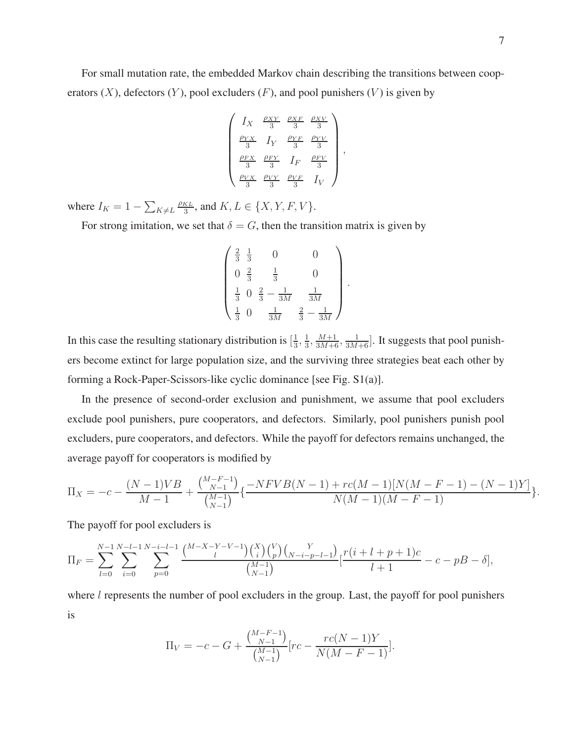For small mutation rate, the embedded Markov chain describing the transitions between cooperators ($X$), defectors ($Y$), pool excluders ($F$), and pool punishers ($V$) is given by

$$
\begin{pmatrix}
I_X & \frac{\rho_{XY}}{3} & \frac{\rho_{XF}}{3} & \frac{\rho_{XV}}{3} \\
\frac{\rho_{YX}}{3} & I_Y & \frac{\rho_{YF}}{3} & \frac{\rho_{YV}}{3} \\
\frac{\rho_{FX}}{3} & \frac{\rho_{FY}}{3} & I_F & \frac{\rho_{FV}}{3} \\
\frac{\rho_{VX}}{3} & \frac{\rho_{VY}}{3} & \frac{\rho_{VF}}{3} & I_V
\end{pmatrix},
$$

where $I_K = 1 - \sum_{K \neq L} \frac{\rho_{KL}}{3}$, and $K, L \in \{X, Y, F, V\}$.

For strong imitation, we set that $\delta = G$, then the transition matrix is given by

$$
\begin{pmatrix}
\frac{2}{3} & \frac{1}{3} & 0 & 0 \\
0 & \frac{2}{3} & \frac{1}{3} & 0 \\
\frac{1}{3} & 0 & \frac{2}{3} - \frac{1}{3M} & \frac{1}{3M} \\
\frac{1}{3} & 0 & \frac{1}{3M} & \frac{2}{3} - \frac{1}{3M}
\end{pmatrix}.
$$

In this case the resulting stationary distribution is $[\frac{1}{3}, \frac{1}{3}, \frac{M+1}{3M+6}, \frac{1}{3M+6}]$. It suggests that pool punishers become extinct for large population size, and the surviving three strategies beat each other by forming a Rock-Paper-Scissors-like cyclic dominance [see Fig. S1(a)].

In the presence of second-order exclusion and punishment, we assume that pool excluders exclude pool punishers, pure cooperators, and defectors. Similarly, pool punishers punish pool excluders, pure cooperators, and defectors. While the payoff for defectors remains unchanged, the average payoff for cooperators is modified by

$$
\Pi_X = -c - \frac{(N-1)VB}{M-1} + \frac{\binom{M-F-1}{N-1}}{\binom{M-1}{N-1}} \{ \frac{-NFVB(N-1) + rc(M-1)[N(M-F-1) - (N-1)Y]}{N(M-1)(M-F-1)} \}.
$$

The payoff for pool excluders is

$$
\Pi_F = \sum_{l=0}^{N-1} \sum_{i=0}^{N-l-1} \sum_{p=0}^{N-i-l-1} \frac{\binom{M-X-Y-V-1}{l}\binom{X}{i}\binom{V}{p}\binom{Y}{N-i-p-l-1}}{\binom{M-1}{N-1}} [\frac{r(i+l+p+1)c}{l+1} - c - pB - \delta],
$$

where $l$ represents the number of pool excluders in the group. Last, the payoff for pool punishers is

$$
\Pi_V = -c - G + \frac{\binom{M-F-1}{N-1}}{\binom{M-1}{N-1}} [rc - \frac{rc(N-1)Y}{N(M-F-1)}].
$$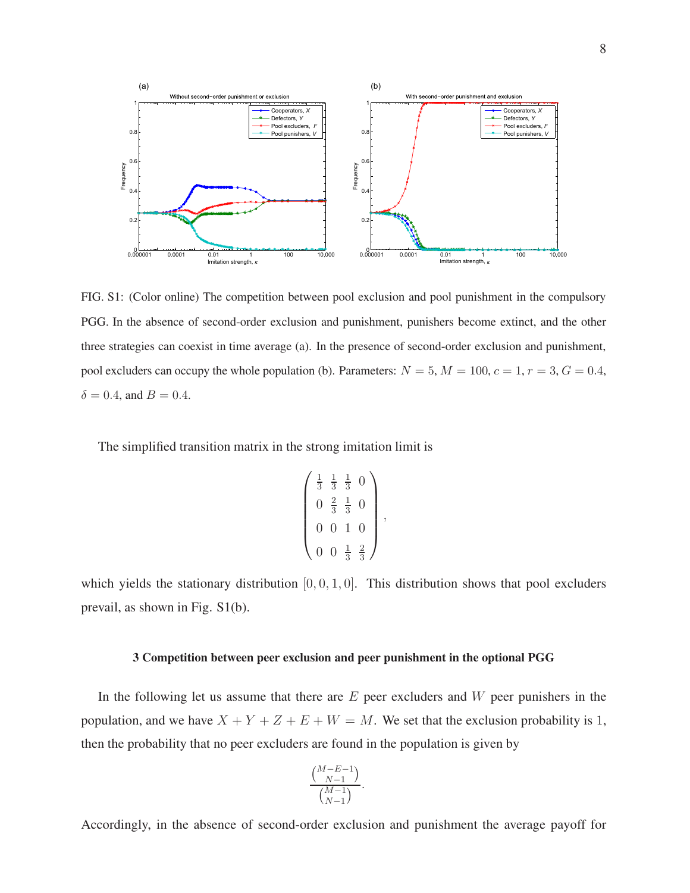FIG. S1: (Color online) The competition between pool exclusion and pool punishment in the compulsory PGG. In the absence of second-order exclusion and punishment, punishers become extinct, and the other three strategies can coexist in time average (a). In the presence of second-order exclusion and punishment, pool excluders can occupy the whole population (b). Parameters: $N = 5$, $M = 100$, $c = 1$, $r = 3$, $G = 0.4$, $\delta = 0.4$, and $B = 0.4$.

The simplified transition matrix in the strong imitation limit is

$$
\begin{pmatrix}
\frac{1}{3} & \frac{1}{3} & \frac{1}{3} & 0 \\
0 & \frac{2}{3} & \frac{1}{3} & 0 \\
0 & 0 & 1 & 0 \\
0 & 0 & \frac{1}{3} & \frac{2}{3}
\end{pmatrix},
$$

which yields the stationary distribution $[0, 0, 1, 0]$. This distribution shows that pool excluders prevail, as shown in Fig. S1(b).

### 3 Competition between peer exclusion and peer punishment in the optional PGG

In the following let us assume that there are $E$ peer excluders and $W$ peer punishers in the population, and we have $X + Y + Z + E + W = M$. We set that the exclusion probability is 1, then the probability that no peer excluders are found in the population is given by

$$
\frac{\binom{M-E-1}{N-1}}{\binom{M-1}{N-1}}.
$$

Accordingly, in the absence of second-order exclusion and punishment the average payoff for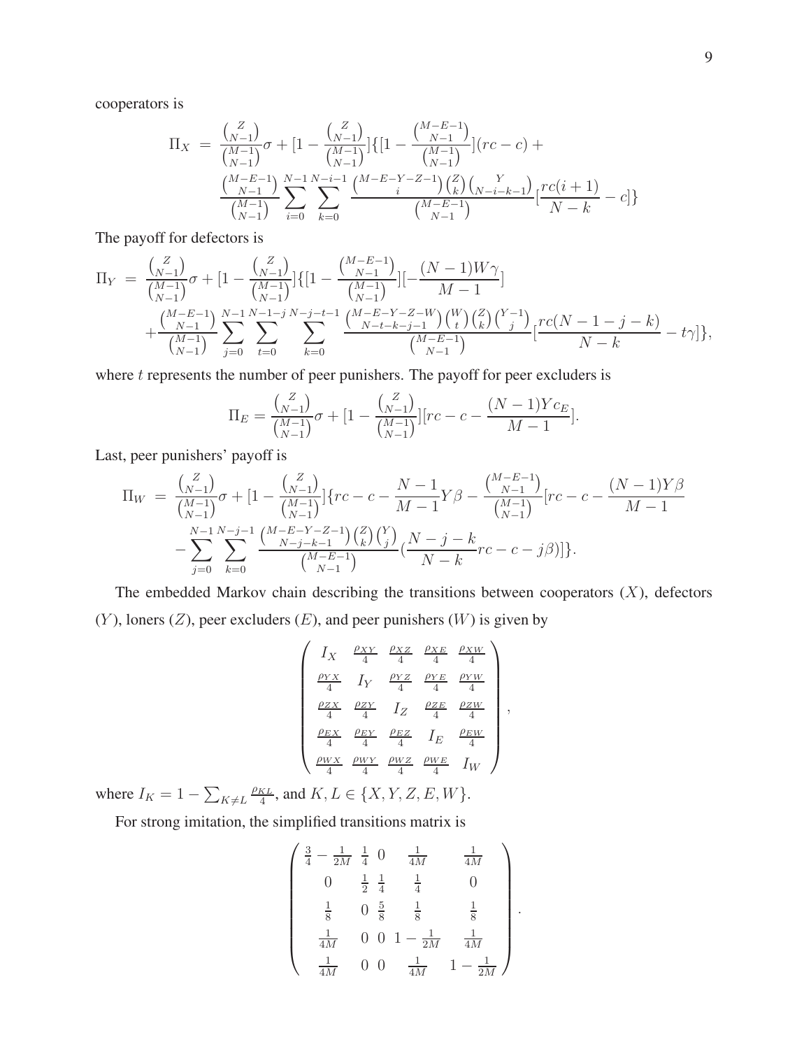cooperators is

$$
\begin{aligned}
\Pi_X \;=\; & \frac{\binom{Z}{N-1}}{\binom{M-1}{N-1}}\sigma + [1 - \frac{\binom{Z}{N-1}}{\binom{M-1}{N-1}}]\{[1 - \frac{\binom{M-E-1}{N-1}}{\binom{M-1}{N-1}}](rc - c) + \\
& \frac{\binom{M-E-1}{N-1}}{\binom{M-1}{N-1}} \sum_{i=0}^{N-1} \sum_{k=0}^{N-i-1} \frac{\binom{M-E-Y-Z-1}{i}\binom{Z}{k}\binom{Y}{N-i-k-1}}{\binom{M-E-1}{N-1}} [\frac{rc(i+1)}{N-k} - c]\}
\end{aligned}
$$

The payoff for defectors is

$$
\begin{aligned}
\Pi_Y \;=\; & \frac{\binom{Z}{N-1}}{\binom{M-1}{N-1}}\sigma + [1 - \frac{\binom{Z}{N-1}}{\binom{M-1}{N-1}}]\{[1 - \frac{\binom{M-E-1}{N-1}}{\binom{M-1}{N-1}}][-\frac{(N-1)W\gamma}{M-1}] \\
& + \frac{\binom{M-E-1}{N-1}}{\binom{M-1}{N-1}} \sum_{j=0}^{N-1} \sum_{t=0}^{N-1-j} \sum_{k=0}^{N-j-t-1} \frac{\binom{M-E-Y-Z-W}{N-t-k-j-1}\binom{W}{t}\binom{Z}{k}\binom{Y-1}{j}}{\binom{M-E-1}{N-1}} [\frac{rc(N-1-j-k)}{N-k} - t\gamma]\},
\end{aligned}
$$

where $t$ represents the number of peer punishers. The payoff for peer excluders is

$$
\Pi_E = \frac{\binom{Z}{N-1}}{\binom{M-1}{N-1}}\sigma + [1 - \frac{\binom{Z}{N-1}}{\binom{M-1}{N-1}}][rc - c - \frac{(N-1)Yc_E}{M-1}].
$$

Last, peer punishers' payoff is

$$
\begin{aligned}
\Pi_W \;=\; & \frac{\binom{Z}{N-1}}{\binom{M-1}{N-1}}\sigma + [1 - \frac{\binom{Z}{N-1}}{\binom{M-1}{N-1}}]\{rc - c - \frac{N-1}{M-1}Y\beta - \frac{\binom{M-E-1}{N-1}}{\binom{M-1}{N-1}}[rc - c - \frac{(N-1)Y\beta}{M-1} \\
& - \sum_{j=0}^{N-1} \sum_{k=0}^{N-j-1} \frac{\binom{M-E-Y-Z-1}{N-j-k-1}\binom{Z}{k}\binom{Y}{j}}{\binom{M-E-1}{N-1}} (\frac{N-j-k}{N-k}rc - c - j\beta)]\}.
\end{aligned}
$$

The embedded Markov chain describing the transitions between cooperators ($X$), defectors ($Y$), loners ($Z$), peer excluders ($E$), and peer punishers ($W$) is given by

$$
\begin{pmatrix}
I_X & \frac{\rho_{XY}}{4} & \frac{\rho_{XZ}}{4} & \frac{\rho_{XE}}{4} & \frac{\rho_{XW}}{4} \\
\frac{\rho_{YX}}{4} & I_Y & \frac{\rho_{YZ}}{4} & \frac{\rho_{YE}}{4} & \frac{\rho_{YW}}{4} \\
\frac{\rho_{ZX}}{4} & \frac{\rho_{ZY}}{4} & I_Z & \frac{\rho_{ZE}}{4} & \frac{\rho_{ZW}}{4} \\
\frac{\rho_{EX}}{4} & \frac{\rho_{EY}}{4} & \frac{\rho_{EZ}}{4} & I_E & \frac{\rho_{EW}}{4} \\
\frac{\rho_{WX}}{4} & \frac{\rho_{WY}}{4} & \frac{\rho_{WZ}}{4} & \frac{\rho_{WE}}{4} & I_W
\end{pmatrix},
$$

where $I_K = 1 - \sum_{K \neq L} \frac{\rho_{KL}}{4}$, and $K, L \in \{X, Y, Z, E, W\}$.

For strong imitation, the simplified transitions matrix is

$$
\begin{pmatrix}
\frac{3}{4} - \frac{1}{2M} & \frac{1}{4} & 0 & \frac{1}{4M} & \frac{1}{4M} \\
0 & \frac{1}{2} & \frac{1}{4} & \frac{1}{4} & 0 \\
\frac{1}{8} & 0 & \frac{5}{8} & \frac{1}{8} & \frac{1}{8} \\
\frac{1}{4M} & 0 & 0 & 1 - \frac{1}{2M} & \frac{1}{4M} \\
\frac{1}{4M} & 0 & 0 & \frac{1}{4M} & 1 - \frac{1}{2M}
\end{pmatrix}.
$$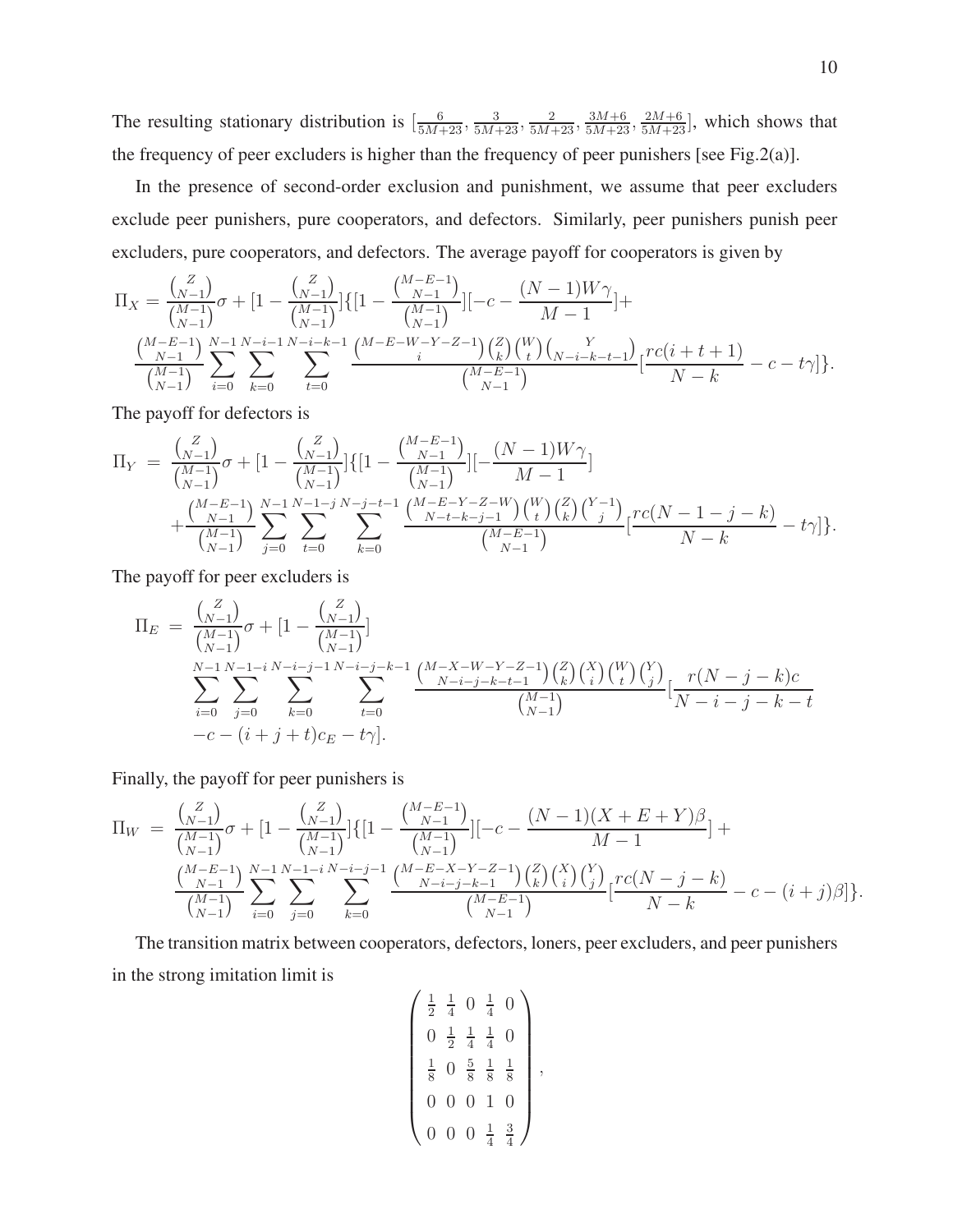The resulting stationary distribution is $[\frac{6}{5M+23}, \frac{3}{5M+23}, \frac{2}{5M+23}, \frac{3M+6}{5M+23}, \frac{2M+6}{5M+23}]$, which shows that the frequency of peer excluders is higher than the frequency of peer punishers [see Fig.2(a)].

In the presence of second-order exclusion and punishment, we assume that peer excluders exclude peer punishers, pure cooperators, and defectors. Similarly, peer punishers punish peer excluders, pure cooperators, and defectors. The average payoff for cooperators is given by

$$\Pi_X = \frac{\binom{Z}{N-1}}{\binom{M-1}{N-1}}\sigma + [1 - \frac{\binom{Z}{N-1}}{\binom{M-1}{N-1}}]\{[1 - \frac{\binom{M-E-1}{N-1}}{\binom{M-1}{N-1}}][-c - \frac{(N-1)W\gamma}{M-1}] + \frac{\binom{M-E-1}{N-1}}{\binom{M-1}{N-1}} \sum_{i=0}^{N-1} \sum_{k=0}^{N-i-1} \sum_{t=0}^{N-i-k-1} \frac{\binom{M-E-W-Y-Z-1}{i}\binom{Z}{k}\binom{W}{t}\binom{Y}{N-i-k-t-1}}{\binom{M-E-1}{N-1}}[\frac{rc(i+t+1)}{N-k} - c - t\gamma]\}.$$

The payoff for defectors is

$$\Pi_Y = \frac{\binom{Z}{N-1}}{\binom{M-1}{N-1}}\sigma + [1 - \frac{\binom{Z}{N-1}}{\binom{M-1}{N-1}}]\{[1 - \frac{\binom{M-E-1}{N-1}}{\binom{M-1}{N-1}}][-\frac{(N-1)W\gamma}{M-1}] + \frac{\binom{M-E-1}{N-1}}{\binom{M-1}{N-1}} \sum_{j=0}^{N-1} \sum_{t=0}^{N-1-j} \sum_{k=0}^{N-j-t-1} \frac{\binom{M-E-Y-Z-W}{N-t-k-j-1}\binom{W}{t}\binom{Z}{k}\binom{Y-1}{j}}{\binom{M-E-1}{N-1}}[\frac{rc(N-1-j-k)}{N-k} - t\gamma]\}.$$

The payoff for peer excluders is

$$\Pi_E = \frac{\binom{Z}{N-1}}{\binom{M-1}{N-1}}\sigma + [1 - \frac{\binom{Z}{N-1}}{\binom{M-1}{N-1}}] \sum_{i=0}^{N-1} \sum_{j=0}^{N-1-i} \sum_{k=0}^{N-i-j-1} \sum_{t=0}^{N-i-j-k-1} \frac{\binom{M-X-W-Y-Z-1}{N-i-j-k-t-1}\binom{Z}{k}\binom{X}{i}\binom{W}{t}\binom{Y}{j}}{\binom{M-1}{N-1}}[\frac{r(N-j-k)c}{N-i-j-k-t} - c - (i+j+t)c_E - t\gamma].$$

Finally, the payoff for peer punishers is

$$\Pi_W = \frac{\binom{Z}{N-1}}{\binom{M-1}{N-1}}\sigma + [1 - \frac{\binom{Z}{N-1}}{\binom{M-1}{N-1}}]\{[1 - \frac{\binom{M-E-1}{N-1}}{\binom{M-1}{N-1}}][-c - \frac{(N-1)(X+E+Y)\beta}{M-1}] + \frac{\binom{M-E-1}{N-1}}{\binom{M-1}{N-1}} \sum_{i=0}^{N-1} \sum_{j=0}^{N-1-i} \sum_{k=0}^{N-i-j-1} \frac{\binom{M-E-X-Y-Z-1}{N-i-j-k-1}\binom{Z}{k}\binom{X}{i}\binom{Y}{j}}{\binom{M-E-1}{N-1}}[\frac{rc(N-j-k)}{N-k} - c - (i+j)\beta]\}.$$

The transition matrix between cooperators, defectors, loners, peer excluders, and peer punishers in the strong imitation limit is

$$\begin{pmatrix} \frac{1}{2} & \frac{1}{4} & 0 & \frac{1}{4} & 0 \\ 0 & \frac{1}{2} & \frac{1}{4} & \frac{1}{4} & 0 \\ \frac{1}{8} & 0 & \frac{5}{8} & \frac{1}{8} & \frac{1}{8} \\ 0 & 0 & 0 & 1 & 0 \\ 0 & 0 & 0 & \frac{1}{4} & \frac{3}{4} \end{pmatrix},$$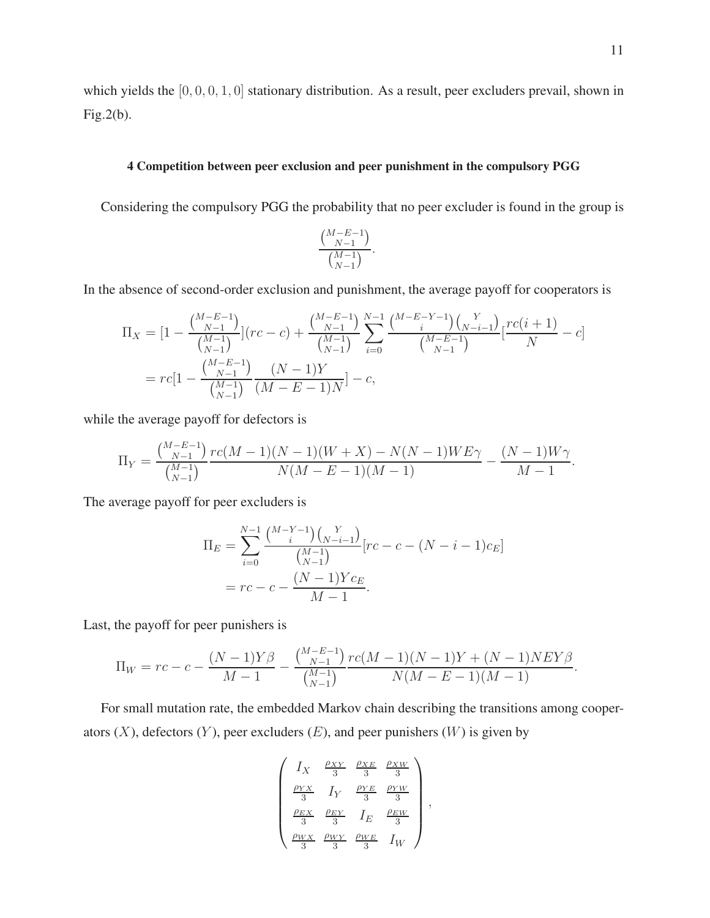which yields the $[0, 0, 0, 1, 0]$ stationary distribution. As a result, peer excluders prevail, shown in Fig.2(b).

#### 4 Competition between peer exclusion and peer punishment in the compulsory PGG

Considering the compulsory PGG the probability that no peer excluder is found in the group is

$$\frac{\binom{M-E-1}{N-1}}{\binom{M-1}{N-1}}.$$

In the absence of second-order exclusion and punishment, the average payoff for cooperators is

$$\begin{aligned}
\Pi_X &= [1 - \frac{\binom{M-E-1}{N-1}}{\binom{M-1}{N-1}}](rc - c) + \frac{\binom{M-E-1}{N-1}}{\binom{M-1}{N-1}} \sum_{i=0}^{N-1} \frac{\binom{M-E-Y-1}{i}\binom{Y}{N-i-1}}{\binom{M-E-1}{N-1}} [\frac{rc(i+1)}{N} - c] \\
&= rc[1 - \frac{\binom{M-E-1}{N-1}}{\binom{M-1}{N-1}} \frac{(N-1)Y}{(M-E-1)N}] - c,
\end{aligned}$$

while the average payoff for defectors is

$$\Pi_Y = \frac{\binom{M-E-1}{N-1}}{\binom{M-1}{N-1}} \frac{rc(M-1)(N-1)(W+X) - N(N-1)WE\gamma}{N(M-E-1)(M-1)} - \frac{(N-1)W\gamma}{M-1}.$$

The average payoff for peer excluders is

$$\begin{aligned}
\Pi_E &= \sum_{i=0}^{N-1} \frac{\binom{M-Y-1}{i}\binom{Y}{N-i-1}}{\binom{M-1}{N-1}} [rc - c - (N-i-1)c_E] \\
&= rc - c - \frac{(N-1)Yc_E}{M-1}.
\end{aligned}$$

Last, the payoff for peer punishers is

$$\Pi_W = rc - c - \frac{(N-1)Y\beta}{M-1} - \frac{\binom{M-E-1}{N-1}}{\binom{M-1}{N-1}} \frac{rc(M-1)(N-1)Y + (N-1)NEY\beta}{N(M-E-1)(M-1)}.$$

For small mutation rate, the embedded Markov chain describing the transitions among cooperators ($X$), defectors ($Y$), peer excluders ($E$), and peer punishers ($W$) is given by

$$\begin{pmatrix}
I_X & \frac{\rho_{XY}}{3} & \frac{\rho_{XE}}{3} & \frac{\rho_{XW}}{3} \\
\frac{\rho_{YX}}{3} & I_Y & \frac{\rho_{YE}}{3} & \frac{\rho_{YW}}{3} \\
\frac{\rho_{EX}}{3} & \frac{\rho_{EY}}{3} & I_E & \frac{\rho_{EW}}{3} \\
\frac{\rho_{WX}}{3} & \frac{\rho_{WY}}{3} & \frac{\rho_{WE}}{3} & I_W
\end{pmatrix},$$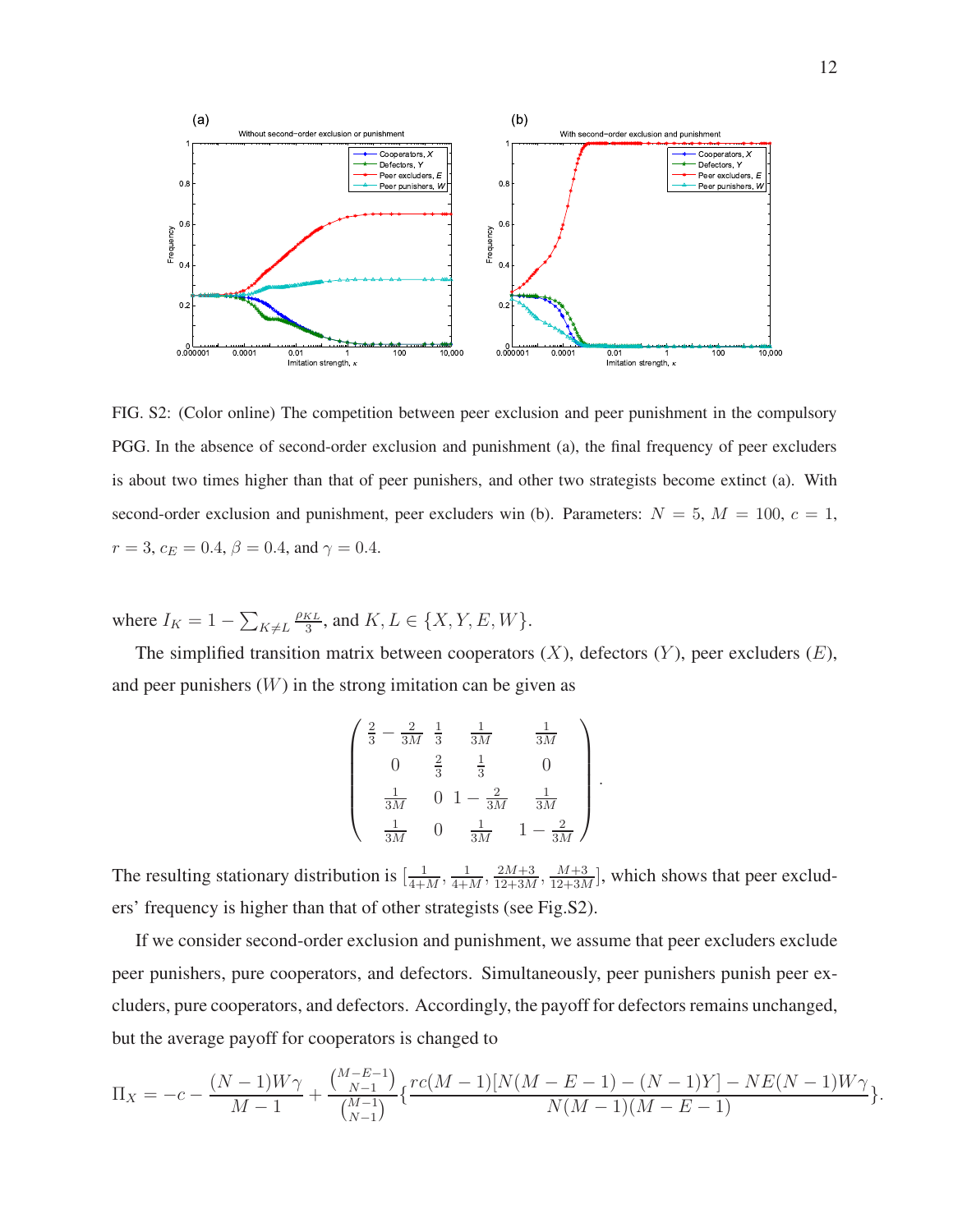FIG. S2: (Color online) The competition between peer exclusion and peer punishment in the compulsory PGG. In the absence of second-order exclusion and punishment (a), the final frequency of peer excluders is about two times higher than that of peer punishers, and other two strategists become extinct (a). With second-order exclusion and punishment, peer excluders win (b). Parameters: $N = 5$, $M = 100$, $c = 1$, $r = 3$, $c_E = 0.4$, $\beta = 0.4$, and $\gamma = 0.4$.

where $I_K = 1 - \sum_{K \neq L} \frac{\rho_{KL}}{3}$, and $K, L \in \{X, Y, E, W\}$.

The simplified transition matrix between cooperators ($X$), defectors ($Y$), peer excluders ($E$), and peer punishers ($W$) in the strong imitation can be given as

$$\begin{pmatrix} \frac{2}{3} - \frac{2}{3M} & \frac{1}{3} & \frac{1}{3M} & \frac{1}{3M} \\ 0 & \frac{2}{3} & \frac{1}{3} & 0 \\ \frac{1}{3M} & 0 & 1 - \frac{2}{3M} & \frac{1}{3M} \\ \frac{1}{3M} & 0 & \frac{1}{3M} & 1 - \frac{2}{3M} \end{pmatrix}.$$

The resulting stationary distribution is $[\frac{1}{4+M}, \frac{1}{4+M}, \frac{2M+3}{12+3M}, \frac{M+3}{12+3M}]$, which shows that peer excluders' frequency is higher than that of other strategists (see Fig.S2).

If we consider second-order exclusion and punishment, we assume that peer excluders exclude peer punishers, pure cooperators, and defectors. Simultaneously, peer punishers punish peer excluders, pure cooperators, and defectors. Accordingly, the payoff for defectors remains unchanged, but the average payoff for cooperators is changed to

$$\Pi_X = -c - \frac{(N-1)W\gamma}{M-1} + \frac{\binom{M-E-1}{N-1}}{\binom{M-1}{N-1}} \{ \frac{rc(M-1)[N(M-E-1) - (N-1)Y] - NE(N-1)W\gamma}{N(M-1)(M-E-1)} \}.$$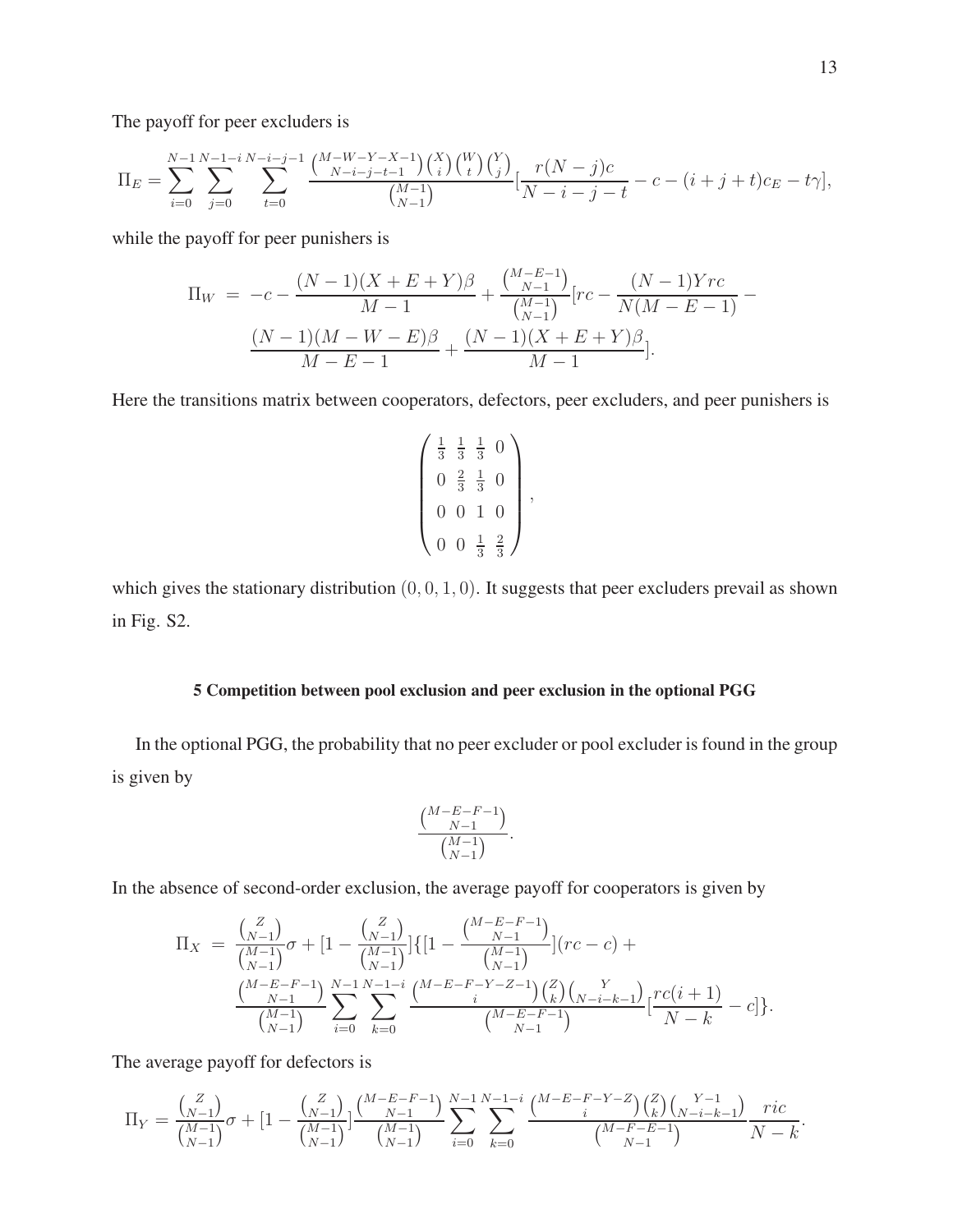The payoff for peer excluders is

$$\Pi_E = \sum_{i=0}^{N-1} \sum_{j=0}^{N-1-i} \sum_{t=0}^{N-i-j-1} \frac{\binom{M-W-Y-X-1}{N-i-j-t-1}\binom{X}{i}\binom{W}{t}\binom{Y}{j}}{\binom{M-1}{N-1}} [\frac{r(N-j)c}{N-i-j-t} - c - (i+j+t)c_E - t\gamma],$$

while the payoff for peer punishers is

$$\begin{aligned}
\Pi_W &= -c - \frac{(N-1)(X+E+Y)\beta}{M-1} + \frac{\binom{M-E-1}{N-1}}{\binom{M-1}{N-1}}[rc - \frac{(N-1)Yrc}{N(M-E-1)} - \\
&\quad \frac{(N-1)(M-W-E)\beta}{M-E-1} + \frac{(N-1)(X+E+Y)\beta}{M-1}].
\end{aligned}$$

Here the transitions matrix between cooperators, defectors, peer excluders, and peer punishers is

$$\begin{pmatrix} \frac{1}{3} & \frac{1}{3} & \frac{1}{3} & 0 \\ 0 & \frac{2}{3} & \frac{1}{3} & 0 \\ 0 & 0 & 1 & 0 \\ 0 & 0 & \frac{1}{3} & \frac{2}{3} \end{pmatrix},$$

which gives the stationary distribution $(0, 0, 1, 0)$. It suggests that peer excluders prevail as shown in Fig. S2.

### 5 Competition between pool exclusion and peer exclusion in the optional PGG

In the optional PGG, the probability that no peer excluder or pool excluder is found in the group is given by

$$\frac{\binom{M-E-F-1}{N-1}}{\binom{M-1}{N-1}}.$$

In the absence of second-order exclusion, the average payoff for cooperators is given by

$$\begin{aligned}
\Pi_X &= \frac{\binom{Z}{N-1}}{\binom{M-1}{N-1}}\sigma + [1 - \frac{\binom{Z}{N-1}}{\binom{M-1}{N-1}}]\{[1 - \frac{\binom{M-E-F-1}{N-1}}{\binom{M-1}{N-1}}](rc - c) + \\
&\quad \frac{\binom{M-E-F-1}{N-1}}{\binom{M-1}{N-1}} \sum_{i=0}^{N-1} \sum_{k=0}^{N-1-i} \frac{\binom{M-E-F-Y-Z-1}{i}\binom{Z}{k}\binom{Y}{N-i-k-1}}{\binom{M-E-F-1}{N-1}} [\frac{rc(i+1)}{N-k} - c]\}.
\end{aligned}$$

The average payoff for defectors is

$$\Pi_Y = \frac{\binom{Z}{N-1}}{\binom{M-1}{N-1}}\sigma + [1 - \frac{\binom{Z}{N-1}}{\binom{M-1}{N-1}}] \frac{\binom{M-E-F-1}{N-1}}{\binom{M-1}{N-1}} \sum_{i=0}^{N-1} \sum_{k=0}^{N-1-i} \frac{\binom{M-E-F-Y-Z}{i}\binom{Z}{k}\binom{Y-1}{N-i-k-1}}{\binom{M-F-E-1}{N-1}} \frac{ric}{N-k}.$$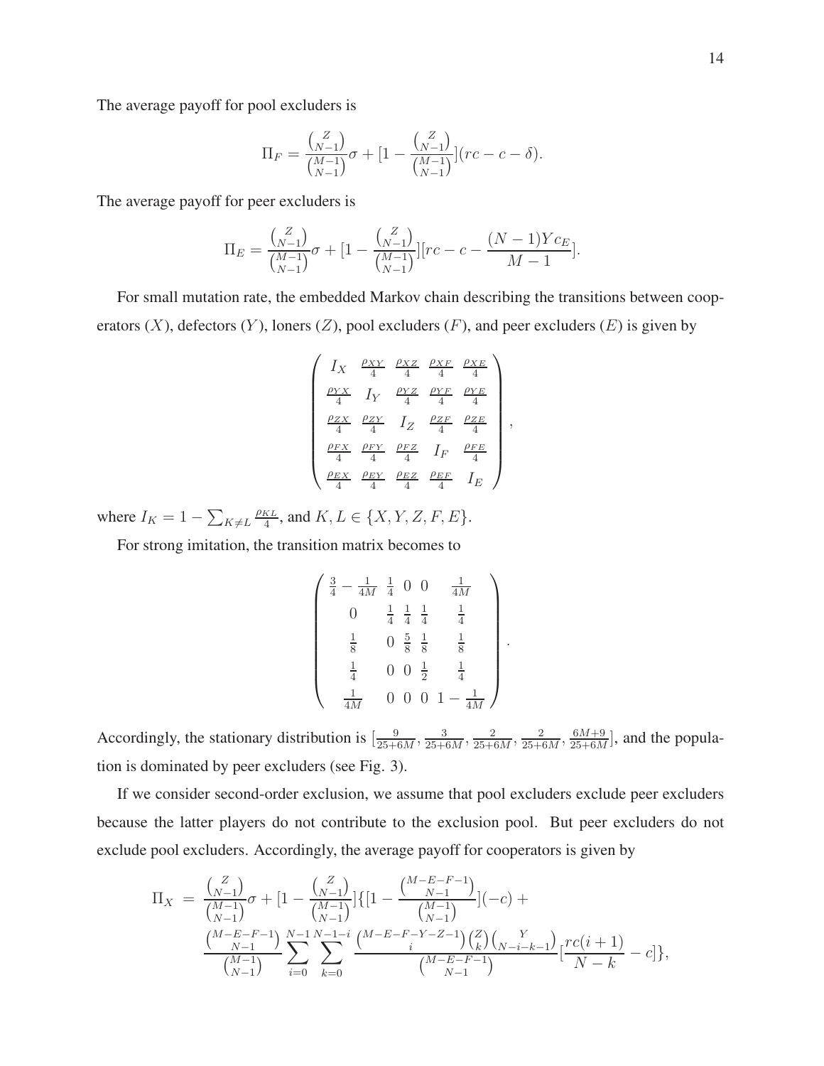The average payoff for pool excluders is

$$\Pi_F = \frac{\binom{Z}{N-1}}{\binom{M-1}{N-1}}\sigma + [1 - \frac{\binom{Z}{N-1}}{\binom{M-1}{N-1}}](rc - c - \delta).$$

The average payoff for peer excluders is

$$\Pi_E = \frac{\binom{Z}{N-1}}{\binom{M-1}{N-1}}\sigma + [1 - \frac{\binom{Z}{N-1}}{\binom{M-1}{N-1}}][rc - c - \frac{(N-1)Yc_E}{M-1}].$$

For small mutation rate, the embedded Markov chain describing the transitions between cooperators ($X$), defectors ($Y$), loners ($Z$), pool excluders ($F$), and peer excluders ($E$) is given by

$$\begin{pmatrix} I_X & \frac{\rho_{XY}}{4} & \frac{\rho_{XZ}}{4} & \frac{\rho_{XF}}{4} & \frac{\rho_{XE}}{4} \\ \frac{\rho_{YX}}{4} & I_Y & \frac{\rho_{YZ}}{4} & \frac{\rho_{YF}}{4} & \frac{\rho_{YE}}{4} \\ \frac{\rho_{ZX}}{4} & \frac{\rho_{ZY}}{4} & I_Z & \frac{\rho_{ZF}}{4} & \frac{\rho_{ZE}}{4} \\ \frac{\rho_{FX}}{4} & \frac{\rho_{FY}}{4} & \frac{\rho_{FZ}}{4} & I_F & \frac{\rho_{FE}}{4} \\ \frac{\rho_{EX}}{4} & \frac{\rho_{EY}}{4} & \frac{\rho_{EZ}}{4} & \frac{\rho_{EF}}{4} & I_E \end{pmatrix},$$

where $I_K = 1 - \sum_{K \neq L} \frac{\rho_{KL}}{4}$, and $K, L \in \{X, Y, Z, F, E\}$.

For strong imitation, the transition matrix becomes to

$$\begin{pmatrix} \frac{3}{4} - \frac{1}{4M} & \frac{1}{4} & 0 & 0 & \frac{1}{4M} \\ 0 & \frac{1}{4} & \frac{1}{4} & \frac{1}{4} & \frac{1}{4} \\ \frac{1}{8} & 0 & \frac{5}{8} & \frac{1}{8} & \frac{1}{8} \\ \frac{1}{4} & 0 & 0 & \frac{1}{2} & \frac{1}{4} \\ \frac{1}{4M} & 0 & 0 & 0 & 1 - \frac{1}{4M} \end{pmatrix}.$$

Accordingly, the stationary distribution is $[\frac{9}{25+6M}, \frac{3}{25+6M}, \frac{2}{25+6M}, \frac{2}{25+6M}, \frac{6M+9}{25+6M}]$, and the population is dominated by peer excluders (see Fig. 3).

If we consider second-order exclusion, we assume that pool excluders exclude peer excluders because the latter players do not contribute to the exclusion pool. But peer excluders do not exclude pool excluders. Accordingly, the average payoff for cooperators is given by

$$\begin{aligned} \Pi_X = & \frac{\binom{Z}{N-1}}{\binom{M-1}{N-1}}\sigma + [1 - \frac{\binom{Z}{N-1}}{\binom{M-1}{N-1}}]\{[1 - \frac{\binom{M-E-F-1}{N-1}}{\binom{M-1}{N-1}}](-c) + \\ & \frac{\binom{M-E-F-1}{N-1}}{\binom{M-1}{N-1}} \sum_{i=0}^{N-1} \sum_{k=0}^{N-1-i} \frac{\binom{M-E-F-Y-Z-1}{i}\binom{Z}{k}\binom{Y}{N-i-k-1}}{\binom{M-E-F-1}{N-1}} [\frac{rc(i+1)}{N-k} - c]\}, \end{aligned}$$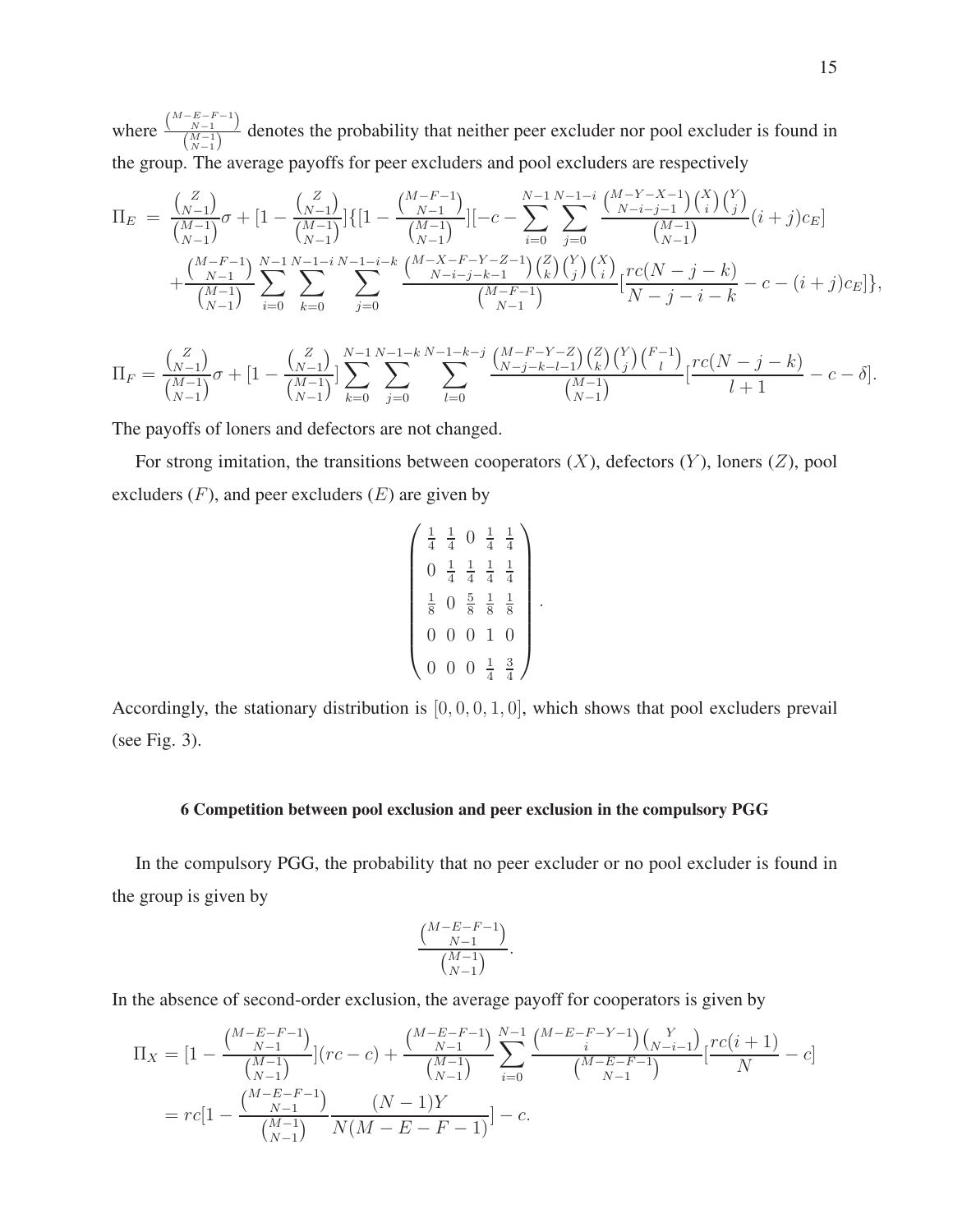where $\frac{\binom{M-E-F-1}{N-1}}{\binom{M-1}{N-1}}$ denotes the probability that neither peer excluder nor pool excluder is found in the group. The average payoffs for peer excluders and pool excluders are respectively

$$
\begin{aligned}
\Pi_E \ = \ & \frac{\binom{Z}{N-1}}{\binom{M-1}{N-1}}\sigma + [1 - \frac{\binom{Z}{N-1}}{\binom{M-1}{N-1}}]\{[1 - \frac{\binom{M-F-1}{N-1}}{\binom{M-1}{N-1}}][-c - \sum_{i=0}^{N-1}\sum_{j=0}^{N-1-i} \frac{\binom{M-Y-X-1}{N-i-j-1}\binom{X}{i}\binom{Y}{j}}{\binom{M-1}{N-1}}(i+j)c_E] \\
& + \frac{\binom{M-F-1}{N-1}}{\binom{M-1}{N-1}} \sum_{i=0}^{N-1}\sum_{k=0}^{N-1-i}\sum_{j=0}^{N-1-i-k} \frac{\binom{M-X-F-Y-Z-1}{N-i-j-k-1}\binom{Z}{k}\binom{Y}{j}\binom{X}{i}}{\binom{M-F-1}{N-1}}[\frac{rc(N-j-k)}{N-j-i-k} - c - (i+j)c_E]\},
\end{aligned}
$$

$$
\Pi_F = \frac{\binom{Z}{N-1}}{\binom{M-1}{N-1}}\sigma + [1 - \frac{\binom{Z}{N-1}}{\binom{M-1}{N-1}}] \sum_{k=0}^{N-1}\sum_{j=0}^{N-1-k}\sum_{l=0}^{N-1-k-j} \frac{\binom{M-F-Y-Z}{N-j-k-l-1}\binom{Z}{k}\binom{Y}{j}\binom{F-1}{l}}{\binom{M-1}{N-1}}[\frac{rc(N-j-k)}{l+1} - c - \delta].
$$

The payoffs of loners and defectors are not changed.

For strong imitation, the transitions between cooperators ($X$), defectors ($Y$), loners ($Z$), pool excluders ($F$), and peer excluders ($E$) are given by

$$
\begin{pmatrix}
\frac{1}{4} & \frac{1}{4} & 0 & \frac{1}{4} & \frac{1}{4} \\
0 & \frac{1}{4} & \frac{1}{4} & \frac{1}{4} & \frac{1}{4} \\
\frac{1}{8} & 0 & \frac{5}{8} & \frac{1}{8} & \frac{1}{8} \\
0 & 0 & 0 & 1 & 0 \\
0 & 0 & 0 & \frac{1}{4} & \frac{3}{4}
\end{pmatrix}.
$$

Accordingly, the stationary distribution is $[0, 0, 0, 1, 0]$, which shows that pool excluders prevail (see Fig. 3).

## 6 Competition between pool exclusion and peer exclusion in the compulsory PGG

In the compulsory PGG, the probability that no peer excluder or no pool excluder is found in the group is given by

$$
\frac{\binom{M-E-F-1}{N-1}}{\binom{M-1}{N-1}}.
$$

In the absence of second-order exclusion, the average payoff for cooperators is given by

$$
\begin{aligned}
\Pi_X &= [1 - \frac{\binom{M-E-F-1}{N-1}}{\binom{M-1}{N-1}}](rc - c) + \frac{\binom{M-E-F-1}{N-1}}{\binom{M-1}{N-1}} \sum_{i=0}^{N-1} \frac{\binom{M-E-F-Y-1}{i}\binom{Y}{N-i-1}}{\binom{M-E-F-1}{N-1}}[\frac{rc(i+1)}{N} - c] \\
&= rc[1 - \frac{\binom{M-E-F-1}{N-1}}{\binom{M-1}{N-1}} \frac{(N-1)Y}{N(M-E-F-1)}] - c.
\end{aligned}
$$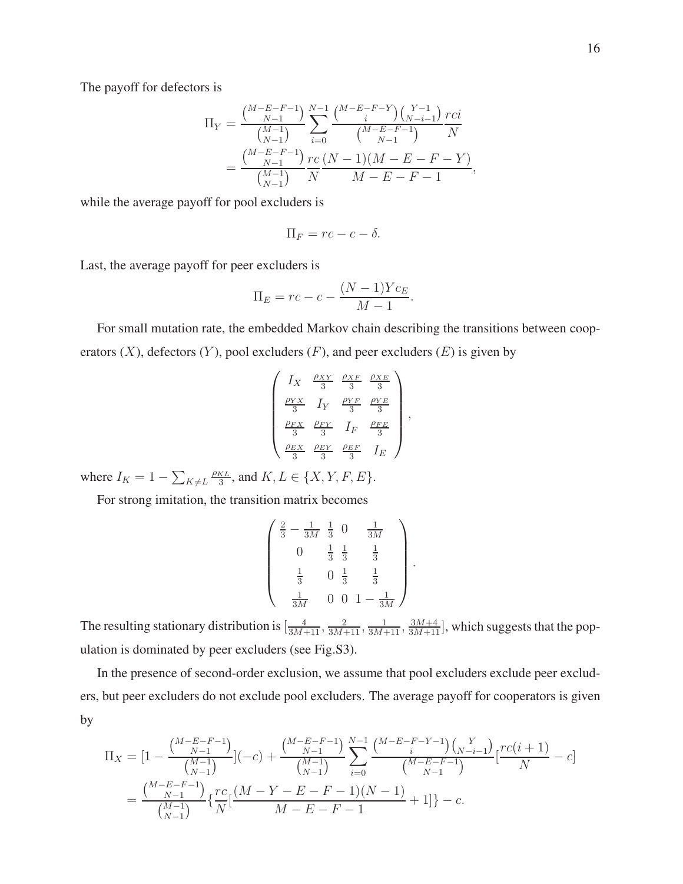The payoff for defectors is

$$
\begin{aligned}
\Pi_Y &= \frac{\binom{M-E-F-1}{N-1}}{\binom{M-1}{N-1}} \sum_{i=0}^{N-1} \frac{\binom{M-E-F-Y}{i}\binom{Y-1}{N-i-1}}{\binom{M-E-F-1}{N-1}} \frac{rci}{N} \\
&= \frac{\binom{M-E-F-1}{N-1}}{\binom{M-1}{N-1}} \frac{rc}{N} \frac{(N-1)(M-E-F-Y)}{M-E-F-1},
\end{aligned}
$$

while the average payoff for pool excluders is

$$
\Pi_F = rc - c - \delta.
$$

Last, the average payoff for peer excluders is

$$
\Pi_E = rc - c - \frac{(N-1)Yc_E}{M-1}.
$$

For small mutation rate, the embedded Markov chain describing the transitions between cooperators ($X$), defectors ($Y$), pool excluders ($F$), and peer excluders ($E$) is given by

$$
\begin{pmatrix}
I_X & \frac{\rho_{XY}}{3} & \frac{\rho_{XF}}{3} & \frac{\rho_{XE}}{3} \\
\frac{\rho_{YX}}{3} & I_Y & \frac{\rho_{YF}}{3} & \frac{\rho_{YE}}{3} \\
\frac{\rho_{FX}}{3} & \frac{\rho_{FY}}{3} & I_F & \frac{\rho_{FE}}{3} \\
\frac{\rho_{EX}}{3} & \frac{\rho_{EY}}{3} & \frac{\rho_{EF}}{3} & I_E
\end{pmatrix},
$$

where $I_K = 1 - \sum_{K \neq L} \frac{\rho_{KL}}{3}$, and $K, L \in \{X, Y, F, E\}$.

For strong imitation, the transition matrix becomes

$$
\begin{pmatrix}
\frac{2}{3} - \frac{1}{3M} & \frac{1}{3} & 0 & \frac{1}{3M} \\
0 & \frac{1}{3} & \frac{1}{3} & \frac{1}{3} \\
\frac{1}{3} & 0 & \frac{1}{3} & \frac{1}{3} \\
\frac{1}{3M} & 0 & 0 & 1 - \frac{1}{3M}
\end{pmatrix}.
$$

The resulting stationary distribution is $[\frac{4}{3M+11}, \frac{2}{3M+11}, \frac{1}{3M+11}, \frac{3M+4}{3M+11}]$, which suggests that the population is dominated by peer excluders (see Fig.S3).

In the presence of second-order exclusion, we assume that pool excluders exclude peer excluders, but peer excluders do not exclude pool excluders. The average payoff for cooperators is given by

$$
\begin{aligned}
\Pi_X &= [1 - \frac{\binom{M-E-F-1}{N-1}}{\binom{M-1}{N-1}}](-c) + \frac{\binom{M-E-F-1}{N-1}}{\binom{M-1}{N-1}} \sum_{i=0}^{N-1} \frac{\binom{M-E-F-Y-1}{i}\binom{Y}{N-i-1}}{\binom{M-E-F-1}{N-1}} [\frac{rc(i+1)}{N} - c] \\
&= \frac{\binom{M-E-F-1}{N-1}}{\binom{M-1}{N-1}} \{\frac{rc}{N}[\frac{(M-Y-E-F-1)(N-1)}{M-E-F-1} + 1]\} - c.
\end{aligned}
$$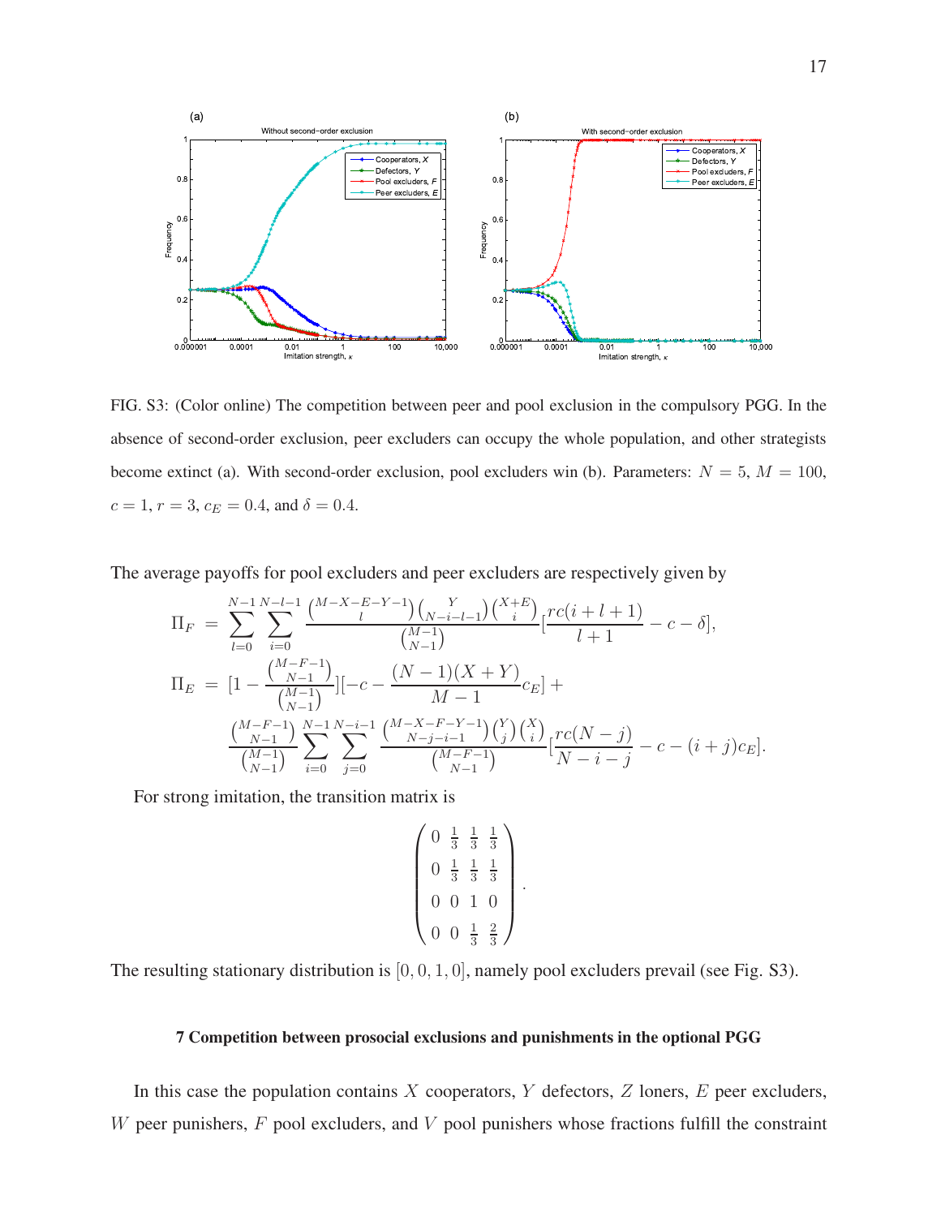FIG. S3: (Color online) The competition between peer and pool exclusion in the compulsory PGG. In the absence of second-order exclusion, peer excluders can occupy the whole population, and other strategists become extinct (a). With second-order exclusion, pool excluders win (b). Parameters: $N = 5$, $M = 100$, $c = 1$, $r = 3$, $c_E = 0.4$, and $\delta = 0.4$.

The average payoffs for pool excluders and peer excluders are respectively given by

$$\Pi_F = \sum_{l=0}^{N-1}\sum_{i=0}^{N-l-1} \frac{\binom{M-X-E-Y-1}{l}\binom{Y}{N-i-l-1}\binom{X+E}{i}}{\binom{M-1}{N-1}}[\frac{rc(i+l+1)}{l+1} - c - \delta],$$

$$\Pi_E = [1 - \frac{\binom{M-F-1}{N-1}}{\binom{M-1}{N-1}}][-c - \frac{(N-1)(X+Y)}{M-1}c_E] + \frac{\binom{M-F-1}{N-1}}{\binom{M-1}{N-1}} \sum_{i=0}^{N-1}\sum_{j=0}^{N-i-1} \frac{\binom{M-X-F-Y-1}{N-j-i-1}\binom{Y}{j}\binom{X}{i}}{\binom{M-F-1}{N-1}}[\frac{rc(N-j)}{N-i-j} - c - (i+j)c_E].$$

For strong imitation, the transition matrix is

$$\begin{pmatrix} 0 & \frac{1}{3} & \frac{1}{3} & \frac{1}{3} \\ 0 & \frac{1}{3} & \frac{1}{3} & \frac{1}{3} \\ 0 & 0 & 1 & 0 \\ 0 & 0 & \frac{1}{3} & \frac{2}{3} \end{pmatrix}.$$

The resulting stationary distribution is $[0, 0, 1, 0]$, namely pool excluders prevail (see Fig. S3).

### 7 Competition between prosocial exclusions and punishments in the optional PGG

In this case the population contains $X$ cooperators, $Y$ defectors, $Z$ loners, $E$ peer excluders, $W$ peer punishers, $F$ pool excluders, and $V$ pool punishers whose fractions fulfill the constraint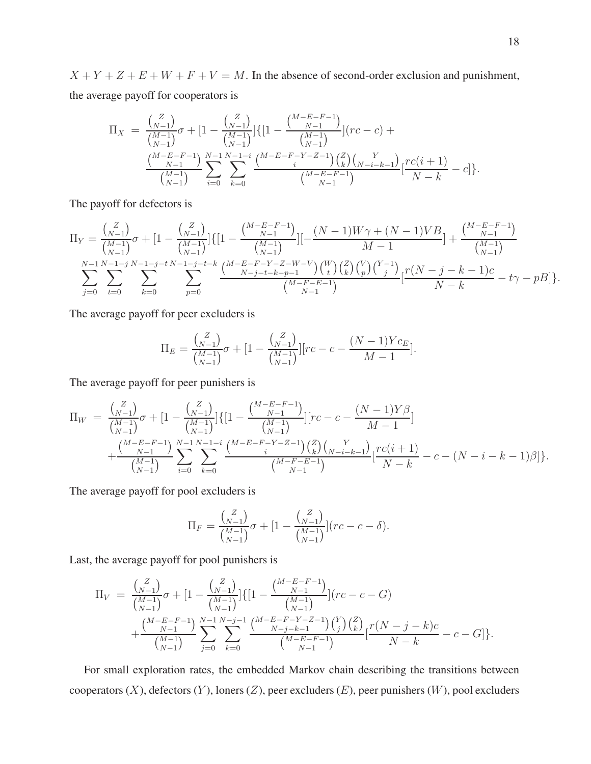$X + Y + Z + E + W + F + V = M$. In the absence of second-order exclusion and punishment, the average payoff for cooperators is

$$\begin{aligned}
\Pi_X \;=\; & \frac{\binom{Z}{N-1}}{\binom{M-1}{N-1}}\sigma + [1 - \frac{\binom{Z}{N-1}}{\binom{M-1}{N-1}}]\{[1 - \frac{\binom{M-E-F-1}{N-1}}{\binom{M-1}{N-1}}](rc - c) + \\
& \frac{\binom{M-E-F-1}{N-1}}{\binom{M-1}{N-1}} \sum_{i=0}^{N-1} \sum_{k=0}^{N-1-i} \frac{\binom{M-E-F-Y-Z-1}{i}\binom{Z}{k}\binom{Y}{N-i-k-1}}{\binom{M-E-F-1}{N-1}} [\frac{rc(i+1)}{N-k} - c]\}.
\end{aligned}$$

The payoff for defectors is

$$\begin{aligned}
\Pi_Y = & \frac{\binom{Z}{N-1}}{\binom{M-1}{N-1}}\sigma + [1 - \frac{\binom{Z}{N-1}}{\binom{M-1}{N-1}}]\{[1 - \frac{\binom{M-E-F-1}{N-1}}{\binom{M-1}{N-1}}][-\frac{(N-1)W\gamma + (N-1)VB}{M-1}] + \frac{\binom{M-E-F-1}{N-1}}{\binom{M-1}{N-1}} \\
& \sum_{j=0}^{N-1} \sum_{t=0}^{N-1-j} \sum_{k=0}^{N-1-j-t} \sum_{p=0}^{N-1-j-t-k} \frac{\binom{M-E-F-Y-Z-W-V}{N-j-t-k-p-1}\binom{W}{t}\binom{Z}{k}\binom{V}{p}\binom{Y-1}{j}}{\binom{M-F-E-1}{N-1}} [\frac{r(N-j-k-1)c}{N-k} - t\gamma - pB]\}.
\end{aligned}$$

The average payoff for peer excluders is

$$\Pi_E = \frac{\binom{Z}{N-1}}{\binom{M-1}{N-1}}\sigma + [1 - \frac{\binom{Z}{N-1}}{\binom{M-1}{N-1}}][rc - c - \frac{(N-1)Yc_E}{M-1}].$$

The average payoff for peer punishers is

$$\begin{aligned}
\Pi_W \;=\; & \frac{\binom{Z}{N-1}}{\binom{M-1}{N-1}}\sigma + [1 - \frac{\binom{Z}{N-1}}{\binom{M-1}{N-1}}]\{[1 - \frac{\binom{M-E-F-1}{N-1}}{\binom{M-1}{N-1}}][rc - c - \frac{(N-1)Y\beta}{M-1}] \\
& + \frac{\binom{M-E-F-1}{N-1}}{\binom{M-1}{N-1}} \sum_{i=0}^{N-1} \sum_{k=0}^{N-1-i} \frac{\binom{M-E-F-Y-Z-1}{i}\binom{Z}{k}\binom{Y}{N-i-k-1}}{\binom{M-F-E-1}{N-1}} [\frac{rc(i+1)}{N-k} - c - (N-i-k-1)\beta]\}.
\end{aligned}$$

The average payoff for pool excluders is

$$\Pi_F = \frac{\binom{Z}{N-1}}{\binom{M-1}{N-1}}\sigma + [1 - \frac{\binom{Z}{N-1}}{\binom{M-1}{N-1}}](rc - c - \delta).$$

Last, the average payoff for pool punishers is

$$\begin{aligned}
\Pi_V \;=\; & \frac{\binom{Z}{N-1}}{\binom{M-1}{N-1}}\sigma + [1 - \frac{\binom{Z}{N-1}}{\binom{M-1}{N-1}}]\{[1 - \frac{\binom{M-E-F-1}{N-1}}{\binom{M-1}{N-1}}](rc - c - G) \\
& + \frac{\binom{M-E-F-1}{N-1}}{\binom{M-1}{N-1}} \sum_{j=0}^{N-1} \sum_{k=0}^{N-j-1} \frac{\binom{M-E-F-Y-Z-1}{N-j-k-1}\binom{Y}{j}\binom{Z}{k}}{\binom{M-E-F-1}{N-1}} [\frac{r(N-j-k)c}{N-k} - c - G]\}.
\end{aligned}$$

For small exploration rates, the embedded Markov chain describing the transitions between cooperators ($X$), defectors ($Y$), loners ($Z$), peer excluders ($E$), peer punishers ($W$), pool excluders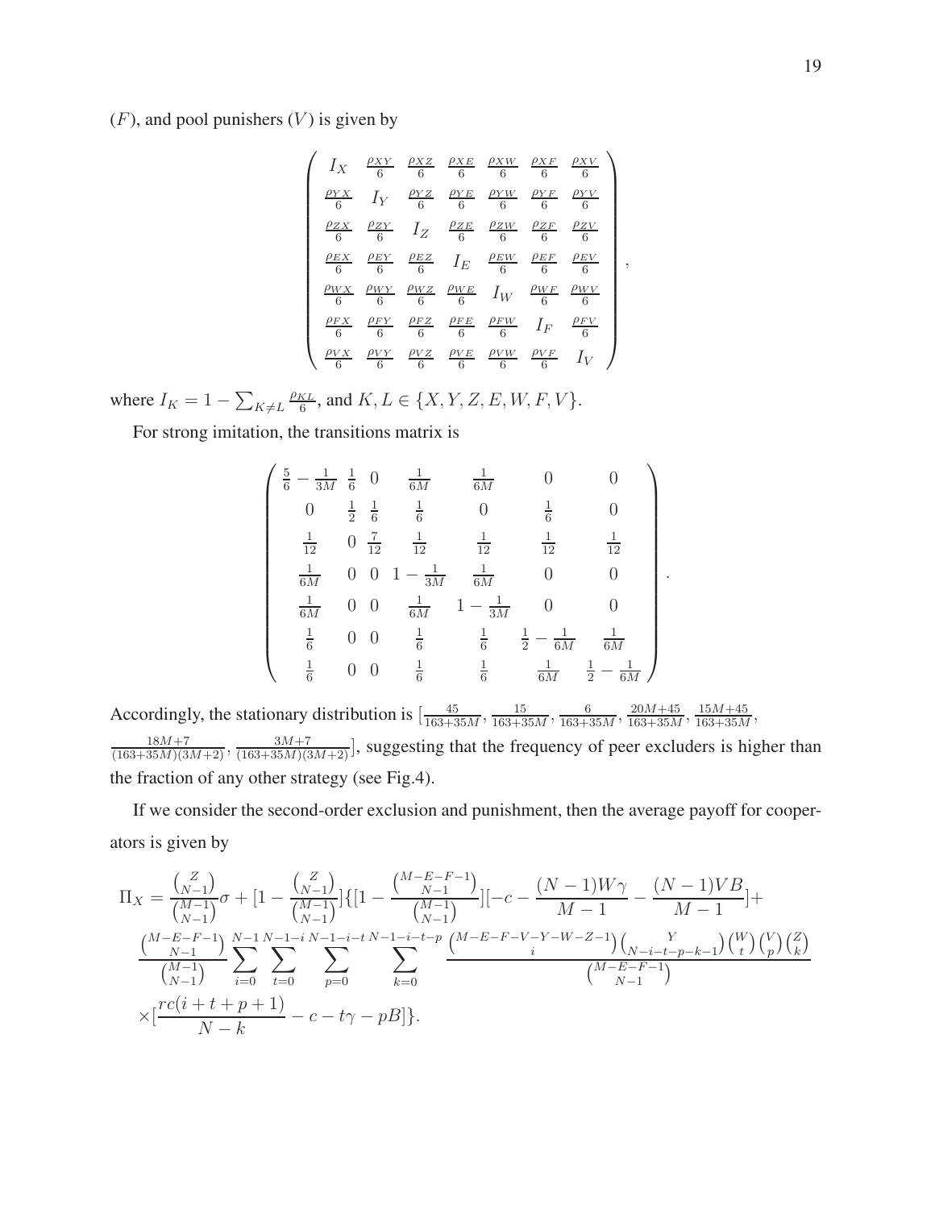$(F)$, and pool punishers $(V)$ is given by

$$
\begin{pmatrix}
I_X & \frac{\rho_{XY}}{6} & \frac{\rho_{XZ}}{6} & \frac{\rho_{XE}}{6} & \frac{\rho_{XW}}{6} & \frac{\rho_{XF}}{6} & \frac{\rho_{XV}}{6} \\
\frac{\rho_{YX}}{6} & I_Y & \frac{\rho_{YZ}}{6} & \frac{\rho_{YE}}{6} & \frac{\rho_{YW}}{6} & \frac{\rho_{YF}}{6} & \frac{\rho_{YV}}{6} \\
\frac{\rho_{ZX}}{6} & \frac{\rho_{ZY}}{6} & I_Z & \frac{\rho_{ZE}}{6} & \frac{\rho_{ZW}}{6} & \frac{\rho_{ZF}}{6} & \frac{\rho_{ZV}}{6} \\
\frac{\rho_{EX}}{6} & \frac{\rho_{EY}}{6} & \frac{\rho_{EZ}}{6} & I_E & \frac{\rho_{EW}}{6} & \frac{\rho_{EF}}{6} & \frac{\rho_{EV}}{6} \\
\frac{\rho_{WX}}{6} & \frac{\rho_{WY}}{6} & \frac{\rho_{WZ}}{6} & \frac{\rho_{WE}}{6} & I_W & \frac{\rho_{WF}}{6} & \frac{\rho_{WV}}{6} \\
\frac{\rho_{FX}}{6} & \frac{\rho_{FY}}{6} & \frac{\rho_{FZ}}{6} & \frac{\rho_{FE}}{6} & \frac{\rho_{FW}}{6} & I_F & \frac{\rho_{FV}}{6} \\
\frac{\rho_{VX}}{6} & \frac{\rho_{VY}}{6} & \frac{\rho_{VZ}}{6} & \frac{\rho_{VE}}{6} & \frac{\rho_{VW}}{6} & \frac{\rho_{VF}}{6} & I_V
\end{pmatrix},
$$

where $I_K = 1 - \sum_{K \neq L} \frac{\rho_{KL}}{6}$, and $K, L \in \{X, Y, Z, E, W, F, V\}$.

For strong imitation, the transitions matrix is

$$
\begin{pmatrix}
\frac{5}{6} - \frac{1}{3M} & \frac{1}{6} & 0 & \frac{1}{6M} & \frac{1}{6M} & 0 & 0 \\
0 & \frac{1}{2} & \frac{1}{6} & \frac{1}{6} & 0 & \frac{1}{6} & 0 \\
\frac{1}{12} & 0 & \frac{7}{12} & \frac{1}{12} & \frac{1}{12} & \frac{1}{12} & \frac{1}{12} \\
\frac{1}{6M} & 0 & 0 & 1 - \frac{1}{3M} & \frac{1}{6M} & 0 & 0 \\
\frac{1}{6M} & 0 & 0 & \frac{1}{6M} & 1 - \frac{1}{3M} & 0 & 0 \\
\frac{1}{6} & 0 & 0 & \frac{1}{6} & \frac{1}{6} & \frac{1}{2} - \frac{1}{6M} & \frac{1}{6M} \\
\frac{1}{6} & 0 & 0 & \frac{1}{6} & \frac{1}{6} & \frac{1}{6M} & \frac{1}{2} - \frac{1}{6M}
\end{pmatrix}.
$$

Accordingly, the stationary distribution is $[\frac{45}{163+35M}, \frac{15}{163+35M}, \frac{6}{163+35M}, \frac{20M+45}{163+35M}, \frac{15M+45}{163+35M}, \frac{18M+7}{(163+35M)(3M+2)}, \frac{3M+7}{(163+35M)(3M+2)}]$, suggesting that the frequency of peer excluders is higher than the fraction of any other strategy (see Fig.4).

If we consider the second-order exclusion and punishment, then the average payoff for cooperators is given by

$$
\begin{aligned}
\Pi_X = {} & \frac{\binom{Z}{N-1}}{\binom{M-1}{N-1}}\sigma + [1 - \frac{\binom{Z}{N-1}}{\binom{M-1}{N-1}}]\{[1 - \frac{\binom{M-E-F-1}{N-1}}{\binom{M-1}{N-1}}][-c - \frac{(N-1)W\gamma}{M-1} - \frac{(N-1)VB}{M-1}] + \\
& \frac{\binom{M-E-F-1}{N-1}}{\binom{M-1}{N-1}} \sum_{i=0}^{N-1} \sum_{t=0}^{N-1-i} \sum_{p=0}^{N-1-i-t} \sum_{k=0}^{N-1-i-t-p} \frac{\binom{M-E-F-V-Y-W-Z-1}{i}\binom{Y}{N-i-t-p-k-1}\binom{W}{t}\binom{V}{p}\binom{Z}{k}}{\binom{M-E-F-1}{N-1}} \\
& \times [\frac{rc(i+t+p+1)}{N-k} - c - t\gamma - pB]\}.
\end{aligned}
$$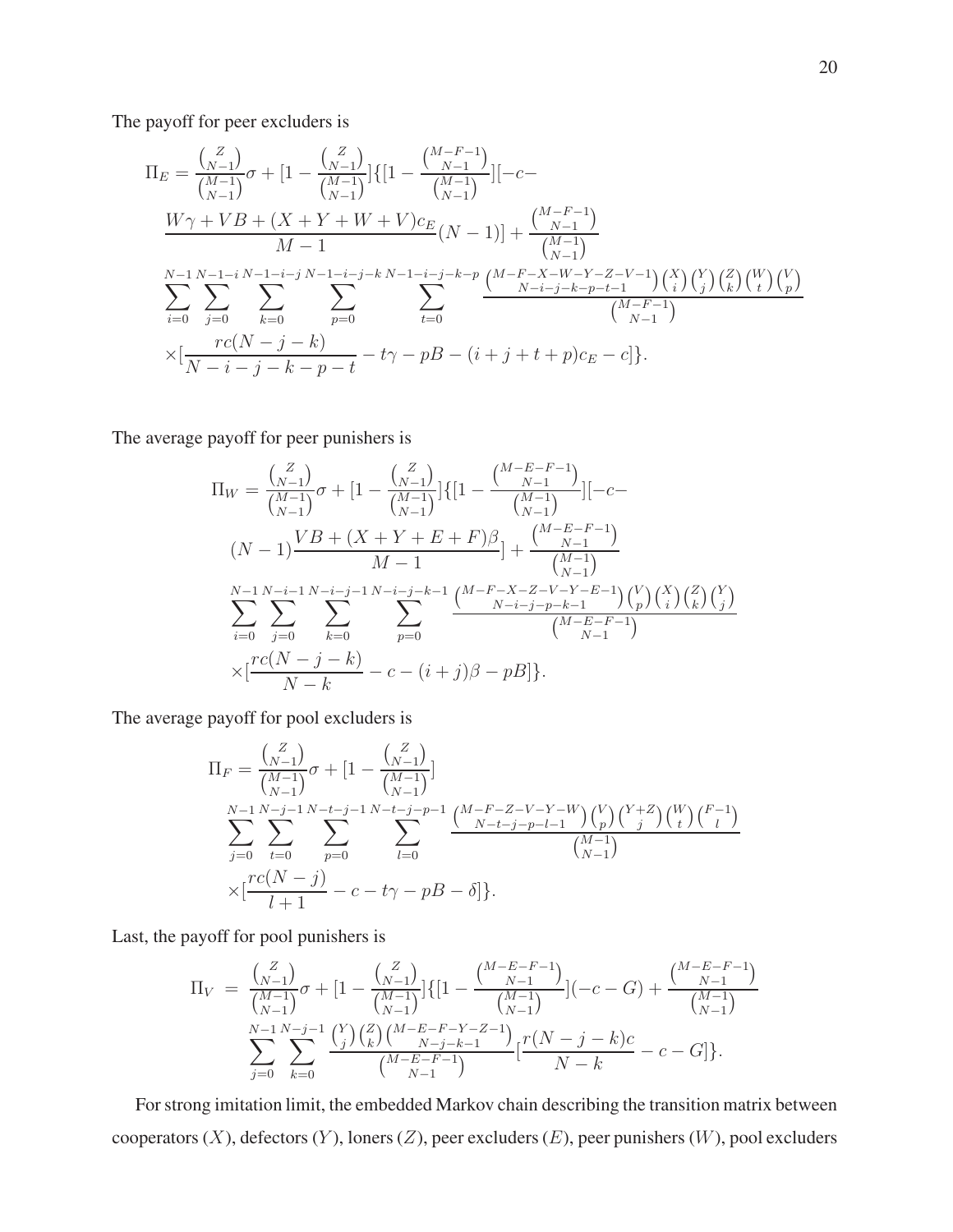The payoff for peer excluders is

$$
\begin{aligned}
\Pi_E = & \frac{\binom{Z}{N-1}}{\binom{M-1}{N-1}}\sigma + [1 - \frac{\binom{Z}{N-1}}{\binom{M-1}{N-1}}]\{[1 - \frac{\binom{M-F-1}{N-1}}{\binom{M-1}{N-1}}][-c- \\
& \frac{W\gamma + VB + (X+Y+W+V)c_E}{M-1}(N-1)] + \frac{\binom{M-F-1}{N-1}}{\binom{M-1}{N-1}} \\
& \sum_{i=0}^{N-1}\sum_{j=0}^{N-1-i}\sum_{k=0}^{N-1-i-j}\sum_{p=0}^{N-1-i-j-k}\sum_{t=0}^{N-1-i-j-k-p} \frac{\binom{M-F-X-W-Y-Z-V-1}{N-i-j-k-p-t-1}\binom{X}{i}\binom{Y}{j}\binom{Z}{k}\binom{W}{t}\binom{V}{p}}{\binom{M-F-1}{N-1}} \\
& \times[\frac{rc(N-j-k)}{N-i-j-k-p-t} - t\gamma - pB - (i+j+t+p)c_E - c]\}.
\end{aligned}
$$

The average payoff for peer punishers is

$$
\begin{aligned}
\Pi_W = & \frac{\binom{Z}{N-1}}{\binom{M-1}{N-1}}\sigma + [1 - \frac{\binom{Z}{N-1}}{\binom{M-1}{N-1}}]\{[1 - \frac{\binom{M-E-F-1}{N-1}}{\binom{M-1}{N-1}}][-c- \\
& (N-1)\frac{VB + (X+Y+E+F)\beta}{M-1}] + \frac{\binom{M-E-F-1}{N-1}}{\binom{M-1}{N-1}} \\
& \sum_{i=0}^{N-1}\sum_{j=0}^{N-i-1}\sum_{k=0}^{N-i-j-1}\sum_{p=0}^{N-i-j-k-1} \frac{\binom{M-F-X-Z-V-Y-E-1}{N-i-j-p-k-1}\binom{V}{p}\binom{X}{i}\binom{Z}{k}\binom{Y}{j}}{\binom{M-E-F-1}{N-1}} \\
& \times[\frac{rc(N-j-k)}{N-k} - c - (i+j)\beta - pB]\}.
\end{aligned}
$$

The average payoff for pool excluders is

$$
\begin{aligned}
\Pi_F = & \frac{\binom{Z}{N-1}}{\binom{M-1}{N-1}}\sigma + [1 - \frac{\binom{Z}{N-1}}{\binom{M-1}{N-1}}] \\
& \sum_{j=0}^{N-1}\sum_{t=0}^{N-j-1}\sum_{p=0}^{N-t-j-1}\sum_{l=0}^{N-t-j-p-1} \frac{\binom{M-F-Z-V-Y-W}{N-t-j-p-l-1}\binom{V}{p}\binom{Y+Z}{j}\binom{W}{t}\binom{F-1}{l}}{\binom{M-1}{N-1}} \\
& \times[\frac{rc(N-j)}{l+1} - c - t\gamma - pB - \delta]\}.
\end{aligned}
$$

Last, the payoff for pool punishers is

$$
\begin{aligned}
\Pi_V = & \frac{\binom{Z}{N-1}}{\binom{M-1}{N-1}}\sigma + [1 - \frac{\binom{Z}{N-1}}{\binom{M-1}{N-1}}]\{[1 - \frac{\binom{M-E-F-1}{N-1}}{\binom{M-1}{N-1}}](-c-G) + \frac{\binom{M-E-F-1}{N-1}}{\binom{M-1}{N-1}} \\
& \sum_{j=0}^{N-1}\sum_{k=0}^{N-j-1} \frac{\binom{Y}{j}\binom{Z}{k}\binom{M-E-F-Y-Z-1}{N-j-k-1}}{\binom{M-E-F-1}{N-1}}[\frac{r(N-j-k)c}{N-k} - c - G]\}.
\end{aligned}
$$

For strong imitation limit, the embedded Markov chain describing the transition matrix between cooperators ($X$), defectors ($Y$), loners ($Z$), peer excluders ($E$), peer punishers ($W$), pool excluders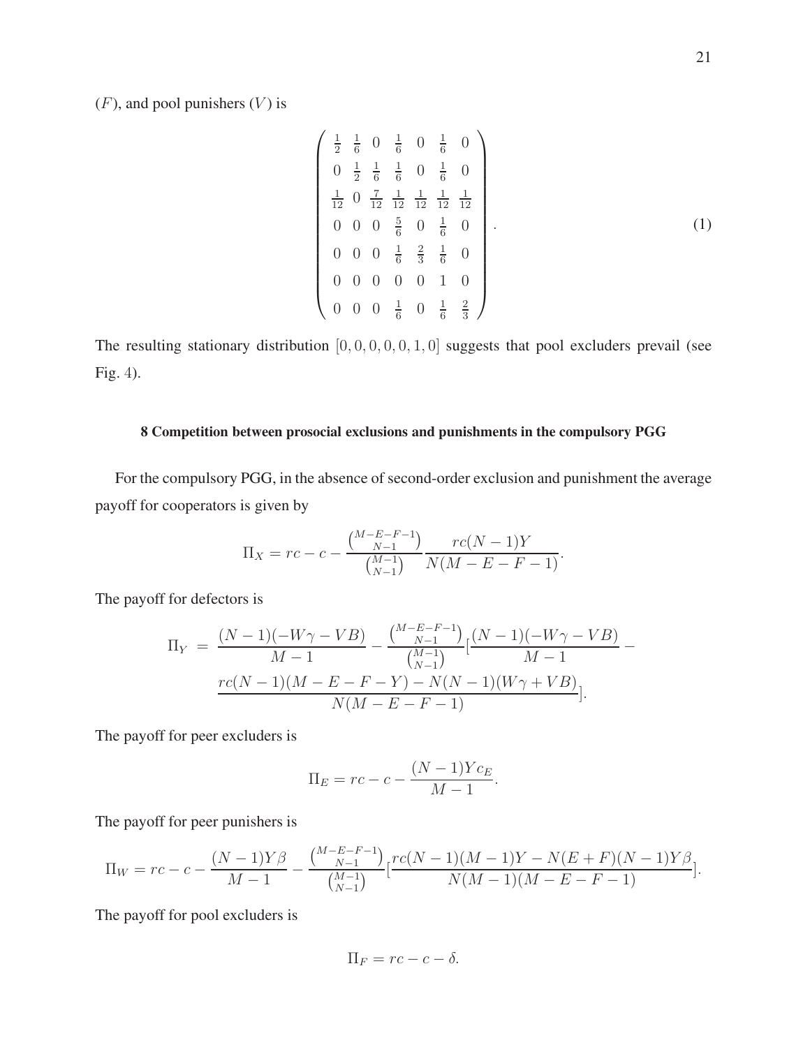($F$), and pool punishers ($V$) is

$$
\begin{pmatrix}
\frac{1}{2} & \frac{1}{6} & 0 & \frac{1}{6} & 0 & \frac{1}{6} & 0 \\
0 & \frac{1}{2} & \frac{1}{6} & \frac{1}{6} & 0 & \frac{1}{6} & 0 \\
\frac{1}{12} & 0 & \frac{7}{12} & \frac{1}{12} & \frac{1}{12} & \frac{1}{12} & \frac{1}{12} \\
0 & 0 & 0 & \frac{5}{6} & 0 & \frac{1}{6} & 0 \\
0 & 0 & 0 & \frac{1}{6} & \frac{2}{3} & \frac{1}{6} & 0 \\
0 & 0 & 0 & 0 & 0 & 1 & 0 \\
0 & 0 & 0 & \frac{1}{6} & 0 & \frac{1}{6} & \frac{2}{3}
\end{pmatrix}. \tag{1}
$$

The resulting stationary distribution $[0, 0, 0, 0, 0, 1, 0]$ suggests that pool excluders prevail (see Fig. 4).

### 8 Competition between prosocial exclusions and punishments in the compulsory PGG

For the compulsory PGG, in the absence of second-order exclusion and punishment the average payoff for cooperators is given by

$$
\Pi_X = rc - c - \frac{\binom{M-E-F-1}{N-1}}{\binom{M-1}{N-1}} \frac{rc(N-1)Y}{N(M-E-F-1)}.
$$

The payoff for defectors is

$$
\begin{aligned}
\Pi_Y \;=\; & \frac{(N-1)(-W\gamma - VB)}{M-1} - \frac{\binom{M-E-F-1}{N-1}}{\binom{M-1}{N-1}} [\frac{(N-1)(-W\gamma - VB)}{M-1} - \\
& \frac{rc(N-1)(M-E-F-Y) - N(N-1)(W\gamma + VB)}{N(M-E-F-1)}].
\end{aligned}
$$

The payoff for peer excluders is

$$
\Pi_E = rc - c - \frac{(N-1)Yc_E}{M-1}.
$$

The payoff for peer punishers is

$$
\Pi_W = rc - c - \frac{(N-1)Y\beta}{M-1} - \frac{\binom{M-E-F-1}{N-1}}{\binom{M-1}{N-1}} [\frac{rc(N-1)(M-1)Y - N(E+F)(N-1)Y\beta}{N(M-1)(M-E-F-1)}].
$$

The payoff for pool excluders is

$$
\Pi_F = rc - c - \delta.
$$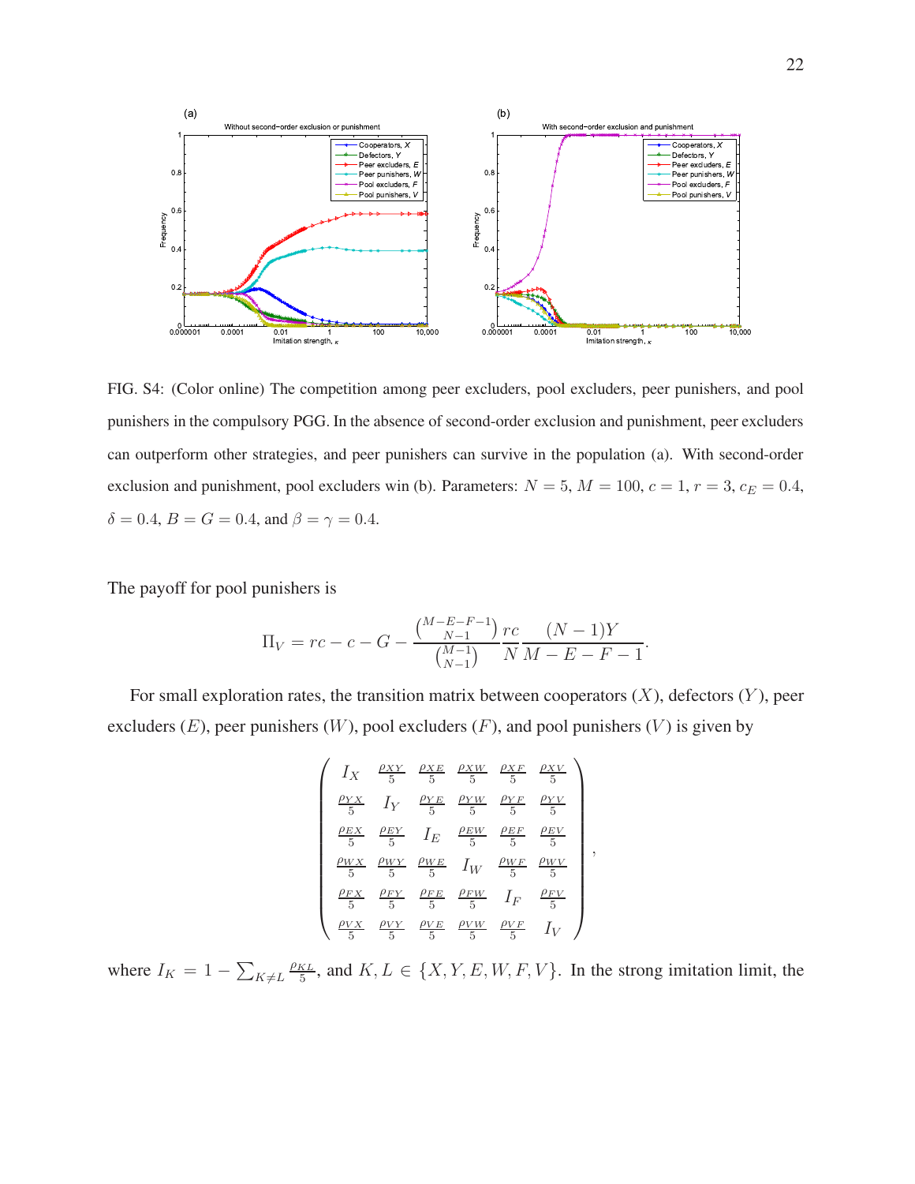FIG. S4: (Color online) The competition among peer excluders, pool excluders, peer punishers, and pool punishers in the compulsory PGG. In the absence of second-order exclusion and punishment, peer excluders can outperform other strategies, and peer punishers can survive in the population (a). With second-order exclusion and punishment, pool excluders win (b). Parameters: $N = 5$, $M = 100$, $c = 1$, $r = 3$, $c_E = 0.4$, $\delta = 0.4$, $B = G = 0.4$, and $\beta = \gamma = 0.4$.

The payoff for pool punishers is

$$\Pi_V = rc - c - G - \frac{\binom{M-E-F-1}{N-1}}{\binom{M-1}{N-1}} \frac{rc}{N} \frac{(N-1)Y}{M-E-F-1}.$$

For small exploration rates, the transition matrix between cooperators ($X$), defectors ($Y$), peer excluders ($E$), peer punishers ($W$), pool excluders ($F$), and pool punishers ($V$) is given by

$$\begin{pmatrix} I_X & \frac{\rho_{XY}}{5} & \frac{\rho_{XE}}{5} & \frac{\rho_{XW}}{5} & \frac{\rho_{XF}}{5} & \frac{\rho_{XV}}{5} \\ \frac{\rho_{YX}}{5} & I_Y & \frac{\rho_{YE}}{5} & \frac{\rho_{YW}}{5} & \frac{\rho_{YF}}{5} & \frac{\rho_{YV}}{5} \\ \frac{\rho_{EX}}{5} & \frac{\rho_{EY}}{5} & I_E & \frac{\rho_{EW}}{5} & \frac{\rho_{EF}}{5} & \frac{\rho_{EV}}{5} \\ \frac{\rho_{WX}}{5} & \frac{\rho_{WY}}{5} & \frac{\rho_{WE}}{5} & I_W & \frac{\rho_{WF}}{5} & \frac{\rho_{WV}}{5} \\ \frac{\rho_{FX}}{5} & \frac{\rho_{FY}}{5} & \frac{\rho_{FE}}{5} & \frac{\rho_{FW}}{5} & I_F & \frac{\rho_{FV}}{5} \\ \frac{\rho_{VX}}{5} & \frac{\rho_{VY}}{5} & \frac{\rho_{VE}}{5} & \frac{\rho_{VW}}{5} & \frac{\rho_{VF}}{5} & I_V \end{pmatrix},$$

where $I_K = 1 - \sum_{K \neq L} \frac{\rho_{KL}}{5}$, and $K, L \in \{X, Y, E, W, F, V\}$. In the strong imitation limit, the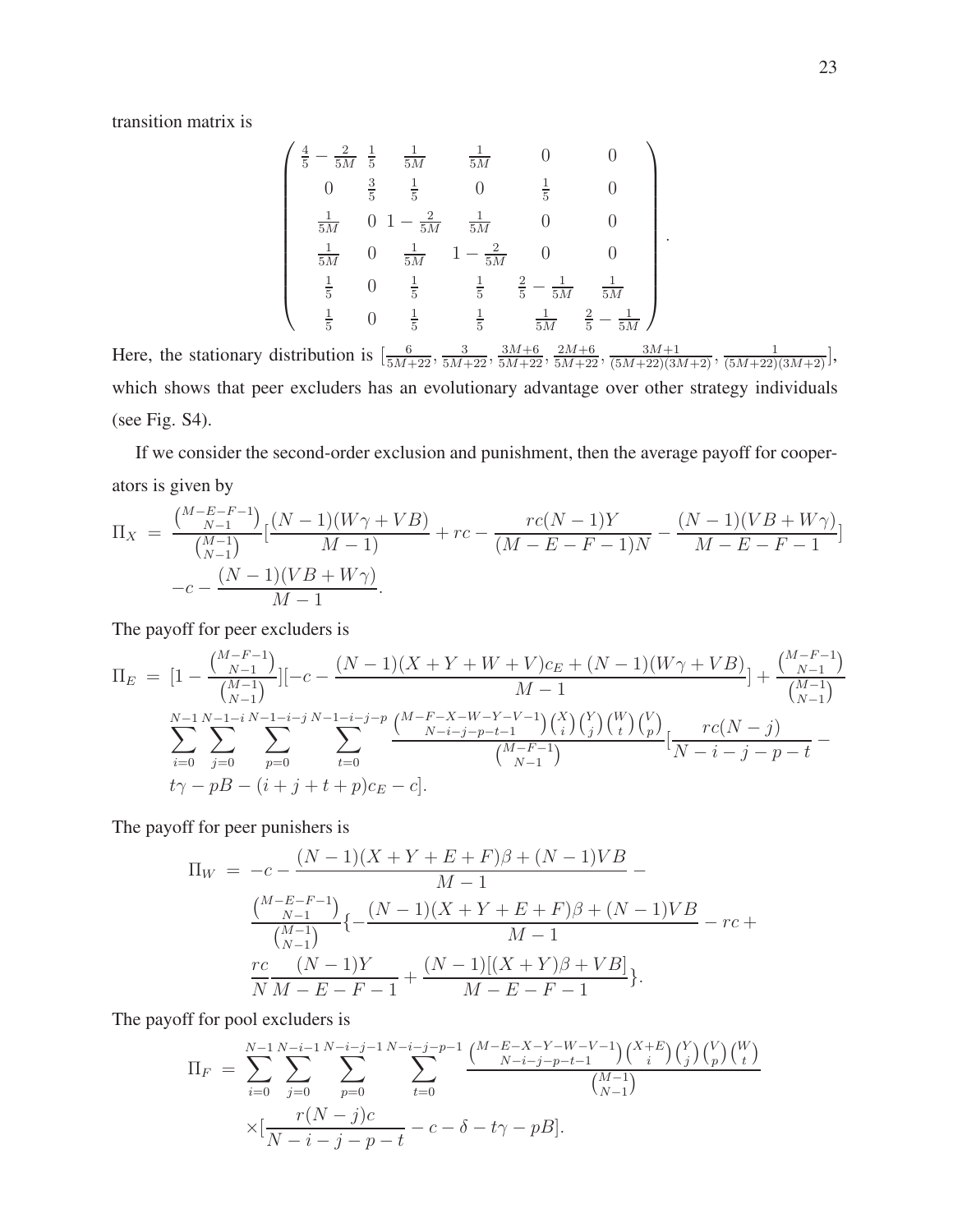transition matrix is

$$
\begin{pmatrix}
\frac{4}{5}-\frac{2}{5M} & \frac{1}{5} & \frac{1}{5M} & \frac{1}{5M} & 0 & 0 \\
0 & \frac{3}{5} & \frac{1}{5} & 0 & \frac{1}{5} & 0 \\
\frac{1}{5M} & 0 & 1-\frac{2}{5M} & \frac{1}{5M} & 0 & 0 \\
\frac{1}{5M} & 0 & \frac{1}{5M} & 1-\frac{2}{5M} & 0 & 0 \\
\frac{1}{5} & 0 & \frac{1}{5} & \frac{1}{5} & \frac{2}{5}-\frac{1}{5M} & \frac{1}{5M} \\
\frac{1}{5} & 0 & \frac{1}{5} & \frac{1}{5} & \frac{1}{5M} & \frac{2}{5}-\frac{1}{5M}
\end{pmatrix}.
$$

Here, the stationary distribution is $[\frac{6}{5M+22}, \frac{3}{5M+22}, \frac{3M+6}{5M+22}, \frac{2M+6}{5M+22}, \frac{3M+1}{(5M+22)(3M+2)}, \frac{1}{(5M+22)(3M+2)}]$, which shows that peer excluders has an evolutionary advantage over other strategy individuals (see Fig. S4).

If we consider the second-order exclusion and punishment, then the average payoff for cooperators is given by

$$
\begin{aligned}
\Pi_X \;=\; & \frac{\binom{M-E-F-1}{N-1}}{\binom{M-1}{N-1}}\Big[\frac{(N-1)(W\gamma+VB)}{M-1)} + rc - \frac{rc(N-1)Y}{(M-E-F-1)N} - \frac{(N-1)(VB+W\gamma)}{M-E-F-1}\Big] \\
& -c - \frac{(N-1)(VB+W\gamma)}{M-1}.
\end{aligned}
$$

The payoff for peer excluders is

$$
\begin{aligned}
\Pi_E \;=\; & \Big[1-\frac{\binom{M-F-1}{N-1}}{\binom{M-1}{N-1}}\Big]\Big[-c - \frac{(N-1)(X+Y+W+V)c_E + (N-1)(W\gamma+VB)}{M-1}\Big] + \frac{\binom{M-F-1}{N-1}}{\binom{M-1}{N-1}} \\
& \sum_{i=0}^{N-1}\sum_{j=0}^{N-1-i}\sum_{p=0}^{N-1-i-j}\sum_{t=0}^{N-1-i-j-p} \frac{\binom{M-F-X-W-Y-V-1}{N-i-j-p-t-1}\binom{X}{i}\binom{Y}{j}\binom{W}{t}\binom{V}{p}}{\binom{M-F-1}{N-1}}\Big[\frac{rc(N-j)}{N-i-j-p-t} - \\
& t\gamma - pB - (i+j+t+p)c_E - c\Big].
\end{aligned}
$$

The payoff for peer punishers is

$$
\begin{aligned}
\Pi_W \;=\; & -c - \frac{(N-1)(X+Y+E+F)\beta + (N-1)VB}{M-1} - \\
& \frac{\binom{M-E-F-1}{N-1}}{\binom{M-1}{N-1}}\Big\{-\frac{(N-1)(X+Y+E+F)\beta + (N-1)VB}{M-1} - rc + \\
& \frac{rc}{N}\frac{(N-1)Y}{M-E-F-1} + \frac{(N-1)[(X+Y)\beta + VB]}{M-E-F-1}\Big\}.
\end{aligned}
$$

The payoff for pool excluders is

$$
\begin{aligned}
\Pi_F \;=\; & \sum_{i=0}^{N-1}\sum_{j=0}^{N-i-1}\sum_{p=0}^{N-i-j-1}\sum_{t=0}^{N-i-j-p-1} \frac{\binom{M-E-X-Y-W-V-1}{N-i-j-p-t-1}\binom{X+E}{i}\binom{Y}{j}\binom{V}{p}\binom{W}{t}}{\binom{M-1}{N-1}} \\
& \times\Big[\frac{r(N-j)c}{N-i-j-p-t} - c - \delta - t\gamma - pB\Big].
\end{aligned}
$$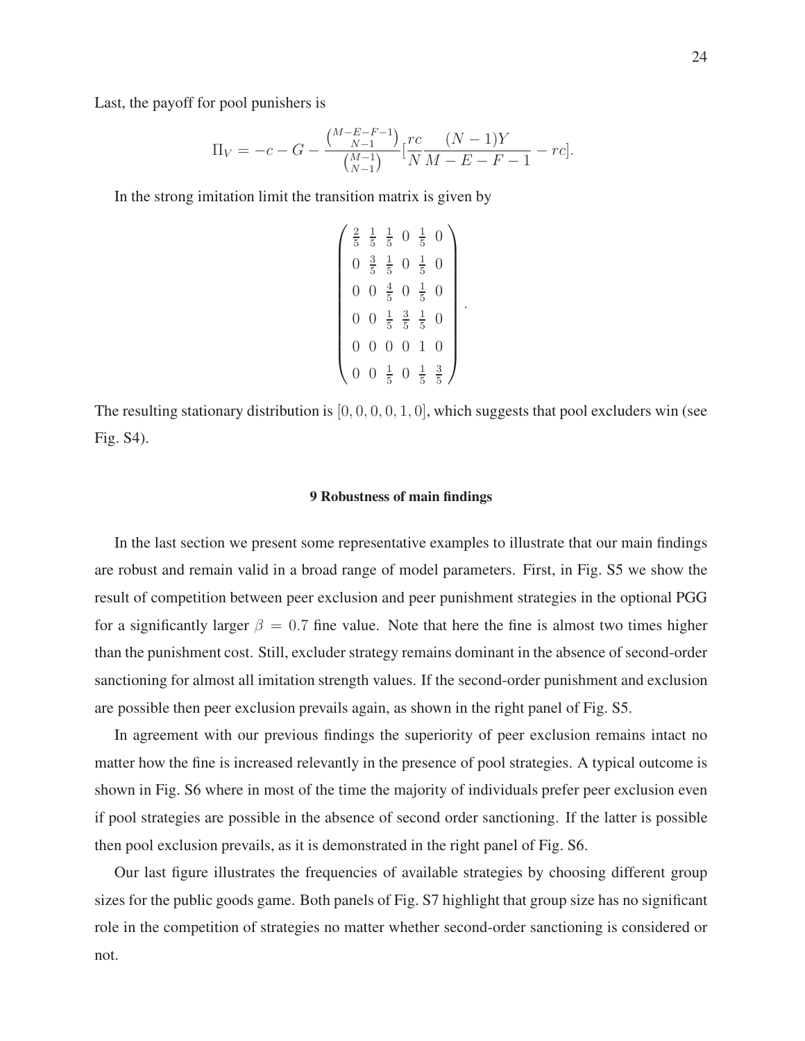Last, the payoff for pool punishers is

$$\Pi_V = -c - G - \frac{\binom{M-E-F-1}{N-1}}{\binom{M-1}{N-1}}[\frac{rc}{N}\frac{(N-1)Y}{M-E-F-1} - rc].$$

In the strong imitation limit the transition matrix is given by

$$\begin{pmatrix} \frac{2}{5} & \frac{1}{5} & \frac{1}{5} & 0 & \frac{1}{5} & 0 \\ 0 & \frac{3}{5} & \frac{1}{5} & 0 & \frac{1}{5} & 0 \\ 0 & 0 & \frac{4}{5} & 0 & \frac{1}{5} & 0 \\ 0 & 0 & \frac{1}{5} & \frac{3}{5} & \frac{1}{5} & 0 \\ 0 & 0 & 0 & 0 & 1 & 0 \\ 0 & 0 & \frac{1}{5} & 0 & \frac{1}{5} & \frac{3}{5} \end{pmatrix}.$$

The resulting stationary distribution is $[0, 0, 0, 0, 1, 0]$, which suggests that pool excluders win (see Fig. S4).

### 9 Robustness of main findings

In the last section we present some representative examples to illustrate that our main findings are robust and remain valid in a broad range of model parameters. First, in Fig. S5 we show the result of competition between peer exclusion and peer punishment strategies in the optional PGG for a significantly larger $\beta = 0.7$ fine value. Note that here the fine is almost two times higher than the punishment cost. Still, excluder strategy remains dominant in the absence of second-order sanctioning for almost all imitation strength values. If the second-order punishment and exclusion are possible then peer exclusion prevails again, as shown in the right panel of Fig. S5.

In agreement with our previous findings the superiority of peer exclusion remains intact no matter how the fine is increased relevantly in the presence of pool strategies. A typical outcome is shown in Fig. S6 where in most of the time the majority of individuals prefer peer exclusion even if pool strategies are possible in the absence of second order sanctioning. If the latter is possible then pool exclusion prevails, as it is demonstrated in the right panel of Fig. S6.

Our last figure illustrates the frequencies of available strategies by choosing different group sizes for the public goods game. Both panels of Fig. S7 highlight that group size has no significant role in the competition of strategies no matter whether second-order sanctioning is considered or not.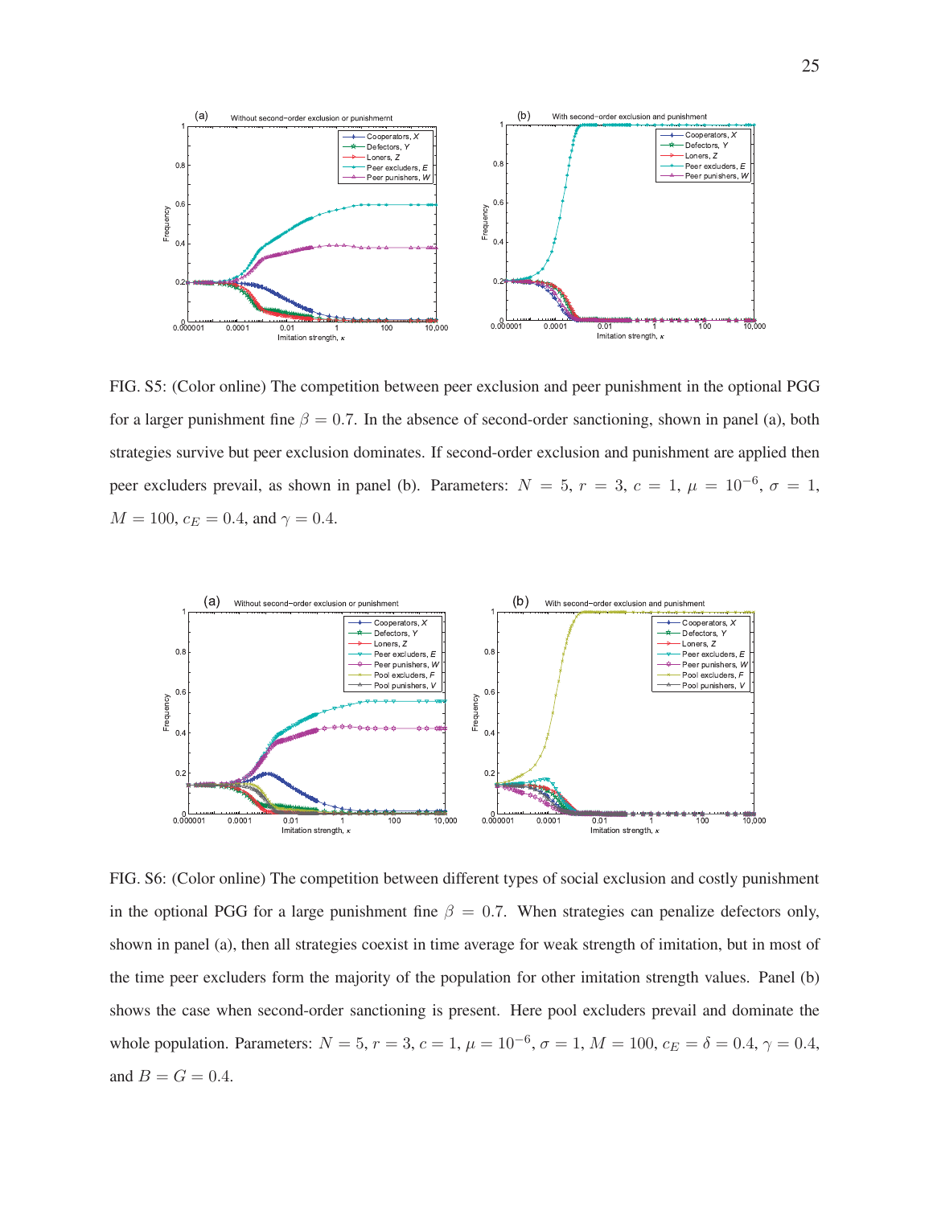FIG. S5: (Color online) The competition between peer exclusion and peer punishment in the optional PGG for a larger punishment fine $\beta = 0.7$. In the absence of second-order sanctioning, shown in panel (a), both strategies survive but peer exclusion dominates. If second-order exclusion and punishment are applied then peer excluders prevail, as shown in panel (b). Parameters: $N = 5$, $r = 3$, $c = 1$, $\mu = 10^{-6}$, $\sigma = 1$, $M = 100$, $c_E = 0.4$, and $\gamma = 0.4$.

FIG. S6: (Color online) The competition between different types of social exclusion and costly punishment in the optional PGG for a large punishment fine $\beta = 0.7$. When strategies can penalize defectors only, shown in panel (a), then all strategies coexist in time average for weak strength of imitation, but in most of the time peer excluders form the majority of the population for other imitation strength values. Panel (b) shows the case when second-order sanctioning is present. Here pool excluders prevail and dominate the whole population. Parameters: $N = 5$, $r = 3$, $c = 1$, $\mu = 10^{-6}$, $\sigma = 1$, $M = 100$, $c_E = \delta = 0.4$, $\gamma = 0.4$, and $B = G = 0.4$.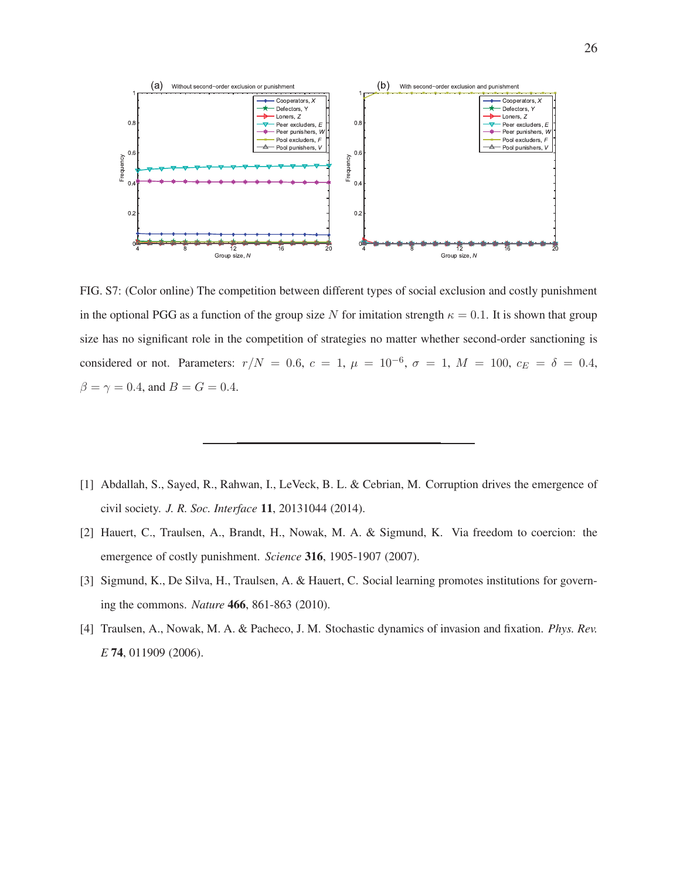FIG. S7: (Color online) The competition between different types of social exclusion and costly punishment in the optional PGG as a function of the group size $N$ for imitation strength $\kappa = 0.1$. It is shown that group size has no significant role in the competition of strategies no matter whether second-order sanctioning is considered or not. Parameters: $r/N = 0.6$, $c = 1$, $\mu = 10^{-6}$, $\sigma = 1$, $M = 100$, $c_E = \delta = 0.4$, $\beta = \gamma = 0.4$, and $B = G = 0.4$.

---

[1] Abdallah, S., Sayed, R., Rahwan, I., LeVeck, B. L. & Cebrian, M. Corruption drives the emergence of civil society. *J. R. Soc. Interface* **11**, 20131044 (2014).

[2] Hauert, C., Traulsen, A., Brandt, H., Nowak, M. A. & Sigmund, K. Via freedom to coercion: the emergence of costly punishment. *Science* **316**, 1905-1907 (2007).

[3] Sigmund, K., De Silva, H., Traulsen, A. & Hauert, C. Social learning promotes institutions for governing the commons. *Nature* **466**, 861-863 (2010).

[4] Traulsen, A., Nowak, M. A. & Pacheco, J. M. Stochastic dynamics of invasion and fixation. *Phys. Rev. E* **74**, 011909 (2006).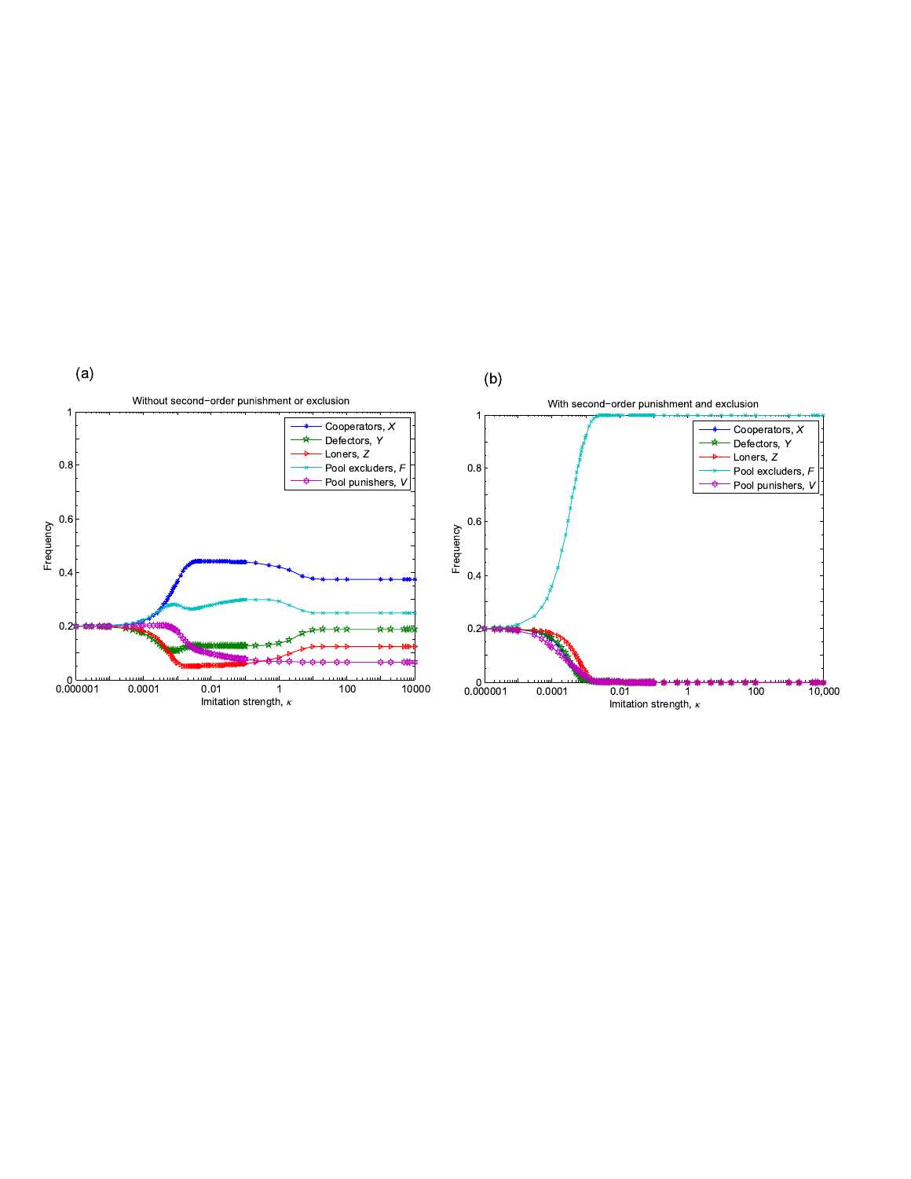(a)

Without second-order punishment or exclusion

(b)

With second-order punishment and exclusion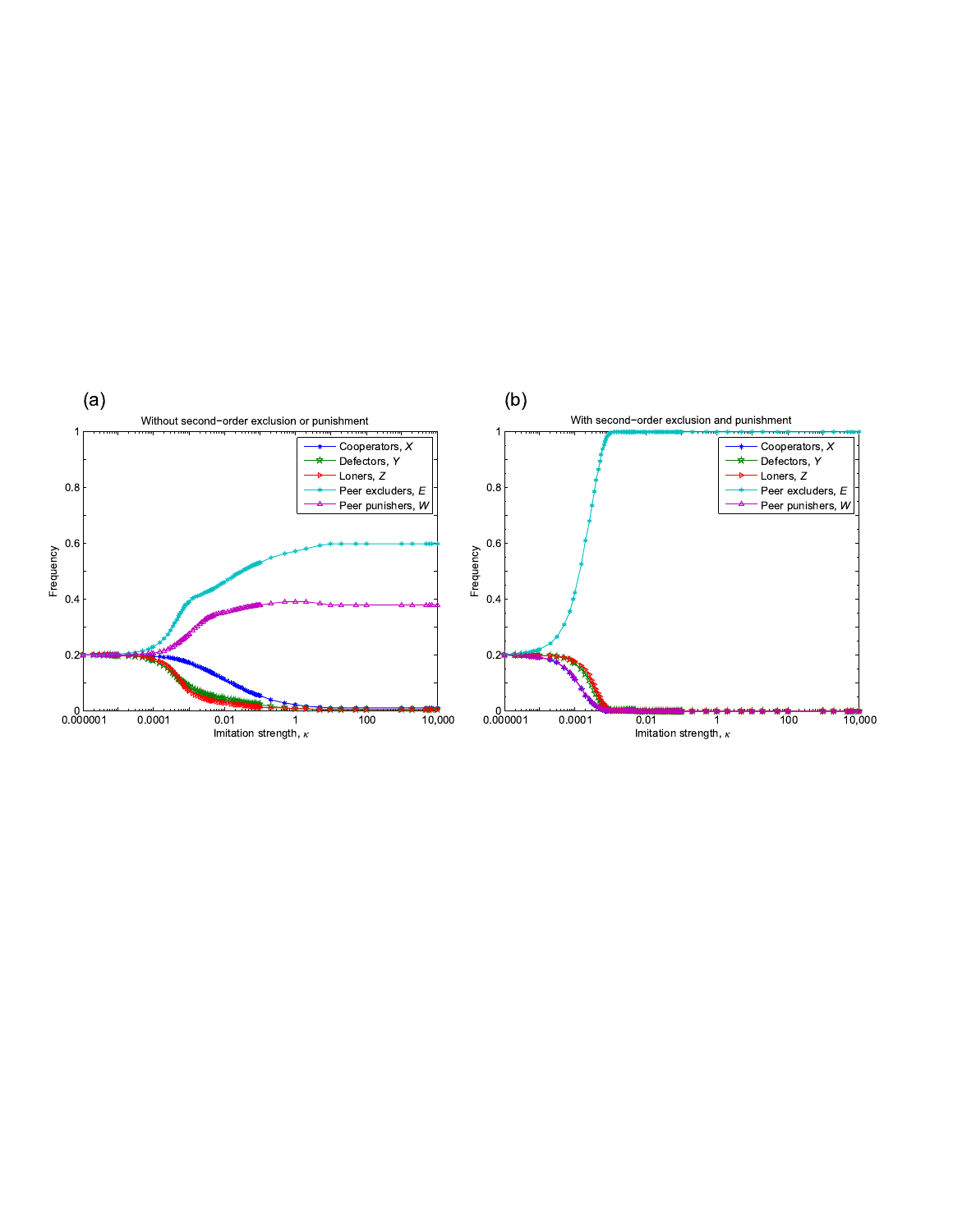(a)

Without second−order exclusion or punishment

(b)

With second−order exclusion and punishment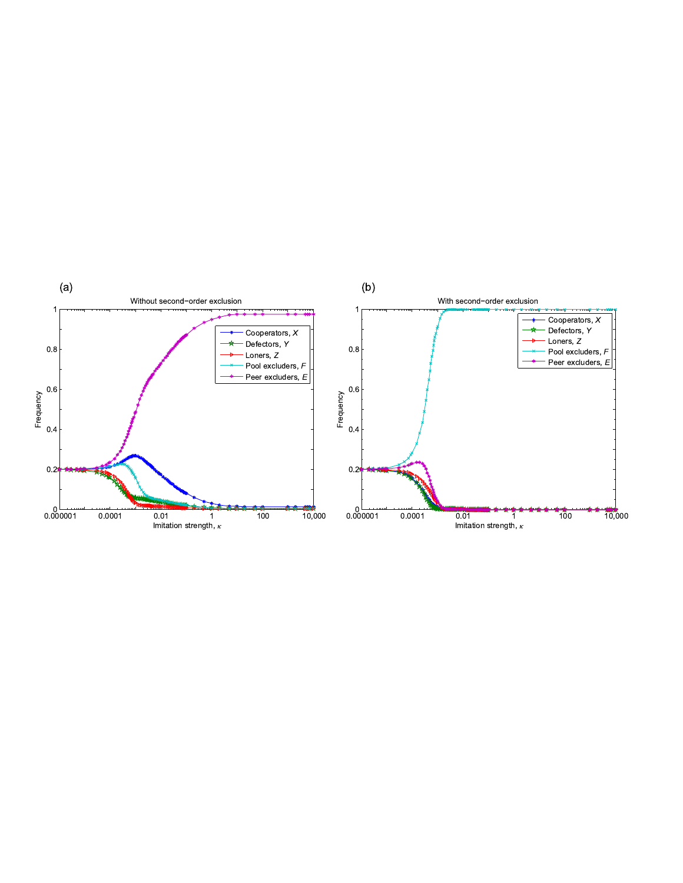(a) Without second-order exclusion

(b) With second-order exclusion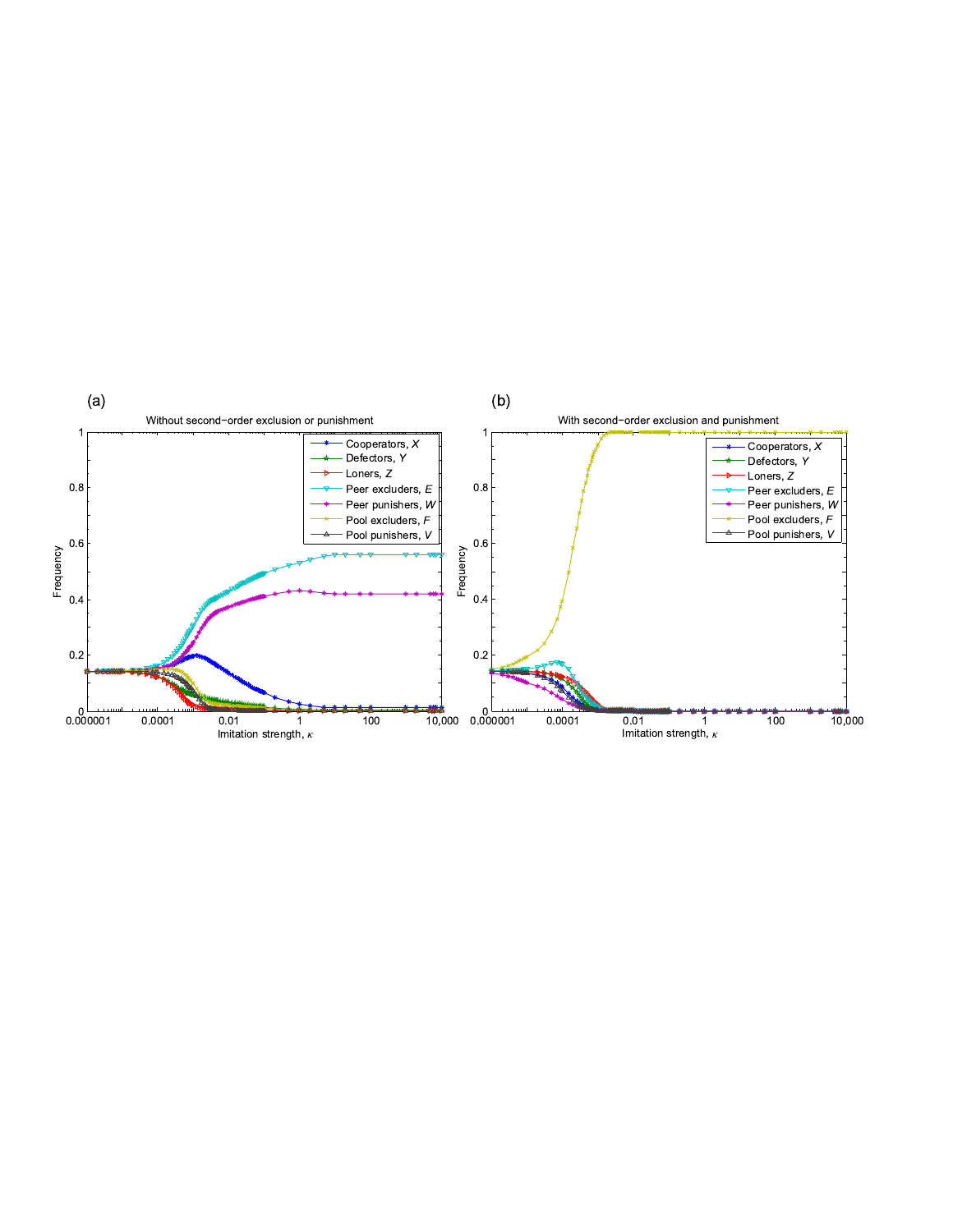(a)

Without second−order exclusion or punishment

Frequency

Imitation strength, $\kappa$

0.000001 0.0001 0.01 1 100 10,000

0 0.2 0.4 0.6 0.8 1

Cooperators, $X$
Defectors, $Y$
Loners, $Z$
Peer excluders, $E$
Peer punishers, $W$
Pool excluders, $F$
Pool punishers, $V$

(b)

With second−order exclusion and punishment

Frequency

Imitation strength, $\kappa$

0.000001 0.0001 0.01 1 100 10,000

0 0.2 0.4 0.6 0.8 1

Cooperators, $X$
Defectors, $Y$
Loners, $Z$
Peer excluders, $E$
Peer punishers, $W$
Pool excluders, $F$
Pool punishers, $V$